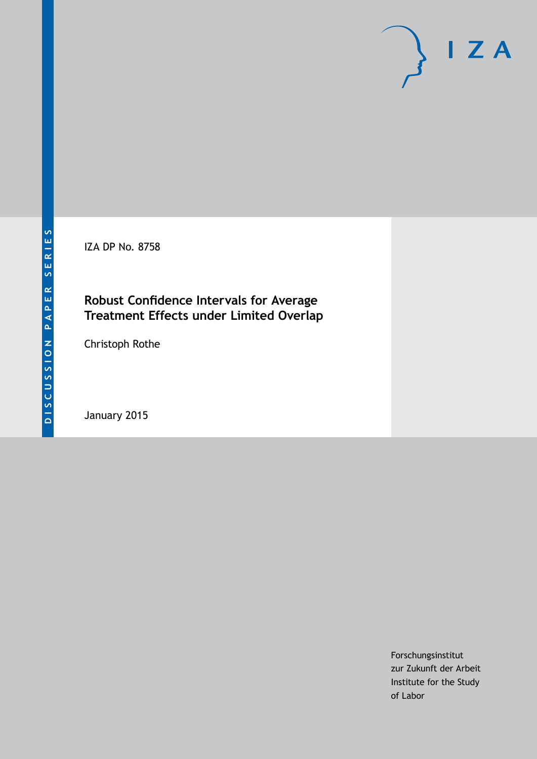DISCUSSION PAPER SERIES

IZA DP No. 8758

# Robust Confidence Intervals for Average Treatment Effects under Limited Overlap

Christoph Rothe

January 2015

Forschungsinstitut
zur Zukunft der Arbeit
Institute for the Study
of Labor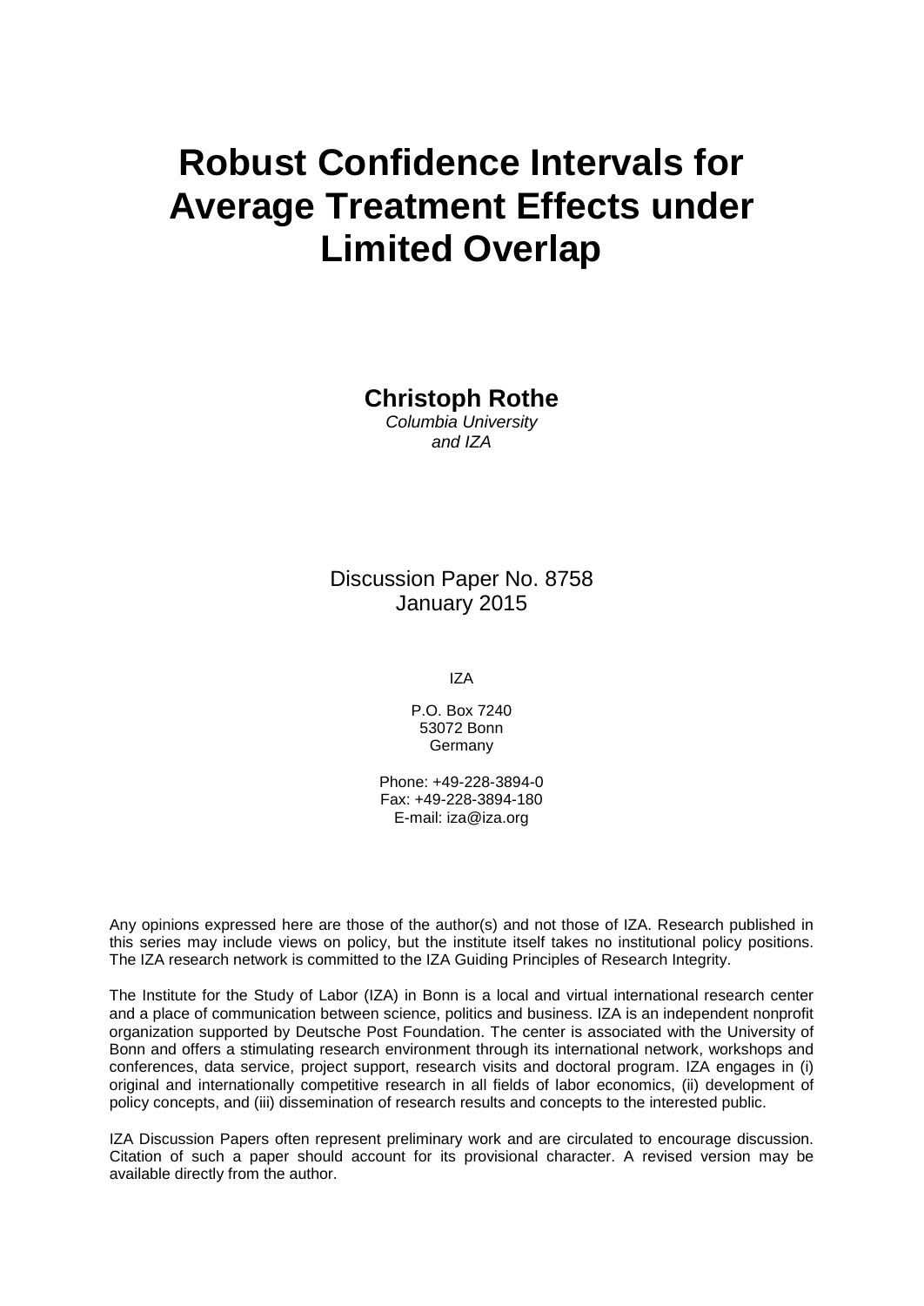# Robust Confidence Intervals for Average Treatment Effects under Limited Overlap

**Christoph Rothe**

*Columbia University*
*and IZA*

Discussion Paper No. 8758
January 2015

IZA

P.O. Box 7240
53072 Bonn
Germany

Phone: +49-228-3894-0
Fax: +49-228-3894-180
E-mail: iza@iza.org

Any opinions expressed here are those of the author(s) and not those of IZA. Research published in this series may include views on policy, but the institute itself takes no institutional policy positions. The IZA research network is committed to the IZA Guiding Principles of Research Integrity.

The Institute for the Study of Labor (IZA) in Bonn is a local and virtual international research center and a place of communication between science, politics and business. IZA is an independent nonprofit organization supported by Deutsche Post Foundation. The center is associated with the University of Bonn and offers a stimulating research environment through its international network, workshops and conferences, data service, project support, research visits and doctoral program. IZA engages in (i) original and internationally competitive research in all fields of labor economics, (ii) development of policy concepts, and (iii) dissemination of research results and concepts to the interested public.

IZA Discussion Papers often represent preliminary work and are circulated to encourage discussion. Citation of such a paper should account for its provisional character. A revised version may be available directly from the author.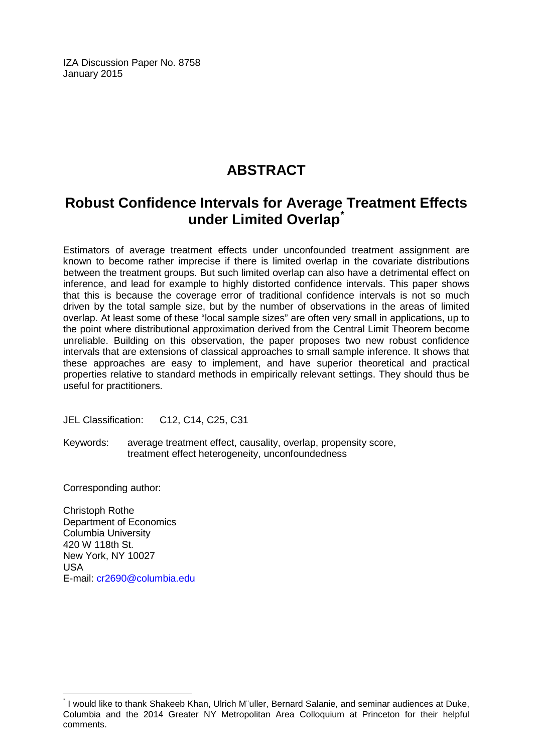IZA Discussion Paper No. 8758
January 2015

# ABSTRACT

## Robust Confidence Intervals for Average Treatment Effects under Limited Overlap[*]

Estimators of average treatment effects under unconfounded treatment assignment are known to become rather imprecise if there is limited overlap in the covariate distributions between the treatment groups. But such limited overlap can also have a detrimental effect on inference, and lead for example to highly distorted confidence intervals. This paper shows that this is because the coverage error of traditional confidence intervals is not so much driven by the total sample size, but by the number of observations in the areas of limited overlap. At least some of these "local sample sizes" are often very small in applications, up to the point where distributional approximation derived from the Central Limit Theorem become unreliable. Building on this observation, the paper proposes two new robust confidence intervals that are extensions of classical approaches to small sample inference. It shows that these approaches are easy to implement, and have superior theoretical and practical properties relative to standard methods in empirically relevant settings. They should thus be useful for practitioners.

JEL Classification: C12, C14, C25, C31

Keywords: average treatment effect, causality, overlap, propensity score, treatment effect heterogeneity, unconfoundedness

Corresponding author:

Christoph Rothe
Department of Economics
Columbia University
420 W 118th St.
New York, NY 10027
USA
E-mail: cr2690@columbia.edu

[*] I would like to thank Shakeeb Khan, Ulrich Müller, Bernard Salanie, and seminar audiences at Duke, Columbia and the 2014 Greater NY Metropolitan Area Colloquium at Princeton for their helpful comments.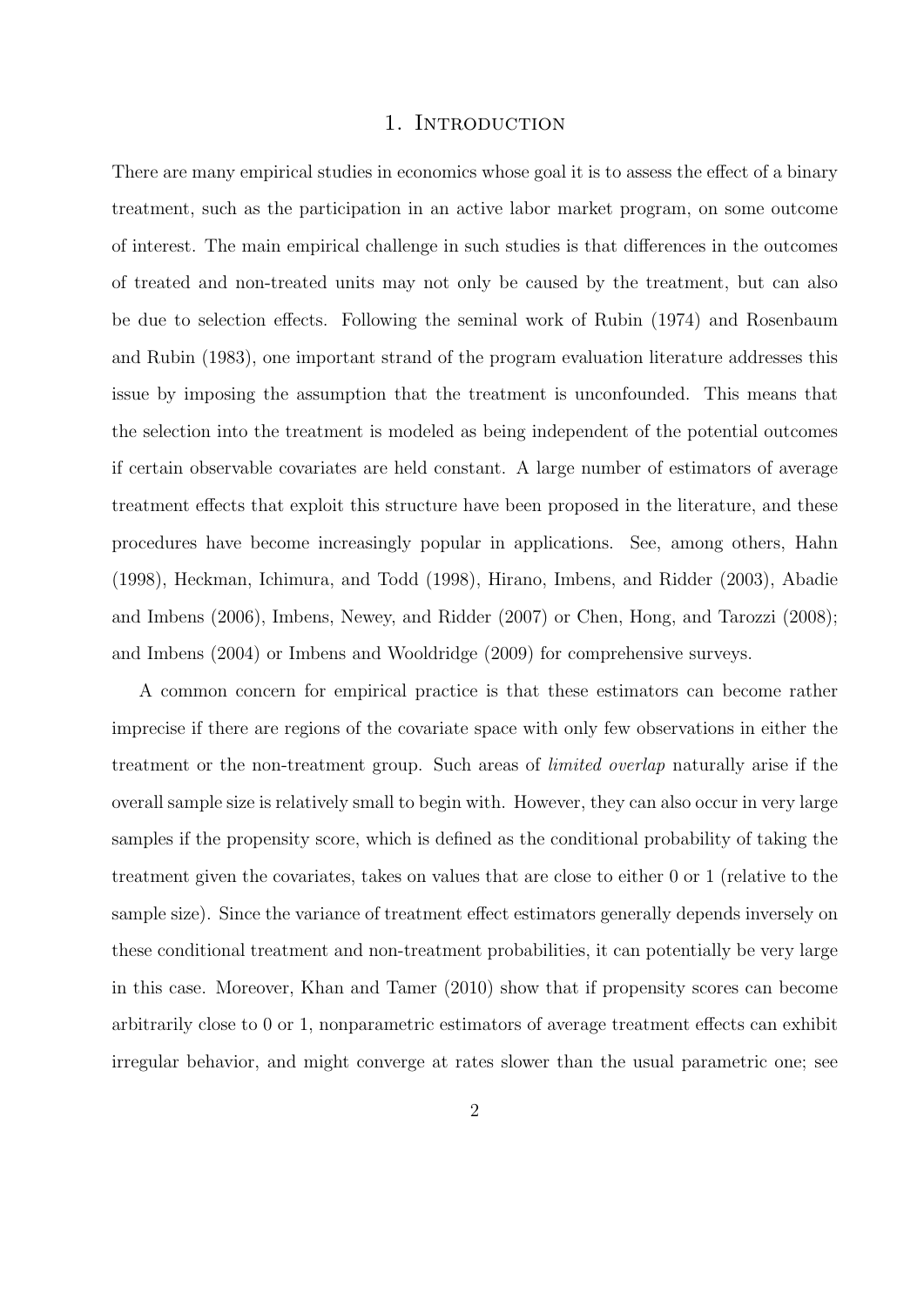# 1. Introduction

There are many empirical studies in economics whose goal it is to assess the effect of a binary treatment, such as the participation in an active labor market program, on some outcome of interest. The main empirical challenge in such studies is that differences in the outcomes of treated and non-treated units may not only be caused by the treatment, but can also be due to selection effects. Following the seminal work of Rubin (1974) and Rosenbaum and Rubin (1983), one important strand of the program evaluation literature addresses this issue by imposing the assumption that the treatment is unconfounded. This means that the selection into the treatment is modeled as being independent of the potential outcomes if certain observable covariates are held constant. A large number of estimators of average treatment effects that exploit this structure have been proposed in the literature, and these procedures have become increasingly popular in applications. See, among others, Hahn (1998), Heckman, Ichimura, and Todd (1998), Hirano, Imbens, and Ridder (2003), Abadie and Imbens (2006), Imbens, Newey, and Ridder (2007) or Chen, Hong, and Tarozzi (2008); and Imbens (2004) or Imbens and Wooldridge (2009) for comprehensive surveys.

A common concern for empirical practice is that these estimators can become rather imprecise if there are regions of the covariate space with only few observations in either the treatment or the non-treatment group. Such areas of *limited overlap* naturally arise if the overall sample size is relatively small to begin with. However, they can also occur in very large samples if the propensity score, which is defined as the conditional probability of taking the treatment given the covariates, takes on values that are close to either 0 or 1 (relative to the sample size). Since the variance of treatment effect estimators generally depends inversely on these conditional treatment and non-treatment probabilities, it can potentially be very large in this case. Moreover, Khan and Tamer (2010) show that if propensity scores can become arbitrarily close to 0 or 1, nonparametric estimators of average treatment effects can exhibit irregular behavior, and might converge at rates slower than the usual parametric one; see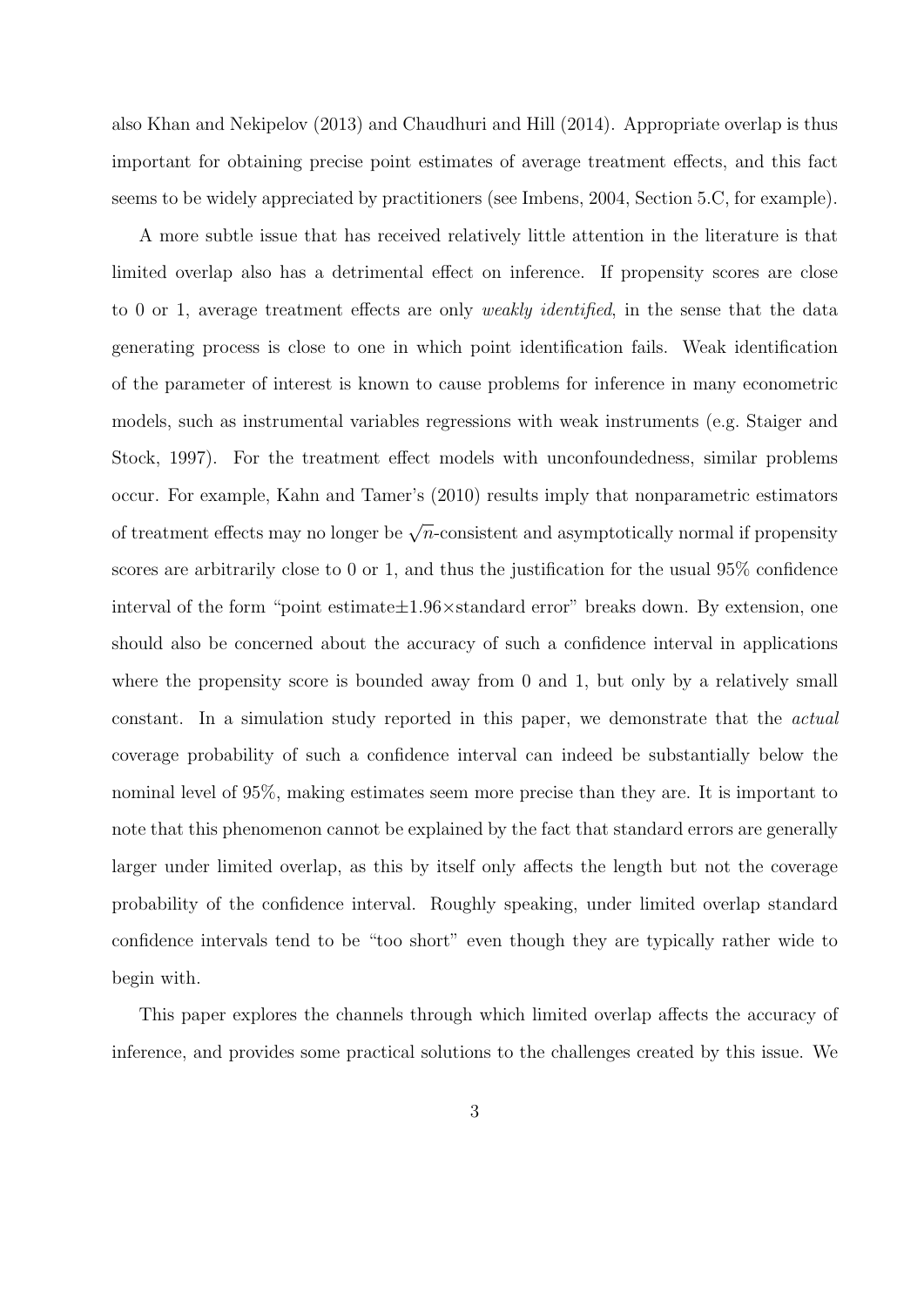also Khan and Nekipelov (2013) and Chaudhuri and Hill (2014). Appropriate overlap is thus important for obtaining precise point estimates of average treatment effects, and this fact seems to be widely appreciated by practitioners (see Imbens, 2004, Section 5.C, for example).

A more subtle issue that has received relatively little attention in the literature is that limited overlap also has a detrimental effect on inference. If propensity scores are close to 0 or 1, average treatment effects are only *weakly identified*, in the sense that the data generating process is close to one in which point identification fails. Weak identification of the parameter of interest is known to cause problems for inference in many econometric models, such as instrumental variables regressions with weak instruments (e.g. Staiger and Stock, 1997). For the treatment effect models with unconfoundedness, similar problems occur. For example, Kahn and Tamer's (2010) results imply that nonparametric estimators of treatment effects may no longer be $\sqrt{n}$-consistent and asymptotically normal if propensity scores are arbitrarily close to 0 or 1, and thus the justification for the usual 95% confidence interval of the form "point estimate$\pm 1.96\times$standard error" breaks down. By extension, one should also be concerned about the accuracy of such a confidence interval in applications where the propensity score is bounded away from 0 and 1, but only by a relatively small constant. In a simulation study reported in this paper, we demonstrate that the *actual* coverage probability of such a confidence interval can indeed be substantially below the nominal level of 95%, making estimates seem more precise than they are. It is important to note that this phenomenon cannot be explained by the fact that standard errors are generally larger under limited overlap, as this by itself only affects the length but not the coverage probability of the confidence interval. Roughly speaking, under limited overlap standard confidence intervals tend to be "too short" even though they are typically rather wide to begin with.

This paper explores the channels through which limited overlap affects the accuracy of inference, and provides some practical solutions to the challenges created by this issue. We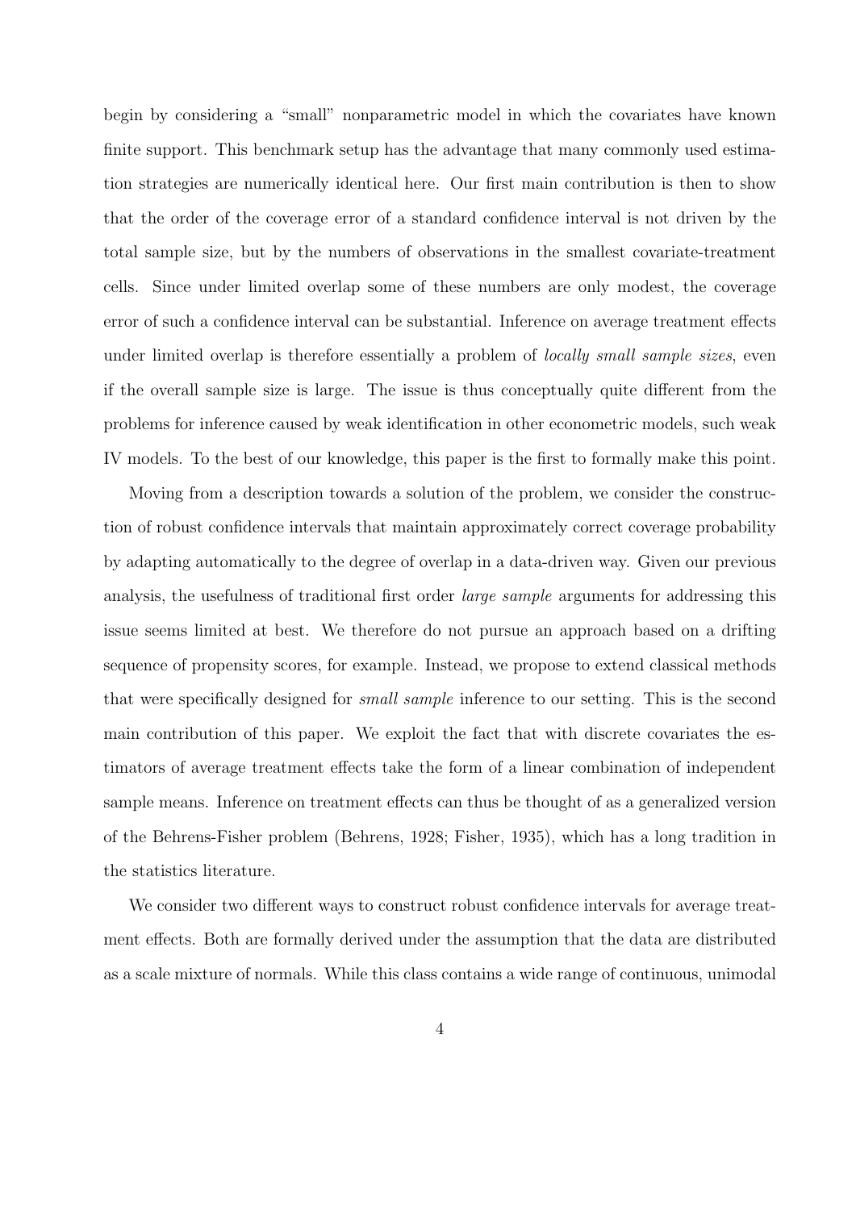begin by considering a "small" nonparametric model in which the covariates have known finite support. This benchmark setup has the advantage that many commonly used estimation strategies are numerically identical here. Our first main contribution is then to show that the order of the coverage error of a standard confidence interval is not driven by the total sample size, but by the numbers of observations in the smallest covariate-treatment cells. Since under limited overlap some of these numbers are only modest, the coverage error of such a confidence interval can be substantial. Inference on average treatment effects under limited overlap is therefore essentially a problem of *locally small sample sizes*, even if the overall sample size is large. The issue is thus conceptually quite different from the problems for inference caused by weak identification in other econometric models, such weak IV models. To the best of our knowledge, this paper is the first to formally make this point.

Moving from a description towards a solution of the problem, we consider the construction of robust confidence intervals that maintain approximately correct coverage probability by adapting automatically to the degree of overlap in a data-driven way. Given our previous analysis, the usefulness of traditional first order *large sample* arguments for addressing this issue seems limited at best. We therefore do not pursue an approach based on a drifting sequence of propensity scores, for example. Instead, we propose to extend classical methods that were specifically designed for *small sample* inference to our setting. This is the second main contribution of this paper. We exploit the fact that with discrete covariates the estimators of average treatment effects take the form of a linear combination of independent sample means. Inference on treatment effects can thus be thought of as a generalized version of the Behrens-Fisher problem (Behrens, 1928; Fisher, 1935), which has a long tradition in the statistics literature.

We consider two different ways to construct robust confidence intervals for average treatment effects. Both are formally derived under the assumption that the data are distributed as a scale mixture of normals. While this class contains a wide range of continuous, unimodal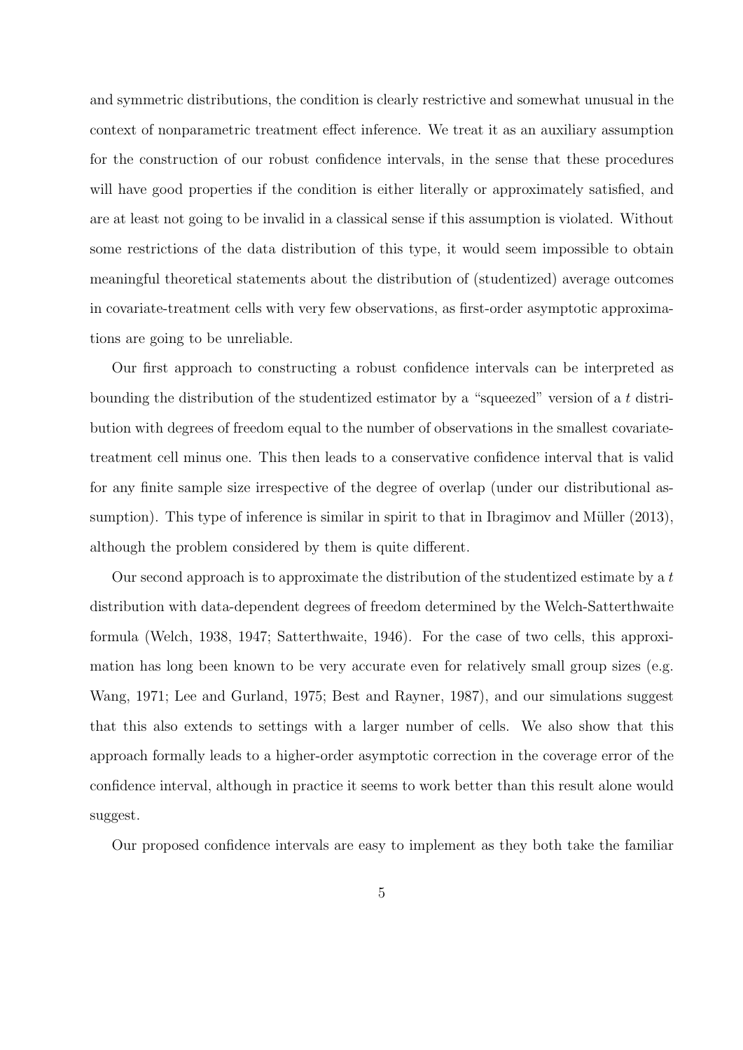and symmetric distributions, the condition is clearly restrictive and somewhat unusual in the context of nonparametric treatment effect inference. We treat it as an auxiliary assumption for the construction of our robust confidence intervals, in the sense that these procedures will have good properties if the condition is either literally or approximately satisfied, and are at least not going to be invalid in a classical sense if this assumption is violated. Without some restrictions of the data distribution of this type, it would seem impossible to obtain meaningful theoretical statements about the distribution of (studentized) average outcomes in covariate-treatment cells with very few observations, as first-order asymptotic approximations are going to be unreliable.

Our first approach to constructing a robust confidence intervals can be interpreted as bounding the distribution of the studentized estimator by a "squeezed" version of a $t$ distribution with degrees of freedom equal to the number of observations in the smallest covariate-treatment cell minus one. This then leads to a conservative confidence interval that is valid for any finite sample size irrespective of the degree of overlap (under our distributional assumption). This type of inference is similar in spirit to that in Ibragimov and Müller (2013), although the problem considered by them is quite different.

Our second approach is to approximate the distribution of the studentized estimate by a $t$ distribution with data-dependent degrees of freedom determined by the Welch-Satterthwaite formula (Welch, 1938, 1947; Satterthwaite, 1946). For the case of two cells, this approximation has long been known to be very accurate even for relatively small group sizes (e.g. Wang, 1971; Lee and Gurland, 1975; Best and Rayner, 1987), and our simulations suggest that this also extends to settings with a larger number of cells. We also show that this approach formally leads to a higher-order asymptotic correction in the coverage error of the confidence interval, although in practice it seems to work better than this result alone would suggest.

Our proposed confidence intervals are easy to implement as they both take the familiar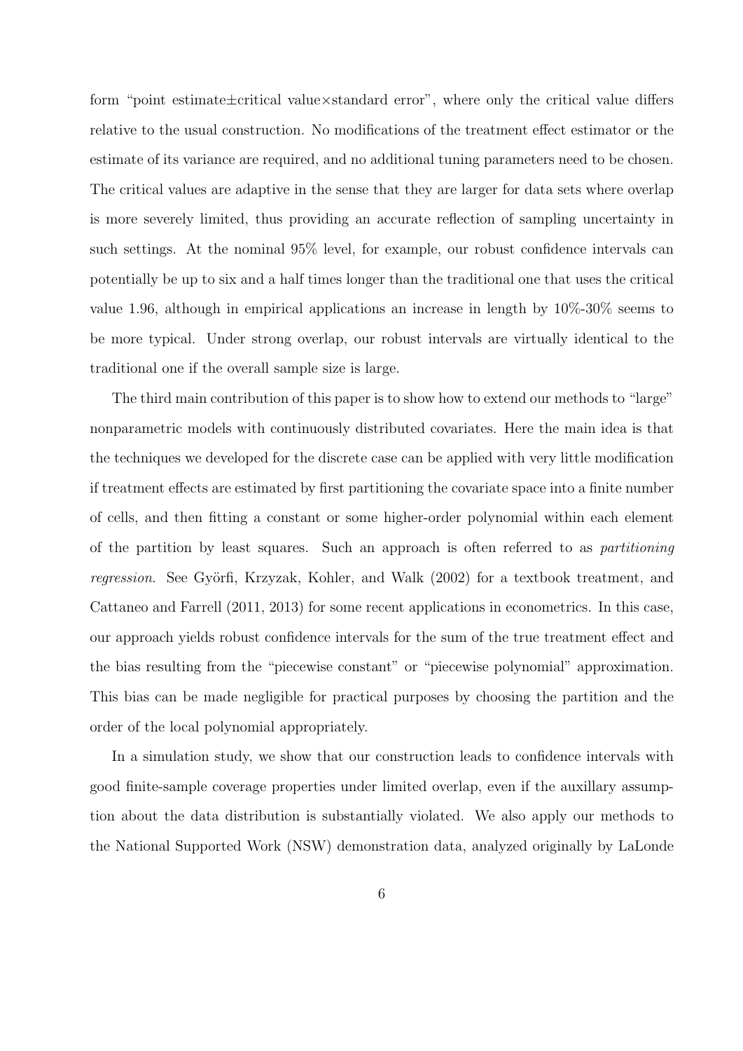form "point estimate±critical value×standard error", where only the critical value differs relative to the usual construction. No modifications of the treatment effect estimator or the estimate of its variance are required, and no additional tuning parameters need to be chosen. The critical values are adaptive in the sense that they are larger for data sets where overlap is more severely limited, thus providing an accurate reflection of sampling uncertainty in such settings. At the nominal 95% level, for example, our robust confidence intervals can potentially be up to six and a half times longer than the traditional one that uses the critical value 1.96, although in empirical applications an increase in length by 10%-30% seems to be more typical. Under strong overlap, our robust intervals are virtually identical to the traditional one if the overall sample size is large.

The third main contribution of this paper is to show how to extend our methods to "large" nonparametric models with continuously distributed covariates. Here the main idea is that the techniques we developed for the discrete case can be applied with very little modification if treatment effects are estimated by first partitioning the covariate space into a finite number of cells, and then fitting a constant or some higher-order polynomial within each element of the partition by least squares. Such an approach is often referred to as *partitioning regression*. See Györfi, Krzyzak, Kohler, and Walk (2002) for a textbook treatment, and Cattaneo and Farrell (2011, 2013) for some recent applications in econometrics. In this case, our approach yields robust confidence intervals for the sum of the true treatment effect and the bias resulting from the "piecewise constant" or "piecewise polynomial" approximation. This bias can be made negligible for practical purposes by choosing the partition and the order of the local polynomial appropriately.

In a simulation study, we show that our construction leads to confidence intervals with good finite-sample coverage properties under limited overlap, even if the auxillary assumption about the data distribution is substantially violated. We also apply our methods to the National Supported Work (NSW) demonstration data, analyzed originally by LaLonde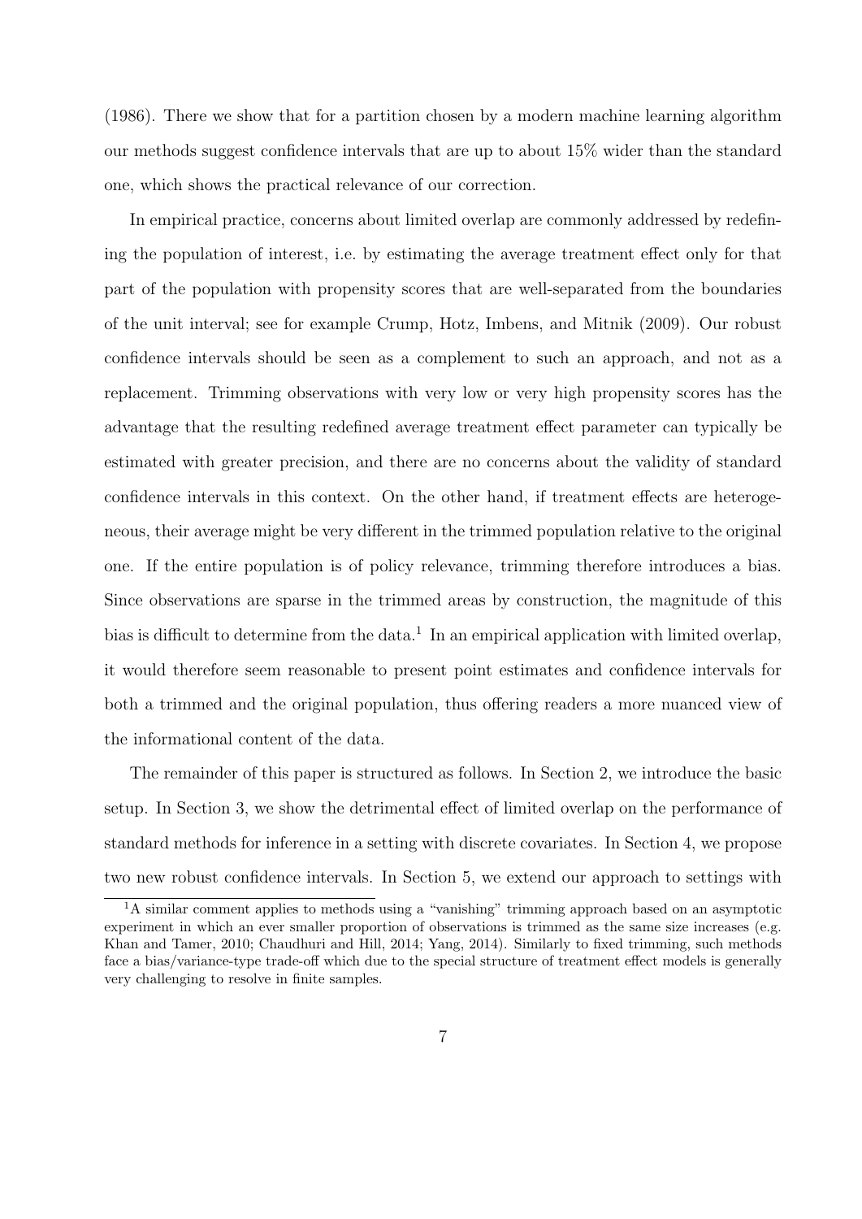(1986). There we show that for a partition chosen by a modern machine learning algorithm our methods suggest confidence intervals that are up to about 15% wider than the standard one, which shows the practical relevance of our correction.

In empirical practice, concerns about limited overlap are commonly addressed by redefining the population of interest, i.e. by estimating the average treatment effect only for that part of the population with propensity scores that are well-separated from the boundaries of the unit interval; see for example Crump, Hotz, Imbens, and Mitnik (2009). Our robust confidence intervals should be seen as a complement to such an approach, and not as a replacement. Trimming observations with very low or very high propensity scores has the advantage that the resulting redefined average treatment effect parameter can typically be estimated with greater precision, and there are no concerns about the validity of standard confidence intervals in this context. On the other hand, if treatment effects are heterogeneous, their average might be very different in the trimmed population relative to the original one. If the entire population is of policy relevance, trimming therefore introduces a bias. Since observations are sparse in the trimmed areas by construction, the magnitude of this bias is difficult to determine from the data.[1] In an empirical application with limited overlap, it would therefore seem reasonable to present point estimates and confidence intervals for both a trimmed and the original population, thus offering readers a more nuanced view of the informational content of the data.

The remainder of this paper is structured as follows. In Section 2, we introduce the basic setup. In Section 3, we show the detrimental effect of limited overlap on the performance of standard methods for inference in a setting with discrete covariates. In Section 4, we propose two new robust confidence intervals. In Section 5, we extend our approach to settings with

[1] A similar comment applies to methods using a "vanishing" trimming approach based on an asymptotic experiment in which an ever smaller proportion of observations is trimmed as the same size increases (e.g. Khan and Tamer, 2010; Chaudhuri and Hill, 2014; Yang, 2014). Similarly to fixed trimming, such methods face a bias/variance-type trade-off which due to the special structure of treatment effect models is generally very challenging to resolve in finite samples.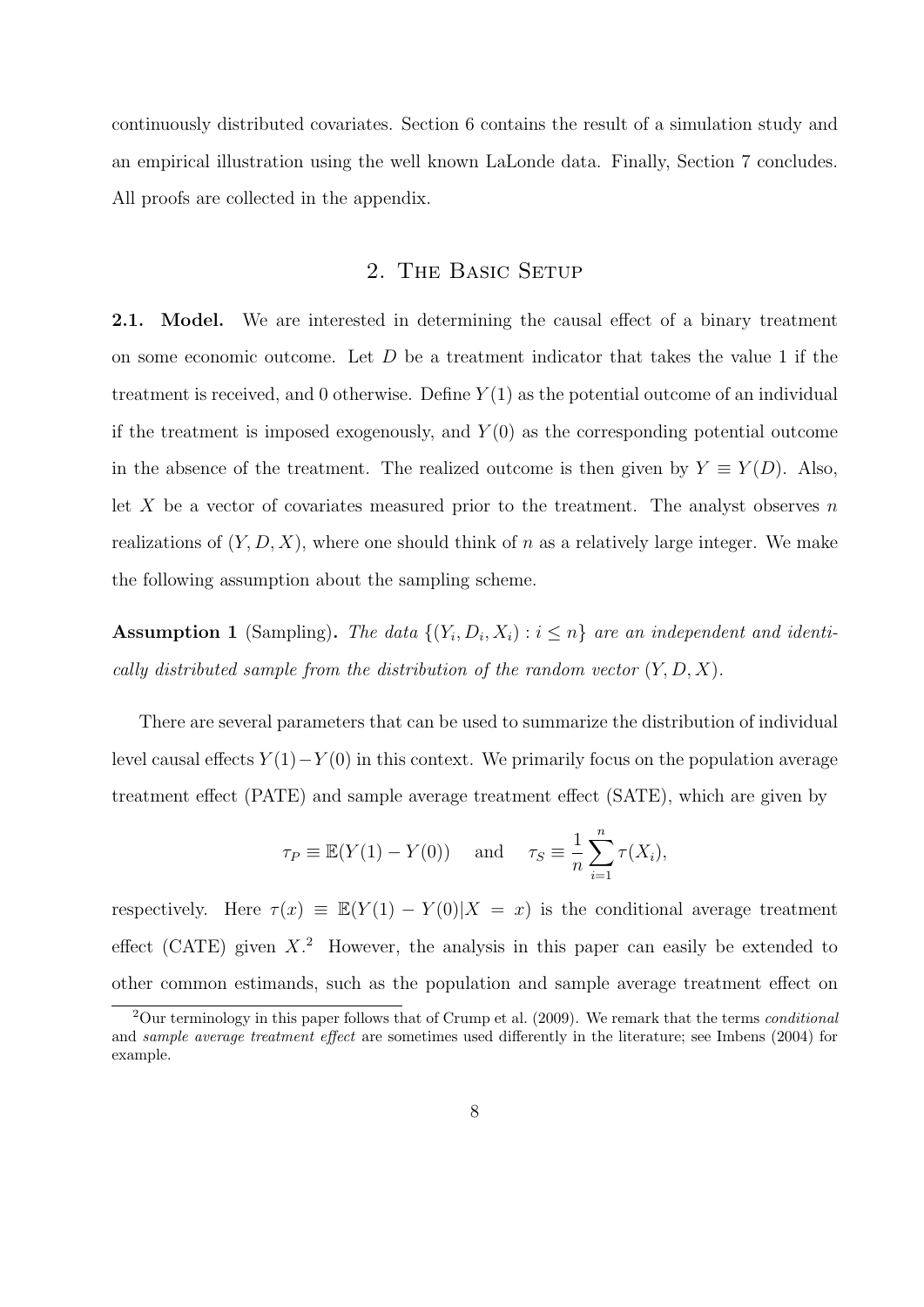continuously distributed covariates. Section 6 contains the result of a simulation study and an empirical illustration using the well known LaLonde data. Finally, Section 7 concludes. All proofs are collected in the appendix.

## 2. The Basic Setup

**2.1. Model.** We are interested in determining the causal effect of a binary treatment on some economic outcome. Let $D$ be a treatment indicator that takes the value 1 if the treatment is received, and 0 otherwise. Define $Y(1)$ as the potential outcome of an individual if the treatment is imposed exogenously, and $Y(0)$ as the corresponding potential outcome in the absence of the treatment. The realized outcome is then given by $Y \equiv Y(D)$. Also, let $X$ be a vector of covariates measured prior to the treatment. The analyst observes $n$ realizations of $(Y, D, X)$, where one should think of $n$ as a relatively large integer. We make the following assumption about the sampling scheme.

**Assumption 1** (Sampling)**.** *The data $\{(Y_i, D_i, X_i) : i \leq n\}$ are an independent and identically distributed sample from the distribution of the random vector $(Y, D, X)$.*

There are several parameters that can be used to summarize the distribution of individual level causal effects $Y(1)-Y(0)$ in this context. We primarily focus on the population average treatment effect (PATE) and sample average treatment effect (SATE), which are given by

$$\tau_P \equiv \mathbb{E}(Y(1) - Y(0)) \quad \text{and} \quad \tau_S \equiv \frac{1}{n}\sum_{i=1}^{n} \tau(X_i),$$

respectively. Here $\tau(x) \equiv \mathbb{E}(Y(1) - Y(0)|X = x)$ is the conditional average treatment effect (CATE) given $X$.[2] However, the analysis in this paper can easily be extended to other common estimands, such as the population and sample average treatment effect on

[2] Our terminology in this paper follows that of Crump et al. (2009). We remark that the terms *conditional* and *sample average treatment effect* are sometimes used differently in the literature; see Imbens (2004) for example.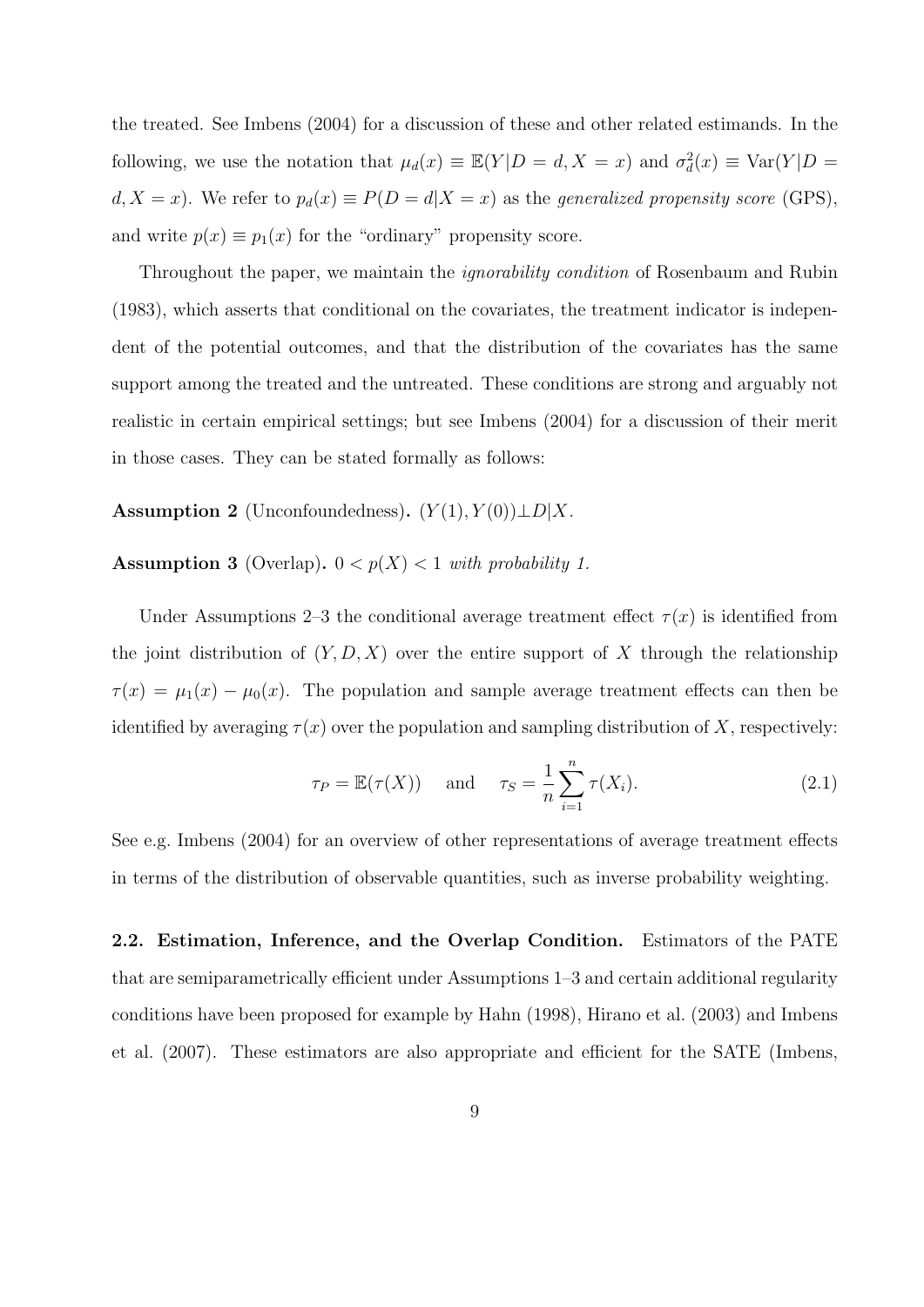the treated. See Imbens (2004) for a discussion of these and other related estimands. In the following, we use the notation that $\mu_d(x) \equiv \mathbb{E}(Y|D = d, X = x)$ and $\sigma_d^2(x) \equiv \text{Var}(Y|D = d, X = x)$. We refer to $p_d(x) \equiv P(D = d|X = x)$ as the *generalized propensity score* (GPS), and write $p(x) \equiv p_1(x)$ for the "ordinary" propensity score.

Throughout the paper, we maintain the *ignorability condition* of Rosenbaum and Rubin (1983), which asserts that conditional on the covariates, the treatment indicator is independent of the potential outcomes, and that the distribution of the covariates has the same support among the treated and the untreated. These conditions are strong and arguably not realistic in certain empirical settings; but see Imbens (2004) for a discussion of their merit in those cases. They can be stated formally as follows:

**Assumption 2** (Unconfoundedness)**.** $(Y(1), Y(0)) \perp D|X$.

**Assumption 3** (Overlap)**.** $0 < p(X) < 1$ *with probability 1.*

Under Assumptions 2–3 the conditional average treatment effect $\tau(x)$ is identified from the joint distribution of $(Y, D, X)$ over the entire support of $X$ through the relationship $\tau(x) = \mu_1(x) - \mu_0(x)$. The population and sample average treatment effects can then be identified by averaging $\tau(x)$ over the population and sampling distribution of $X$, respectively:

$$\tau_P = \mathbb{E}(\tau(X)) \quad \text{and} \quad \tau_S = \frac{1}{n}\sum_{i=1}^{n} \tau(X_i). \tag{2.1}$$

See e.g. Imbens (2004) for an overview of other representations of average treatment effects in terms of the distribution of observable quantities, such as inverse probability weighting.

**2.2. Estimation, Inference, and the Overlap Condition.** Estimators of the PATE that are semiparametrically efficient under Assumptions 1–3 and certain additional regularity conditions have been proposed for example by Hahn (1998), Hirano et al. (2003) and Imbens et al. (2007). These estimators are also appropriate and efficient for the SATE (Imbens,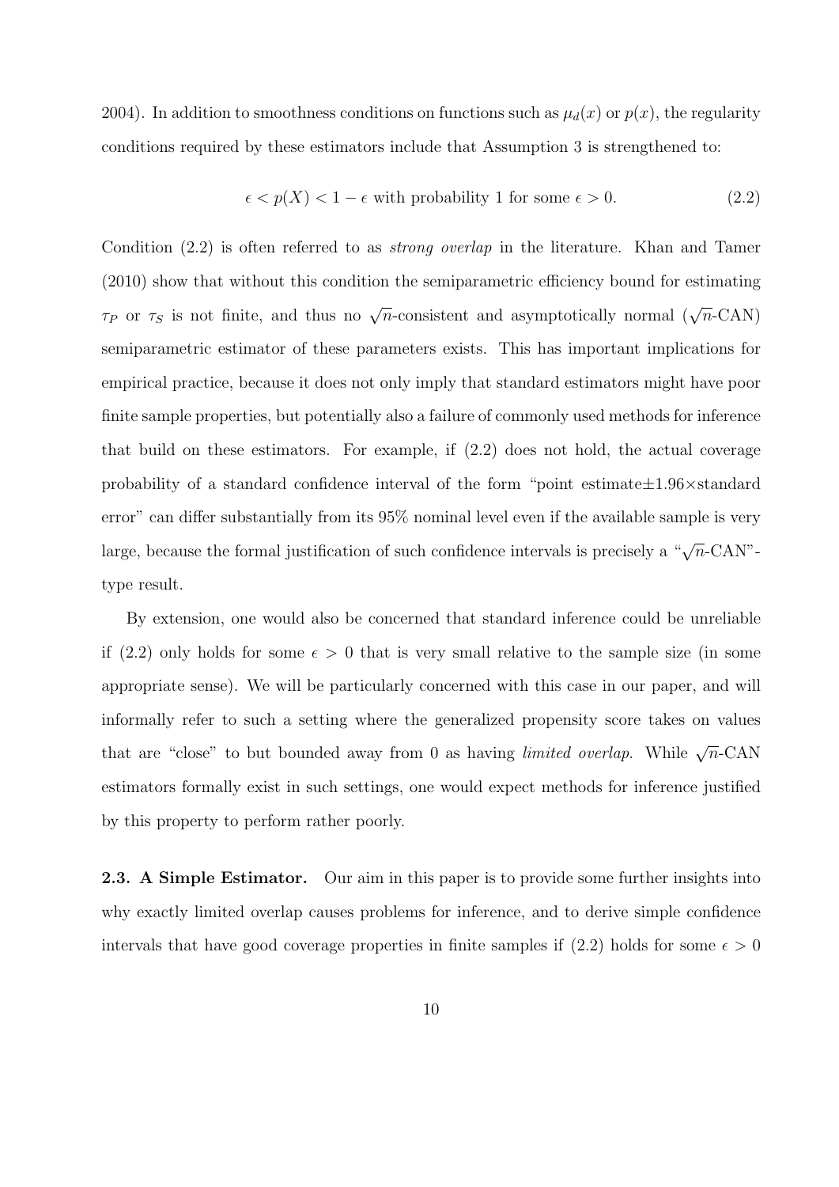2004). In addition to smoothness conditions on functions such as $\mu_d(x)$ or $p(x)$, the regularity conditions required by these estimators include that Assumption 3 is strengthened to:

$$\epsilon < p(X) < 1 - \epsilon \text{ with probability 1 for some } \epsilon > 0. \tag{2.2}$$

Condition (2.2) is often referred to as *strong overlap* in the literature. Khan and Tamer (2010) show that without this condition the semiparametric efficiency bound for estimating $\tau_P$ or $\tau_S$ is not finite, and thus no $\sqrt{n}$-consistent and asymptotically normal ($\sqrt{n}$-CAN) semiparametric estimator of these parameters exists. This has important implications for empirical practice, because it does not only imply that standard estimators might have poor finite sample properties, but potentially also a failure of commonly used methods for inference that build on these estimators. For example, if (2.2) does not hold, the actual coverage probability of a standard confidence interval of the form "point estimate$\pm$1.96$\times$standard error" can differ substantially from its 95% nominal level even if the available sample is very large, because the formal justification of such confidence intervals is precisely a "$\sqrt{n}$-CAN"-type result.

By extension, one would also be concerned that standard inference could be unreliable if (2.2) only holds for some $\epsilon > 0$ that is very small relative to the sample size (in some appropriate sense). We will be particularly concerned with this case in our paper, and will informally refer to such a setting where the generalized propensity score takes on values that are "close" to but bounded away from 0 as having *limited overlap*. While $\sqrt{n}$-CAN estimators formally exist in such settings, one would expect methods for inference justified by this property to perform rather poorly.

**2.3. A Simple Estimator.** Our aim in this paper is to provide some further insights into why exactly limited overlap causes problems for inference, and to derive simple confidence intervals that have good coverage properties in finite samples if (2.2) holds for some $\epsilon > 0$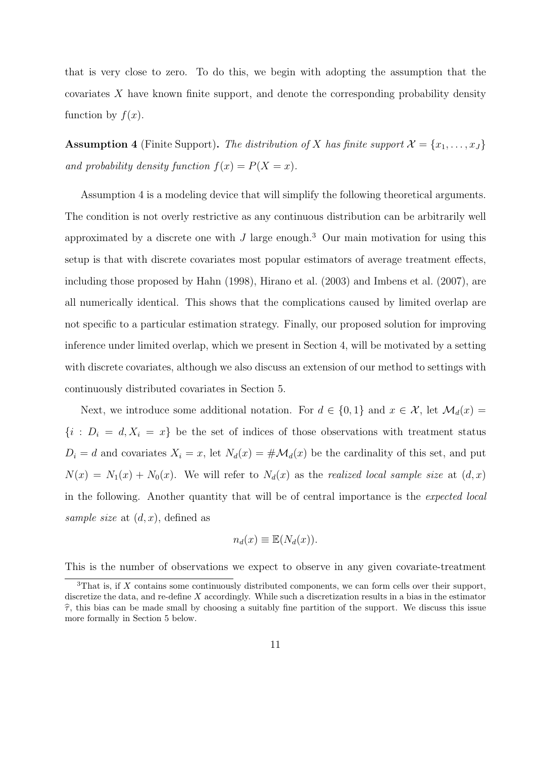that is very close to zero. To do this, we begin with adopting the assumption that the covariates $X$ have known finite support, and denote the corresponding probability density function by $f(x)$.

**Assumption 4** (Finite Support)**.** *The distribution of $X$ has finite support $\mathcal{X} = \{x_1, \ldots, x_J\}$ and probability density function $f(x) = P(X = x)$.*

Assumption 4 is a modeling device that will simplify the following theoretical arguments. The condition is not overly restrictive as any continuous distribution can be arbitrarily well approximated by a discrete one with $J$ large enough.[3] Our main motivation for using this setup is that with discrete covariates most popular estimators of average treatment effects, including those proposed by Hahn (1998), Hirano et al. (2003) and Imbens et al. (2007), are all numerically identical. This shows that the complications caused by limited overlap are not specific to a particular estimation strategy. Finally, our proposed solution for improving inference under limited overlap, which we present in Section 4, will be motivated by a setting with discrete covariates, although we also discuss an extension of our method to settings with continuously distributed covariates in Section 5.

Next, we introduce some additional notation. For $d \in \{0, 1\}$ and $x \in \mathcal{X}$, let $\mathcal{M}_d(x) = \{i : D_i = d, X_i = x\}$ be the set of indices of those observations with treatment status $D_i = d$ and covariates $X_i = x$, let $N_d(x) = \#\mathcal{M}_d(x)$ be the cardinality of this set, and put $N(x) = N_1(x) + N_0(x)$. We will refer to $N_d(x)$ as the *realized local sample size* at $(d, x)$ in the following. Another quantity that will be of central importance is the *expected local sample size* at $(d, x)$, defined as

$$n_d(x) \equiv \mathbb{E}(N_d(x)).$$

This is the number of observations we expect to observe in any given covariate-treatment

[3] That is, if $X$ contains some continuously distributed components, we can form cells over their support, discretize the data, and re-define $X$ accordingly. While such a discretization results in a bias in the estimator $\widehat{\tau}$, this bias can be made small by choosing a suitably fine partition of the support. We discuss this issue more formally in Section 5 below.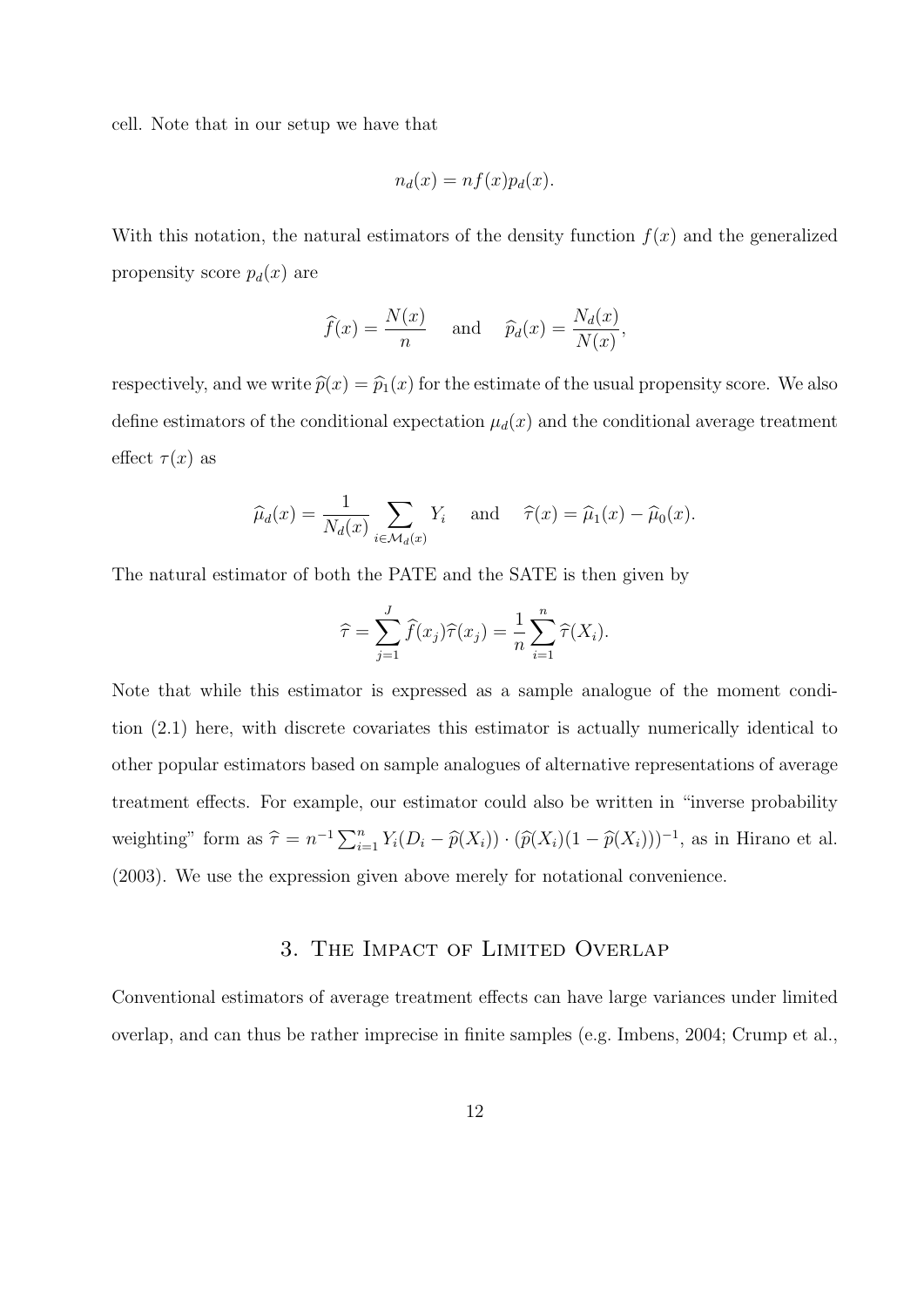cell. Note that in our setup we have that

$$n_d(x) = nf(x)p_d(x).$$

With this notation, the natural estimators of the density function $f(x)$ and the generalized propensity score $p_d(x)$ are

$$\widehat{f}(x) = \frac{N(x)}{n} \quad \text{and} \quad \widehat{p}_d(x) = \frac{N_d(x)}{N(x)},$$

respectively, and we write $\widehat{p}(x) = \widehat{p}_1(x)$ for the estimate of the usual propensity score. We also define estimators of the conditional expectation $\mu_d(x)$ and the conditional average treatment effect $\tau(x)$ as

$$\widehat{\mu}_d(x) = \frac{1}{N_d(x)} \sum_{i \in \mathcal{M}_d(x)} Y_i \quad \text{and} \quad \widehat{\tau}(x) = \widehat{\mu}_1(x) - \widehat{\mu}_0(x).$$

The natural estimator of both the PATE and the SATE is then given by

$$\widehat{\tau} = \sum_{j=1}^{J} \widehat{f}(x_j)\widehat{\tau}(x_j) = \frac{1}{n}\sum_{i=1}^{n} \widehat{\tau}(X_i).$$

Note that while this estimator is expressed as a sample analogue of the moment condition (2.1) here, with discrete covariates this estimator is actually numerically identical to other popular estimators based on sample analogues of alternative representations of average treatment effects. For example, our estimator could also be written in "inverse probability weighting" form as $\widehat{\tau} = n^{-1}\sum_{i=1}^{n} Y_i(D_i - \widehat{p}(X_i)) \cdot (\widehat{p}(X_i)(1 - \widehat{p}(X_i)))^{-1}$, as in Hirano et al. (2003). We use the expression given above merely for notational convenience.

## 3. The Impact of Limited Overlap

Conventional estimators of average treatment effects can have large variances under limited overlap, and can thus be rather imprecise in finite samples (e.g. Imbens, 2004; Crump et al.,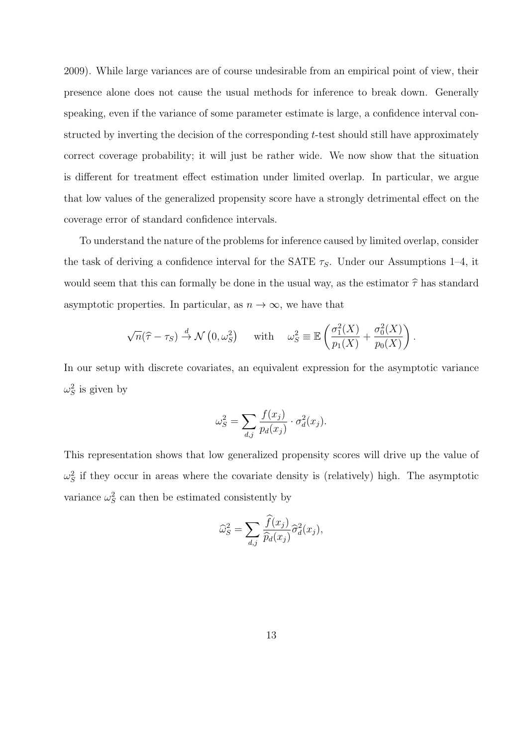2009). While large variances are of course undesirable from an empirical point of view, their presence alone does not cause the usual methods for inference to break down. Generally speaking, even if the variance of some parameter estimate is large, a confidence interval constructed by inverting the decision of the corresponding $t$-test should still have approximately correct coverage probability; it will just be rather wide. We now show that the situation is different for treatment effect estimation under limited overlap. In particular, we argue that low values of the generalized propensity score have a strongly detrimental effect on the coverage error of standard confidence intervals.

To understand the nature of the problems for inference caused by limited overlap, consider the task of deriving a confidence interval for the SATE $\tau_S$. Under our Assumptions 1–4, it would seem that this can formally be done in the usual way, as the estimator $\widehat{\tau}$ has standard asymptotic properties. In particular, as $n \to \infty$, we have that

$$\sqrt{n}(\widehat{\tau} - \tau_S) \xrightarrow{d} \mathcal{N}\left(0, \omega_S^2\right) \quad \text{with} \quad \omega_S^2 \equiv \mathbb{E}\left(\frac{\sigma_1^2(X)}{p_1(X)} + \frac{\sigma_0^2(X)}{p_0(X)}\right).$$

In our setup with discrete covariates, an equivalent expression for the asymptotic variance $\omega_S^2$ is given by

$$\omega_S^2 = \sum_{d,j} \frac{f(x_j)}{p_d(x_j)} \cdot \sigma_d^2(x_j).$$

This representation shows that low generalized propensity scores will drive up the value of $\omega_S^2$ if they occur in areas where the covariate density is (relatively) high. The asymptotic variance $\omega_S^2$ can then be estimated consistently by

$$\widehat{\omega}_S^2 = \sum_{d,j} \frac{\widehat{f}(x_j)}{\widehat{p}_d(x_j)} \widehat{\sigma}_d^2(x_j),$$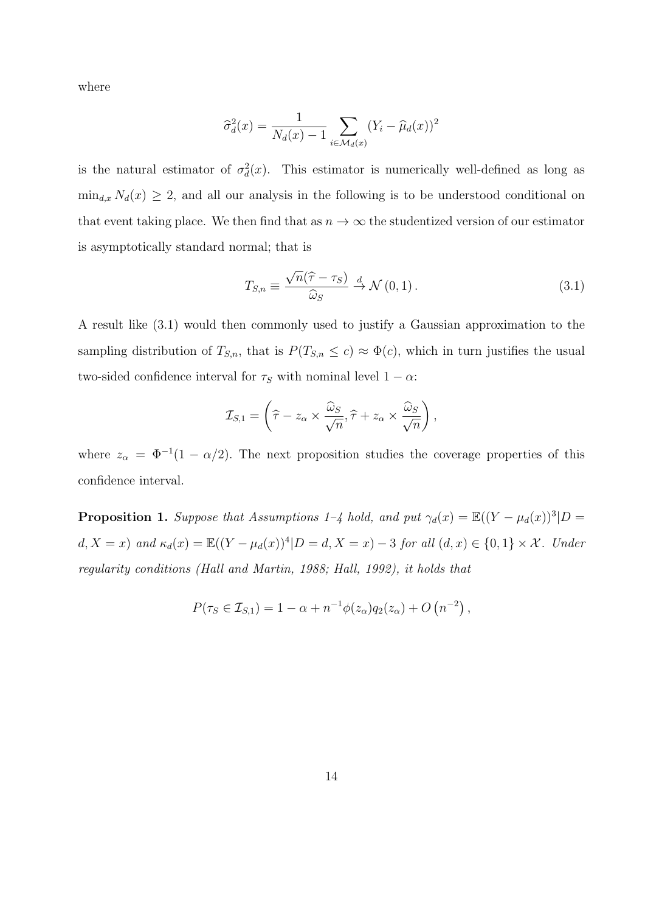where

$$\widehat{\sigma}_d^2(x) = \frac{1}{N_d(x) - 1} \sum_{i \in \mathcal{M}_d(x)} (Y_i - \widehat{\mu}_d(x))^2$$

is the natural estimator of $\sigma_d^2(x)$. This estimator is numerically well-defined as long as $\min_{d,x} N_d(x) \geq 2$, and all our analysis in the following is to be understood conditional on that event taking place. We then find that as $n \to \infty$ the studentized version of our estimator is asymptotically standard normal; that is

$$T_{S,n} \equiv \frac{\sqrt{n}(\widehat{\tau} - \tau_S)}{\widehat{\omega}_S} \stackrel{d}{\to} \mathcal{N}(0, 1). \tag{3.1}$$

A result like (3.1) would then commonly used to justify a Gaussian approximation to the sampling distribution of $T_{S,n}$, that is $P(T_{S,n} \leq c) \approx \Phi(c)$, which in turn justifies the usual two-sided confidence interval for $\tau_S$ with nominal level $1 - \alpha$:

$$\mathcal{I}_{S,1} = \left( \widehat{\tau} - z_\alpha \times \frac{\widehat{\omega}_S}{\sqrt{n}}, \widehat{\tau} + z_\alpha \times \frac{\widehat{\omega}_S}{\sqrt{n}} \right),$$

where $z_\alpha = \Phi^{-1}(1 - \alpha/2)$. The next proposition studies the coverage properties of this confidence interval.

**Proposition 1.** *Suppose that Assumptions 1–4 hold, and put $\gamma_d(x) = \mathbb{E}((Y - \mu_d(x))^3 | D = d, X = x)$ and $\kappa_d(x) = \mathbb{E}((Y - \mu_d(x))^4 | D = d, X = x) - 3$ for all $(d, x) \in \{0, 1\} \times \mathcal{X}$. Under regularity conditions (Hall and Martin, 1988; Hall, 1992), it holds that*

$$P(\tau_S \in \mathcal{I}_{S,1}) = 1 - \alpha + n^{-1}\phi(z_\alpha)q_2(z_\alpha) + O\left(n^{-2}\right),$$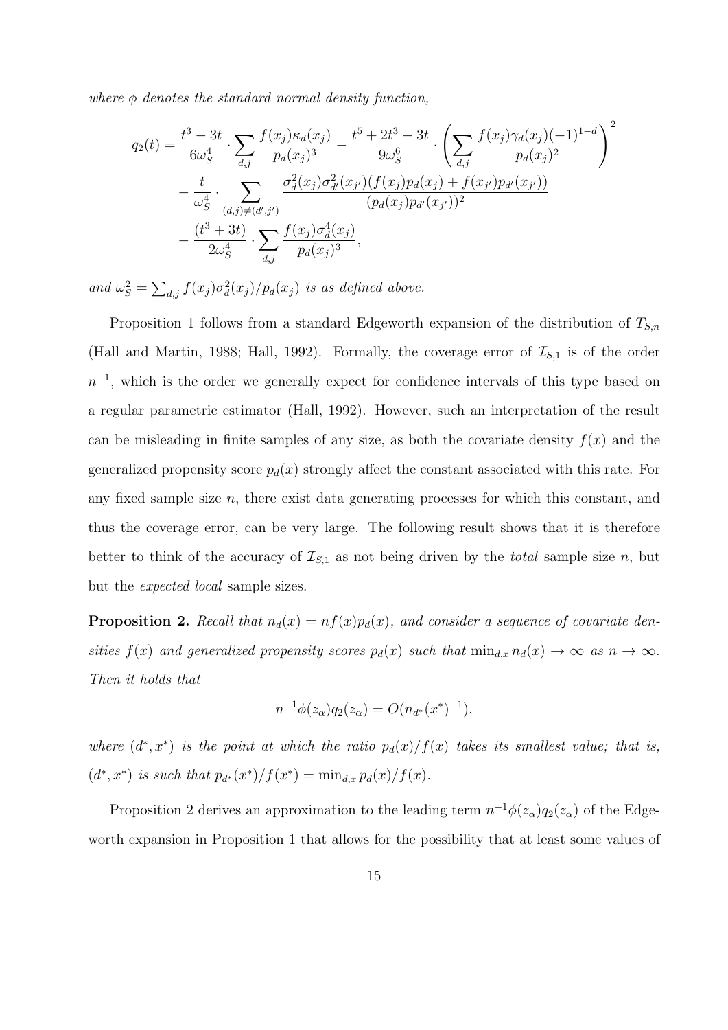*where $\phi$ denotes the standard normal density function,*

$$
\begin{aligned}
q_2(t) = & \frac{t^3 - 3t}{6\omega_S^4} \cdot \sum_{d,j} \frac{f(x_j)\kappa_d(x_j)}{p_d(x_j)^3} - \frac{t^5 + 2t^3 - 3t}{9\omega_S^6} \cdot \left( \sum_{d,j} \frac{f(x_j)\gamma_d(x_j)(-1)^{1-d}}{p_d(x_j)^2} \right)^2 \\
& - \frac{t}{\omega_S^4} \cdot \sum_{(d,j)\neq(d',j')} \frac{\sigma_d^2(x_j)\sigma_{d'}^2(x_{j'})(f(x_j)p_d(x_j) + f(x_{j'})p_{d'}(x_{j'}))}{(p_d(x_j)p_{d'}(x_{j'}))^2} \\
& - \frac{(t^3 + 3t)}{2\omega_S^4} \cdot \sum_{d,j} \frac{f(x_j)\sigma_d^4(x_j)}{p_d(x_j)^3},
\end{aligned}
$$

*and $\omega_S^2 = \sum_{d,j} f(x_j)\sigma_d^2(x_j)/p_d(x_j)$ is as defined above.*

Proposition 1 follows from a standard Edgeworth expansion of the distribution of $T_{S,n}$ (Hall and Martin, 1988; Hall, 1992). Formally, the coverage error of $\mathcal{I}_{S,1}$ is of the order $n^{-1}$, which is the order we generally expect for confidence intervals of this type based on a regular parametric estimator (Hall, 1992). However, such an interpretation of the result can be misleading in finite samples of any size, as both the covariate density $f(x)$ and the generalized propensity score $p_d(x)$ strongly affect the constant associated with this rate. For any fixed sample size $n$, there exist data generating processes for which this constant, and thus the coverage error, can be very large. The following result shows that it is therefore better to think of the accuracy of $\mathcal{I}_{S,1}$ as not being driven by the *total* sample size $n$, but but the *expected local* sample sizes.

**Proposition 2.** *Recall that $n_d(x) = nf(x)p_d(x)$, and consider a sequence of covariate densities $f(x)$ and generalized propensity scores $p_d(x)$ such that $\min_{d,x} n_d(x) \to \infty$ as $n \to \infty$. Then it holds that*

$$
n^{-1}\phi(z_\alpha)q_2(z_\alpha) = O(n_{d^*}(x^*)^{-1}),
$$

*where $(d^*, x^*)$ is the point at which the ratio $p_d(x)/f(x)$ takes its smallest value; that is, $(d^*, x^*)$ is such that $p_{d^*}(x^*)/f(x^*) = \min_{d,x} p_d(x)/f(x)$.*

Proposition 2 derives an approximation to the leading term $n^{-1}\phi(z_\alpha)q_2(z_\alpha)$ of the Edgeworth expansion in Proposition 1 that allows for the possibility that at least some values of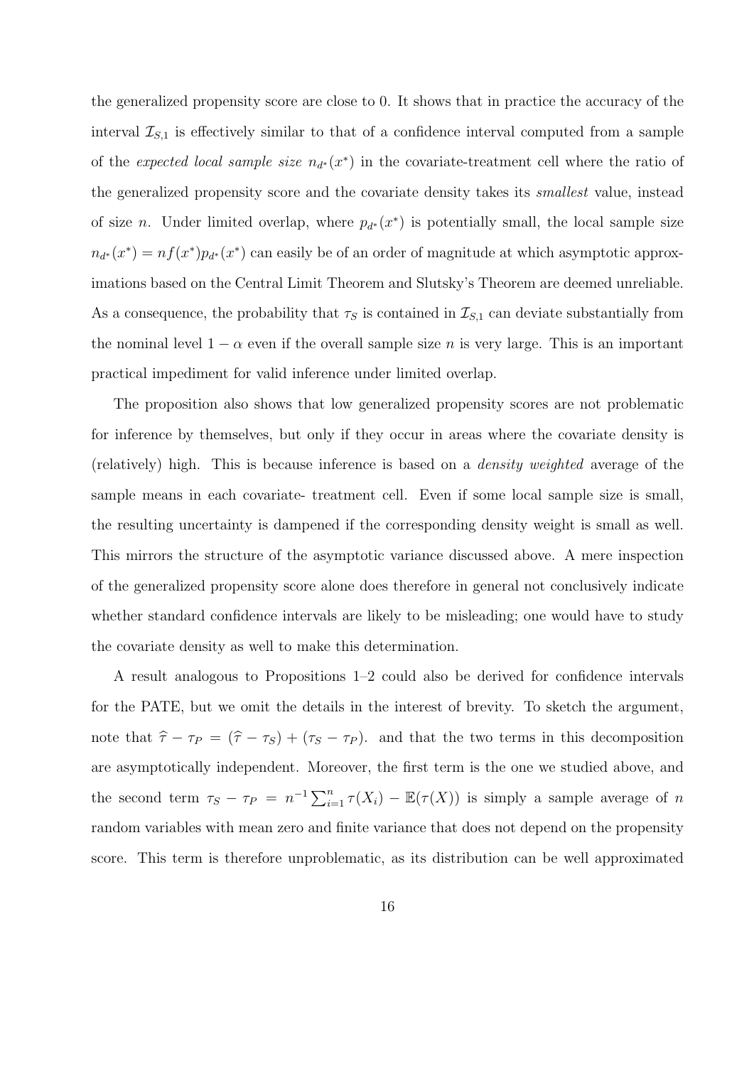the generalized propensity score are close to 0. It shows that in practice the accuracy of the interval $\mathcal{I}_{S,1}$ is effectively similar to that of a confidence interval computed from a sample of the *expected local sample size* $n_{d^*}(x^*)$ in the covariate-treatment cell where the ratio of the generalized propensity score and the covariate density takes its *smallest* value, instead of size $n$. Under limited overlap, where $p_{d^*}(x^*)$ is potentially small, the local sample size $n_{d^*}(x^*) = nf(x^*)p_{d^*}(x^*)$ can easily be of an order of magnitude at which asymptotic approximations based on the Central Limit Theorem and Slutsky's Theorem are deemed unreliable. As a consequence, the probability that $\tau_S$ is contained in $\mathcal{I}_{S,1}$ can deviate substantially from the nominal level $1-\alpha$ even if the overall sample size $n$ is very large. This is an important practical impediment for valid inference under limited overlap.

The proposition also shows that low generalized propensity scores are not problematic for inference by themselves, but only if they occur in areas where the covariate density is (relatively) high. This is because inference is based on a *density weighted* average of the sample means in each covariate- treatment cell. Even if some local sample size is small, the resulting uncertainty is dampened if the corresponding density weight is small as well. This mirrors the structure of the asymptotic variance discussed above. A mere inspection of the generalized propensity score alone does therefore in general not conclusively indicate whether standard confidence intervals are likely to be misleading; one would have to study the covariate density as well to make this determination.

A result analogous to Propositions 1–2 could also be derived for confidence intervals for the PATE, but we omit the details in the interest of brevity. To sketch the argument, note that $\widehat{\tau} - \tau_P = (\widehat{\tau} - \tau_S) + (\tau_S - \tau_P)$. and that the two terms in this decomposition are asymptotically independent. Moreover, the first term is the one we studied above, and the second term $\tau_S - \tau_P = n^{-1}\sum_{i=1}^{n} \tau(X_i) - \mathbb{E}(\tau(X))$ is simply a sample average of $n$ random variables with mean zero and finite variance that does not depend on the propensity score. This term is therefore unproblematic, as its distribution can be well approximated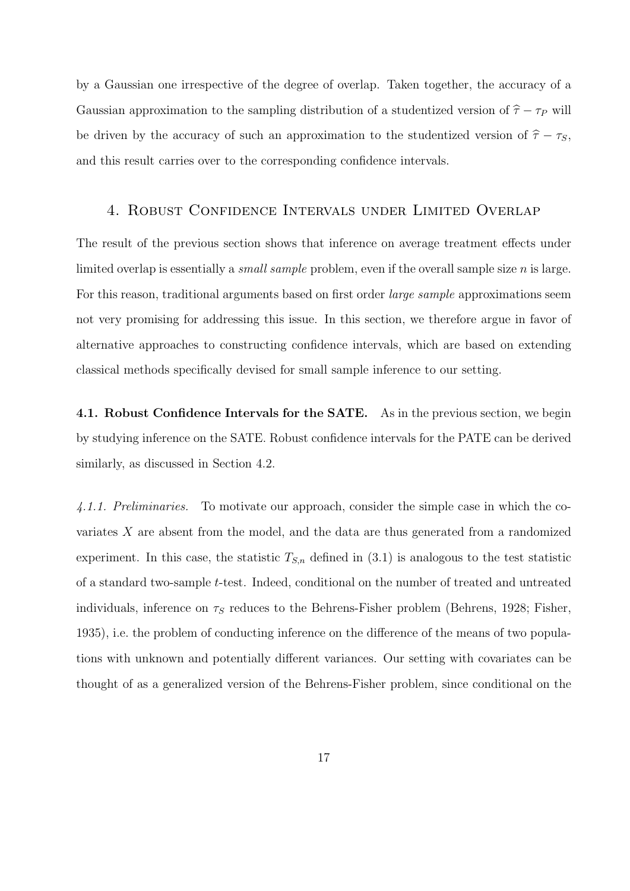by a Gaussian one irrespective of the degree of overlap. Taken together, the accuracy of a Gaussian approximation to the sampling distribution of a studentized version of $\widehat{\tau} - \tau_P$ will be driven by the accuracy of such an approximation to the studentized version of $\widehat{\tau} - \tau_S$, and this result carries over to the corresponding confidence intervals.

## 4. Robust Confidence Intervals under Limited Overlap

The result of the previous section shows that inference on average treatment effects under limited overlap is essentially a *small sample* problem, even if the overall sample size $n$ is large. For this reason, traditional arguments based on first order *large sample* approximations seem not very promising for addressing this issue. In this section, we therefore argue in favor of alternative approaches to constructing confidence intervals, which are based on extending classical methods specifically devised for small sample inference to our setting.

**4.1. Robust Confidence Intervals for the SATE.** As in the previous section, we begin by studying inference on the SATE. Robust confidence intervals for the PATE can be derived similarly, as discussed in Section 4.2.

*4.1.1. Preliminaries.* To motivate our approach, consider the simple case in which the covariates $X$ are absent from the model, and the data are thus generated from a randomized experiment. In this case, the statistic $T_{S,n}$ defined in (3.1) is analogous to the test statistic of a standard two-sample $t$-test. Indeed, conditional on the number of treated and untreated individuals, inference on $\tau_S$ reduces to the Behrens-Fisher problem (Behrens, 1928; Fisher, 1935), i.e. the problem of conducting inference on the difference of the means of two populations with unknown and potentially different variances. Our setting with covariates can be thought of as a generalized version of the Behrens-Fisher problem, since conditional on the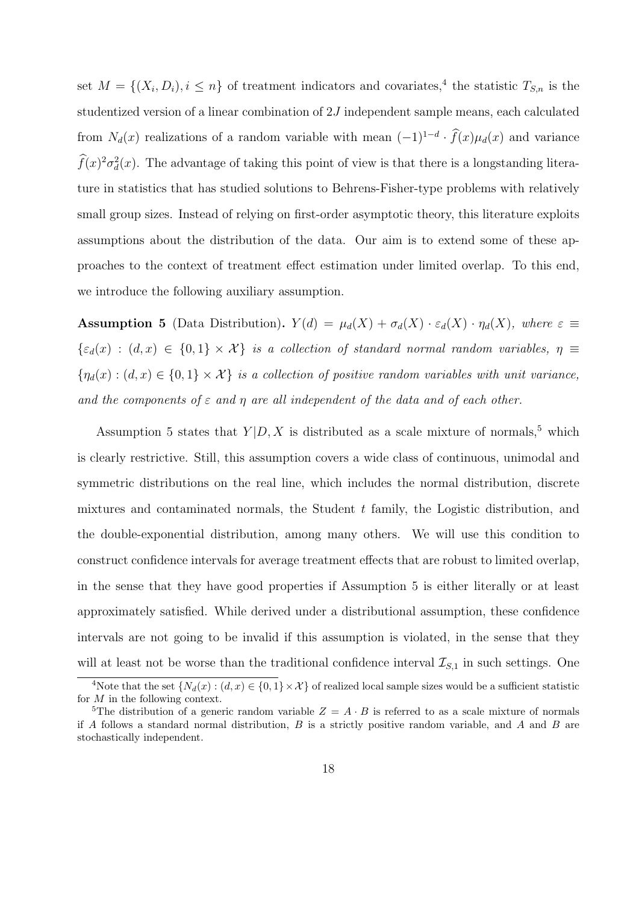set $M = \{(X_i, D_i), i \leq n\}$ of treatment indicators and covariates,[4] the statistic $T_{S,n}$ is the studentized version of a linear combination of $2J$ independent sample means, each calculated from $N_d(x)$ realizations of a random variable with mean $(-1)^{1-d} \cdot \widehat{f}(x)\mu_d(x)$ and variance $\widehat{f}(x)^2\sigma_d^2(x)$. The advantage of taking this point of view is that there is a longstanding literature in statistics that has studied solutions to Behrens-Fisher-type problems with relatively small group sizes. Instead of relying on first-order asymptotic theory, this literature exploits assumptions about the distribution of the data. Our aim is to extend some of these approaches to the context of treatment effect estimation under limited overlap. To this end, we introduce the following auxiliary assumption.

**Assumption 5** (Data Distribution)**.** *$Y(d) = \mu_d(X) + \sigma_d(X) \cdot \varepsilon_d(X) \cdot \eta_d(X)$, where $\varepsilon \equiv \{\varepsilon_d(x) : (d,x) \in \{0,1\} \times \mathcal{X}\}$ is a collection of standard normal random variables, $\eta \equiv \{\eta_d(x) : (d,x) \in \{0,1\} \times \mathcal{X}\}$ is a collection of positive random variables with unit variance, and the components of $\varepsilon$ and $\eta$ are all independent of the data and of each other.*

Assumption 5 states that $Y|D, X$ is distributed as a scale mixture of normals,[5] which is clearly restrictive. Still, this assumption covers a wide class of continuous, unimodal and symmetric distributions on the real line, which includes the normal distribution, discrete mixtures and contaminated normals, the Student $t$ family, the Logistic distribution, and the double-exponential distribution, among many others. We will use this condition to construct confidence intervals for average treatment effects that are robust to limited overlap, in the sense that they have good properties if Assumption 5 is either literally or at least approximately satisfied. While derived under a distributional assumption, these confidence intervals are not going to be invalid if this assumption is violated, in the sense that they will at least not be worse than the traditional confidence interval $\mathcal{I}_{S,1}$ in such settings. One

[4] Note that the set $\{N_d(x) : (d,x) \in \{0,1\} \times \mathcal{X}\}$ of realized local sample sizes would be a sufficient statistic for $M$ in the following context.

[5] The distribution of a generic random variable $Z = A \cdot B$ is referred to as a scale mixture of normals if $A$ follows a standard normal distribution, $B$ is a strictly positive random variable, and $A$ and $B$ are stochastically independent.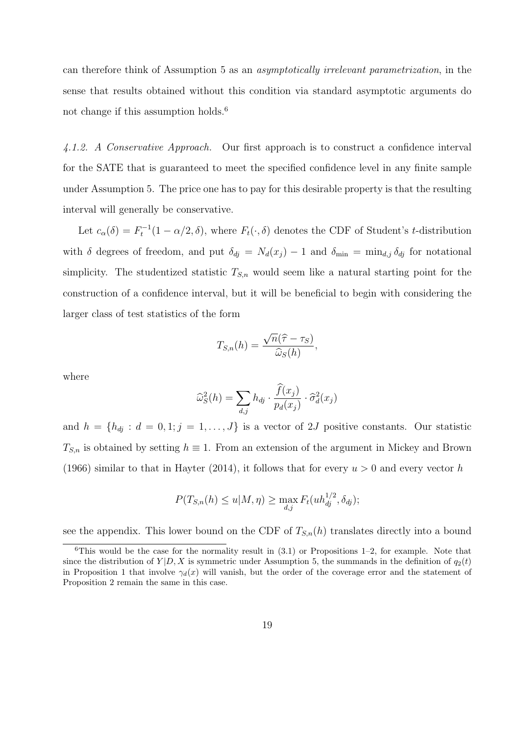can therefore think of Assumption 5 as an *asymptotically irrelevant parametrization*, in the sense that results obtained without this condition via standard asymptotic arguments do not change if this assumption holds.[6]

*4.1.2. A Conservative Approach.* Our first approach is to construct a confidence interval for the SATE that is guaranteed to meet the specified confidence level in any finite sample under Assumption 5. The price one has to pay for this desirable property is that the resulting interval will generally be conservative.

Let $c_\alpha(\delta) = F_t^{-1}(1-\alpha/2, \delta)$, where $F_t(\cdot, \delta)$ denotes the CDF of Student's $t$-distribution with $\delta$ degrees of freedom, and put $\delta_{dj} = N_d(x_j) - 1$ and $\delta_{\min} = \min_{d,j} \delta_{dj}$ for notational simplicity. The studentized statistic $T_{S,n}$ would seem like a natural starting point for the construction of a confidence interval, but it will be beneficial to begin with considering the larger class of test statistics of the form

$$T_{S,n}(h) = \frac{\sqrt{n}(\widehat{\tau} - \tau_S)}{\widehat{\omega}_S(h)},$$

where

$$\widehat{\omega}_S^2(h) = \sum_{d,j} h_{dj} \cdot \frac{\widehat{f}(x_j)}{p_d(x_j)} \cdot \widehat{\sigma}_d^2(x_j)$$

and $h = \{h_{dj} : d = 0, 1; j = 1, \ldots, J\}$ is a vector of $2J$ positive constants. Our statistic $T_{S,n}$ is obtained by setting $h \equiv 1$. From an extension of the argument in Mickey and Brown (1966) similar to that in Hayter (2014), it follows that for every $u > 0$ and every vector $h$

$$P(T_{S,n}(h) \leq u | M, \eta) \geq \max_{d,j} F_t(u h_{dj}^{1/2}, \delta_{dj});$$

see the appendix. This lower bound on the CDF of $T_{S,n}(h)$ translates directly into a bound

[6] This would be the case for the normality result in (3.1) or Propositions 1–2, for example. Note that since the distribution of $Y|D, X$ is symmetric under Assumption 5, the summands in the definition of $q_2(t)$ in Proposition 1 that involve $\gamma_d(x)$ will vanish, but the order of the coverage error and the statement of Proposition 2 remain the same in this case.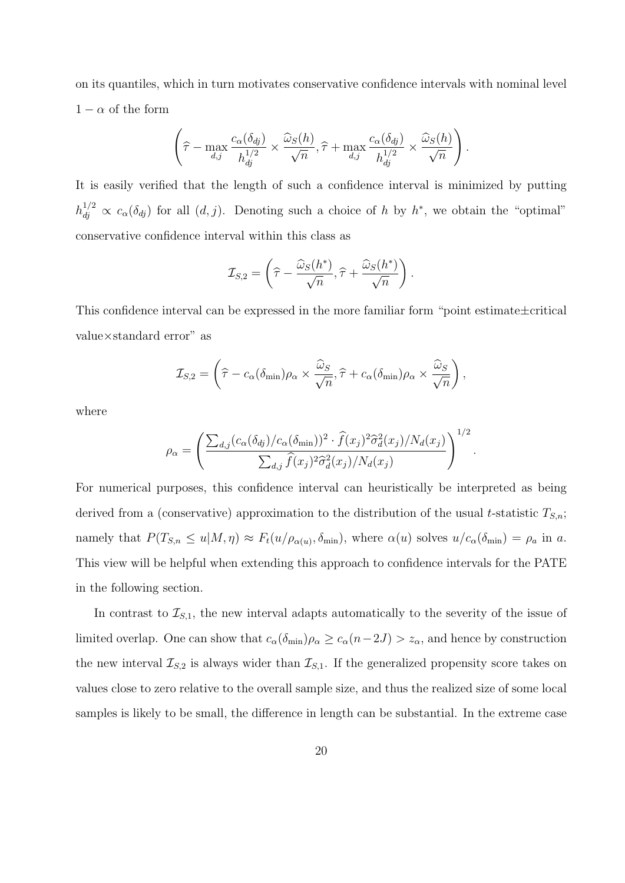on its quantiles, which in turn motivates conservative confidence intervals with nominal level $1-\alpha$ of the form

$$\left(\widehat{\tau} - \max_{d,j} \frac{c_\alpha(\delta_{dj})}{h_{dj}^{1/2}} \times \frac{\widehat{\omega}_S(h)}{\sqrt{n}}, \widehat{\tau} + \max_{d,j} \frac{c_\alpha(\delta_{dj})}{h_{dj}^{1/2}} \times \frac{\widehat{\omega}_S(h)}{\sqrt{n}}\right).$$

It is easily verified that the length of such a confidence interval is minimized by putting $h_{dj}^{1/2} \propto c_\alpha(\delta_{dj})$ for all $(d,j)$. Denoting such a choice of $h$ by $h^*$, we obtain the "optimal" conservative confidence interval within this class as

$$\mathcal{I}_{S,2} = \left(\widehat{\tau} - \frac{\widehat{\omega}_S(h^*)}{\sqrt{n}}, \widehat{\tau} + \frac{\widehat{\omega}_S(h^*)}{\sqrt{n}}\right).$$

This confidence interval can be expressed in the more familiar form "point estimate±critical value×standard error" as

$$\mathcal{I}_{S,2} = \left(\widehat{\tau} - c_\alpha(\delta_{\min})\rho_\alpha \times \frac{\widehat{\omega}_S}{\sqrt{n}}, \widehat{\tau} + c_\alpha(\delta_{\min})\rho_\alpha \times \frac{\widehat{\omega}_S}{\sqrt{n}}\right),$$

where

$$\rho_\alpha = \left(\frac{\sum_{d,j}(c_\alpha(\delta_{dj})/c_\alpha(\delta_{\min}))^2 \cdot \widehat{f}(x_j)^2 \widehat{\sigma}_d^2(x_j)/N_d(x_j)}{\sum_{d,j} \widehat{f}(x_j)^2 \widehat{\sigma}_d^2(x_j)/N_d(x_j)}\right)^{1/2}.$$

For numerical purposes, this confidence interval can heuristically be interpreted as being derived from a (conservative) approximation to the distribution of the usual $t$-statistic $T_{S,n}$; namely that $P(T_{S,n} \leq u|M,\eta) \approx F_t(u/\rho_{\alpha(u)}, \delta_{\min})$, where $\alpha(u)$ solves $u/c_\alpha(\delta_{\min}) = \rho_a$ in $a$. This view will be helpful when extending this approach to confidence intervals for the PATE in the following section.

In contrast to $\mathcal{I}_{S,1}$, the new interval adapts automatically to the severity of the issue of limited overlap. One can show that $c_\alpha(\delta_{\min})\rho_\alpha \geq c_\alpha(n-2J) > z_\alpha$, and hence by construction the new interval $\mathcal{I}_{S,2}$ is always wider than $\mathcal{I}_{S,1}$. If the generalized propensity score takes on values close to zero relative to the overall sample size, and thus the realized size of some local samples is likely to be small, the difference in length can be substantial. In the extreme case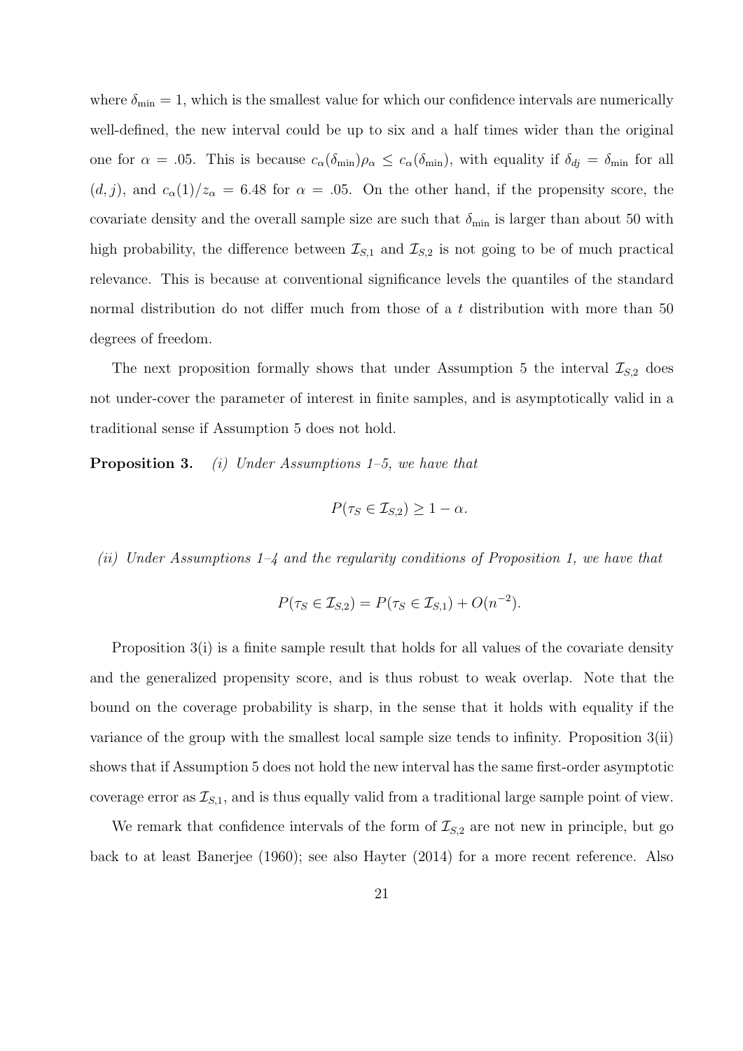where $\delta_{\min} = 1$, which is the smallest value for which our confidence intervals are numerically well-defined, the new interval could be up to six and a half times wider than the original one for $\alpha = .05$. This is because $c_\alpha(\delta_{\min})\rho_\alpha \leq c_\alpha(\delta_{\min})$, with equality if $\delta_{dj} = \delta_{\min}$ for all $(d, j)$, and $c_\alpha(1)/z_\alpha = 6.48$ for $\alpha = .05$. On the other hand, if the propensity score, the covariate density and the overall sample size are such that $\delta_{\min}$ is larger than about 50 with high probability, the difference between $\mathcal{I}_{S,1}$ and $\mathcal{I}_{S,2}$ is not going to be of much practical relevance. This is because at conventional significance levels the quantiles of the standard normal distribution do not differ much from those of a $t$ distribution with more than 50 degrees of freedom.

The next proposition formally shows that under Assumption 5 the interval $\mathcal{I}_{S,2}$ does not under-cover the parameter of interest in finite samples, and is asymptotically valid in a traditional sense if Assumption 5 does not hold.

**Proposition 3.** *(i) Under Assumptions 1–5, we have that*

$$P(\tau_S \in \mathcal{I}_{S,2}) \geq 1 - \alpha.$$

*(ii) Under Assumptions 1–4 and the regularity conditions of Proposition 1, we have that*

$$P(\tau_S \in \mathcal{I}_{S,2}) = P(\tau_S \in \mathcal{I}_{S,1}) + O(n^{-2}).$$

Proposition 3(i) is a finite sample result that holds for all values of the covariate density and the generalized propensity score, and is thus robust to weak overlap. Note that the bound on the coverage probability is sharp, in the sense that it holds with equality if the variance of the group with the smallest local sample size tends to infinity. Proposition 3(ii) shows that if Assumption 5 does not hold the new interval has the same first-order asymptotic coverage error as $\mathcal{I}_{S,1}$, and is thus equally valid from a traditional large sample point of view.

We remark that confidence intervals of the form of $\mathcal{I}_{S,2}$ are not new in principle, but go back to at least Banerjee (1960); see also Hayter (2014) for a more recent reference. Also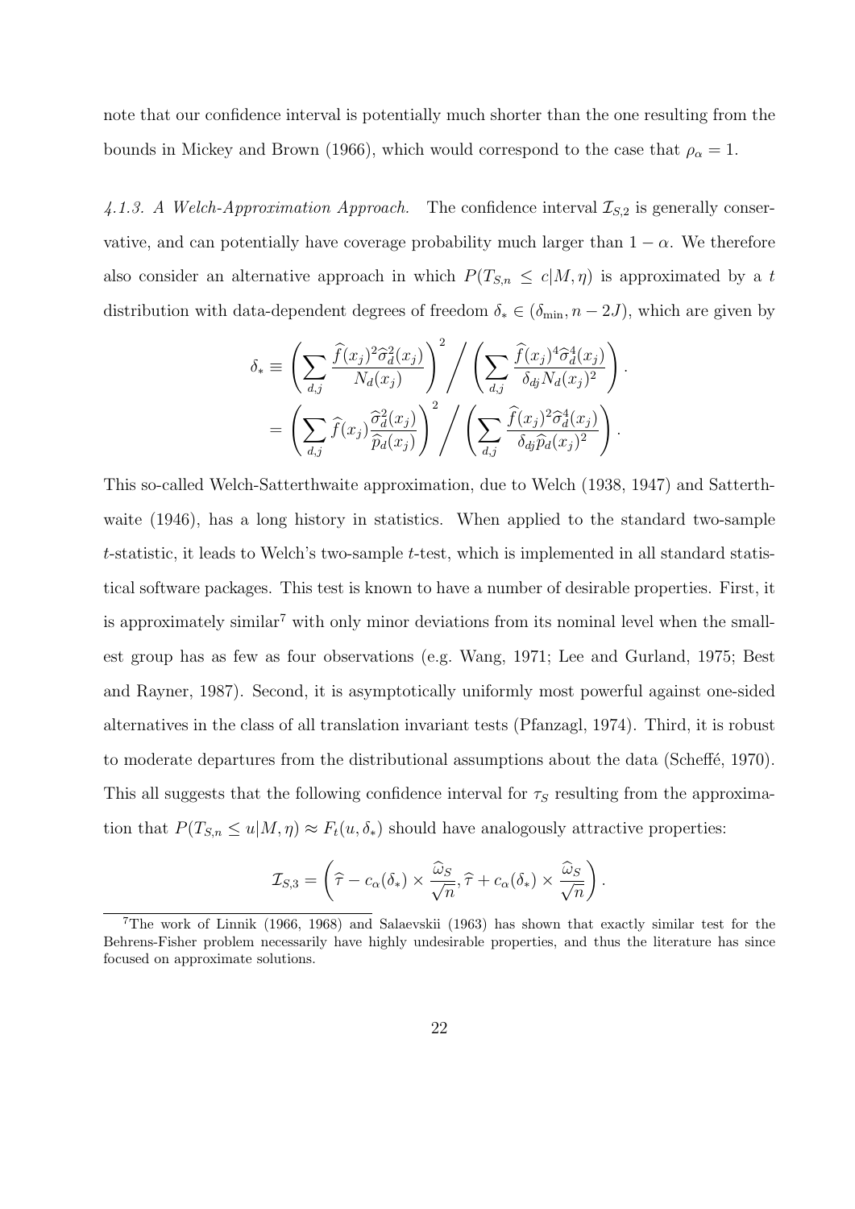note that our confidence interval is potentially much shorter than the one resulting from the bounds in Mickey and Brown (1966), which would correspond to the case that $\rho_\alpha = 1$.

*4.1.3. A Welch-Approximation Approach.* The confidence interval $\mathcal{I}_{S,2}$ is generally conservative, and can potentially have coverage probability much larger than $1-\alpha$. We therefore also consider an alternative approach in which $P(T_{S,n} \leq c|M,\eta)$ is approximated by a $t$ distribution with data-dependent degrees of freedom $\delta_* \in (\delta_{\min}, n-2J)$, which are given by

$$\delta_* \equiv \left( \sum_{d,j} \frac{\widehat{f}(x_j)^2 \widehat{\sigma}_d^2(x_j)}{N_d(x_j)} \right)^2 \Bigg/ \left( \sum_{d,j} \frac{\widehat{f}(x_j)^4 \widehat{\sigma}_d^4(x_j)}{\delta_{dj} N_d(x_j)^2} \right).$$
$$= \left( \sum_{d,j} \widehat{f}(x_j) \frac{\widehat{\sigma}_d^2(x_j)}{\widehat{p}_d(x_j)} \right)^2 \Bigg/ \left( \sum_{d,j} \frac{\widehat{f}(x_j)^2 \widehat{\sigma}_d^4(x_j)}{\delta_{dj} \widehat{p}_d(x_j)^2} \right).$$

This so-called Welch-Satterthwaite approximation, due to Welch (1938, 1947) and Satterthwaite (1946), has a long history in statistics. When applied to the standard two-sample $t$-statistic, it leads to Welch's two-sample $t$-test, which is implemented in all standard statistical software packages. This test is known to have a number of desirable properties. First, it is approximately similar[7] with only minor deviations from its nominal level when the smallest group has as few as four observations (e.g. Wang, 1971; Lee and Gurland, 1975; Best and Rayner, 1987). Second, it is asymptotically uniformly most powerful against one-sided alternatives in the class of all translation invariant tests (Pfanzagl, 1974). Third, it is robust to moderate departures from the distributional assumptions about the data (Scheffé, 1970). This all suggests that the following confidence interval for $\tau_S$ resulting from the approximation that $P(T_{S,n} \leq u|M,\eta) \approx F_t(u, \delta_*)$ should have analogously attractive properties:

$$\mathcal{I}_{S,3} = \left( \widehat{\tau} - c_\alpha(\delta_*) \times \frac{\widehat{\omega}_S}{\sqrt{n}}, \widehat{\tau} + c_\alpha(\delta_*) \times \frac{\widehat{\omega}_S}{\sqrt{n}} \right).$$

[7] The work of Linnik (1966, 1968) and Salaevskii (1963) has shown that exactly similar test for the Behrens-Fisher problem necessarily have highly undesirable properties, and thus the literature has since focused on approximate solutions.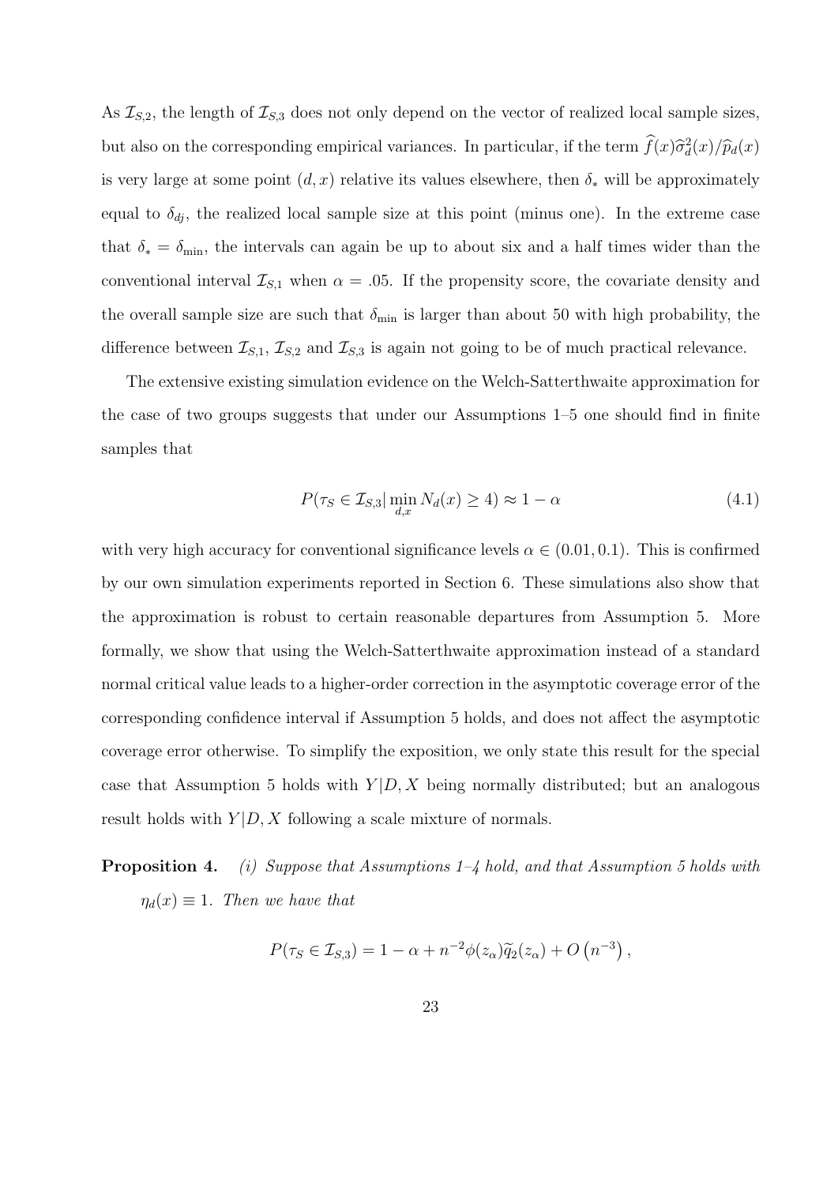As $\mathcal{I}_{S,2}$, the length of $\mathcal{I}_{S,3}$ does not only depend on the vector of realized local sample sizes, but also on the corresponding empirical variances. In particular, if the term $\widehat{f}(x)\widehat{\sigma}_d^2(x)/\widehat{p}_d(x)$ is very large at some point $(d,x)$ relative its values elsewhere, then $\delta_*$ will be approximately equal to $\delta_{dj}$, the realized local sample size at this point (minus one). In the extreme case that $\delta_* = \delta_{\min}$, the intervals can again be up to about six and a half times wider than the conventional interval $\mathcal{I}_{S,1}$ when $\alpha = .05$. If the propensity score, the covariate density and the overall sample size are such that $\delta_{\min}$ is larger than about 50 with high probability, the difference between $\mathcal{I}_{S,1}$, $\mathcal{I}_{S,2}$ and $\mathcal{I}_{S,3}$ is again not going to be of much practical relevance.

The extensive existing simulation evidence on the Welch-Satterthwaite approximation for the case of two groups suggests that under our Assumptions 1–5 one should find in finite samples that

$$P(\tau_S \in \mathcal{I}_{S,3} | \min_{d,x} N_d(x) \geq 4) \approx 1 - \alpha \tag{4.1}$$

with very high accuracy for conventional significance levels $\alpha \in (0.01, 0.1)$. This is confirmed by our own simulation experiments reported in Section 6. These simulations also show that the approximation is robust to certain reasonable departures from Assumption 5. More formally, we show that using the Welch-Satterthwaite approximation instead of a standard normal critical value leads to a higher-order correction in the asymptotic coverage error of the corresponding confidence interval if Assumption 5 holds, and does not affect the asymptotic coverage error otherwise. To simplify the exposition, we only state this result for the special case that Assumption 5 holds with $Y|D,X$ being normally distributed; but an analogous result holds with $Y|D,X$ following a scale mixture of normals.

**Proposition 4.** *(i) Suppose that Assumptions 1–4 hold, and that Assumption 5 holds with $\eta_d(x) \equiv 1$. Then we have that*

$$P(\tau_S \in \mathcal{I}_{S,3}) = 1 - \alpha + n^{-2}\phi(z_\alpha)\widetilde{q}_2(z_\alpha) + O\left(n^{-3}\right),$$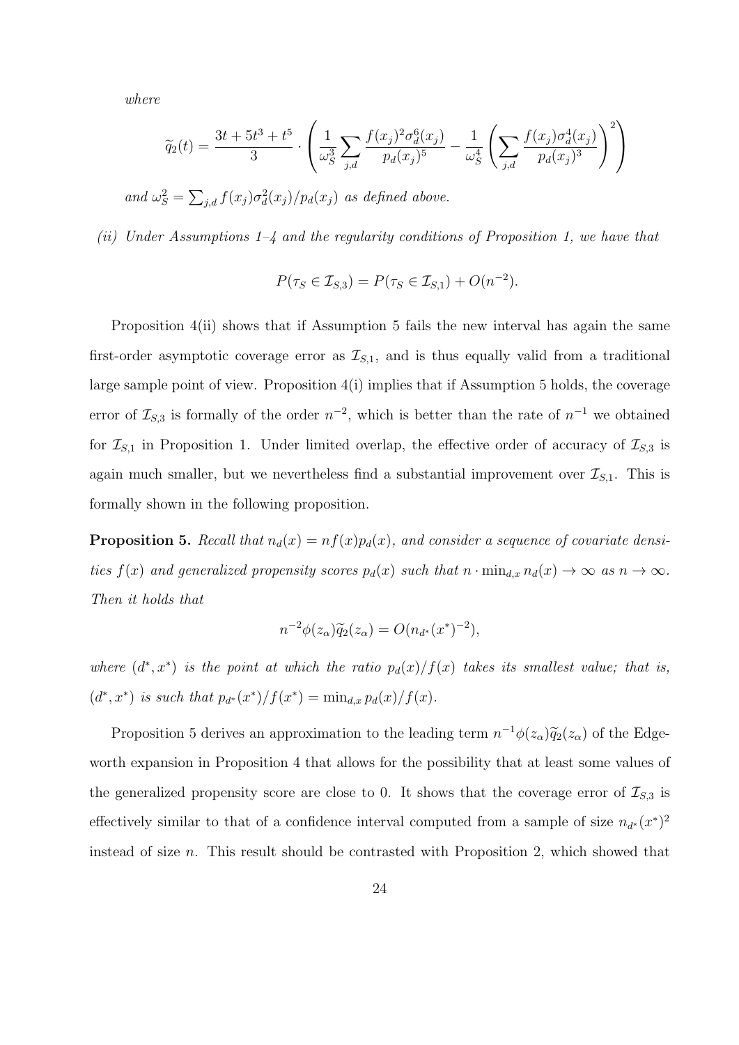*where*

$$\widetilde{q}_2(t) = \frac{3t + 5t^3 + t^5}{3} \cdot \left( \frac{1}{\omega_S^3} \sum_{j,d} \frac{f(x_j)^2 \sigma_d^6(x_j)}{p_d(x_j)^5} - \frac{1}{\omega_S^4} \left( \sum_{j,d} \frac{f(x_j)\sigma_d^4(x_j)}{p_d(x_j)^3} \right)^2 \right)$$

*and* $\omega_S^2 = \sum_{j,d} f(x_j)\sigma_d^2(x_j)/p_d(x_j)$ *as defined above.*

*(ii) Under Assumptions 1–4 and the regularity conditions of Proposition 1, we have that*

$$P(\tau_S \in \mathcal{I}_{S,3}) = P(\tau_S \in \mathcal{I}_{S,1}) + O(n^{-2}).$$

Proposition 4(ii) shows that if Assumption 5 fails the new interval has again the same first-order asymptotic coverage error as $\mathcal{I}_{S,1}$, and is thus equally valid from a traditional large sample point of view. Proposition 4(i) implies that if Assumption 5 holds, the coverage error of $\mathcal{I}_{S,3}$ is formally of the order $n^{-2}$, which is better than the rate of $n^{-1}$ we obtained for $\mathcal{I}_{S,1}$ in Proposition 1. Under limited overlap, the effective order of accuracy of $\mathcal{I}_{S,3}$ is again much smaller, but we nevertheless find a substantial improvement over $\mathcal{I}_{S,1}$. This is formally shown in the following proposition.

**Proposition 5.** *Recall that* $n_d(x) = nf(x)p_d(x)$*, and consider a sequence of covariate densities* $f(x)$ *and generalized propensity scores* $p_d(x)$ *such that* $n \cdot \min_{d,x} n_d(x) \to \infty$ *as* $n \to \infty$*. Then it holds that*

$$n^{-2}\phi(z_\alpha)\widetilde{q}_2(z_\alpha) = O(n_{d^*}(x^*)^{-2}),$$

*where* $(d^*, x^*)$ *is the point at which the ratio* $p_d(x)/f(x)$ *takes its smallest value; that is,* $(d^*, x^*)$ *is such that* $p_{d^*}(x^*)/f(x^*) = \min_{d,x} p_d(x)/f(x)$*.*

Proposition 5 derives an approximation to the leading term $n^{-1}\phi(z_\alpha)\widetilde{q}_2(z_\alpha)$ of the Edgeworth expansion in Proposition 4 that allows for the possibility that at least some values of the generalized propensity score are close to 0. It shows that the coverage error of $\mathcal{I}_{S,3}$ is effectively similar to that of a confidence interval computed from a sample of size $n_{d^*}(x^*)^2$ instead of size $n$. This result should be contrasted with Proposition 2, which showed that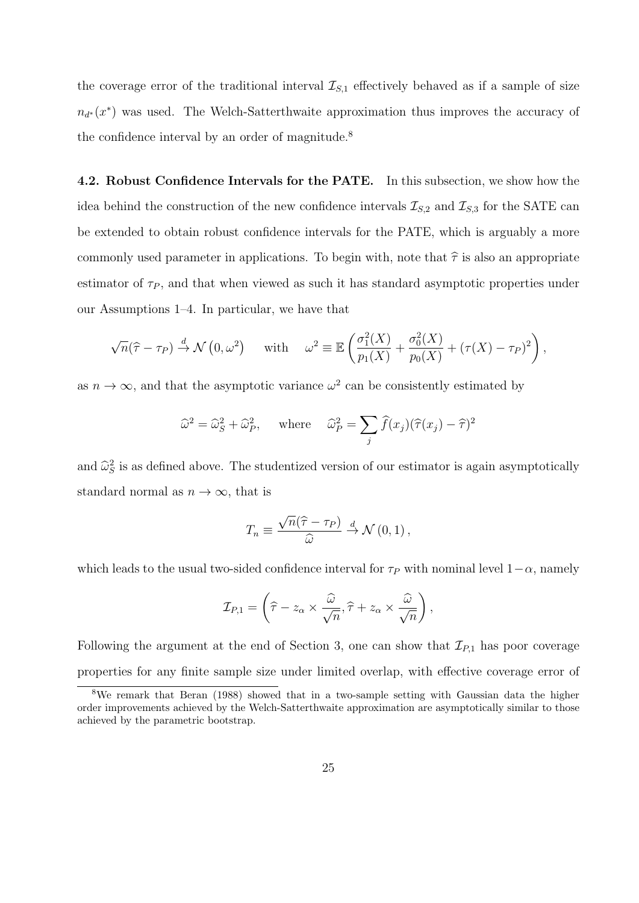the coverage error of the traditional interval $\mathcal{I}_{S,1}$ effectively behaved as if a sample of size $n_{d^*}(x^*)$ was used. The Welch-Satterthwaite approximation thus improves the accuracy of the confidence interval by an order of magnitude.[8]

**4.2. Robust Confidence Intervals for the PATE.** In this subsection, we show how the idea behind the construction of the new confidence intervals $\mathcal{I}_{S,2}$ and $\mathcal{I}_{S,3}$ for the SATE can be extended to obtain robust confidence intervals for the PATE, which is arguably a more commonly used parameter in applications. To begin with, note that $\widehat{\tau}$ is also an appropriate estimator of $\tau_P$, and that when viewed as such it has standard asymptotic properties under our Assumptions 1–4. In particular, we have that

$$\sqrt{n}(\widehat{\tau} - \tau_P) \xrightarrow{d} \mathcal{N}\left(0, \omega^2\right) \quad \text{ with } \quad \omega^2 \equiv \mathbb{E}\left(\frac{\sigma_1^2(X)}{p_1(X)} + \frac{\sigma_0^2(X)}{p_0(X)} + (\tau(X) - \tau_P)^2\right),$$

as $n \to \infty$, and that the asymptotic variance $\omega^2$ can be consistently estimated by

$$\widehat{\omega}^2 = \widehat{\omega}_S^2 + \widehat{\omega}_P^2, \quad \text{ where } \quad \widehat{\omega}_P^2 = \sum_j \widehat{f}(x_j)(\widehat{\tau}(x_j) - \widehat{\tau})^2$$

and $\widehat{\omega}_S^2$ is as defined above. The studentized version of our estimator is again asymptotically standard normal as $n \to \infty$, that is

$$T_n \equiv \frac{\sqrt{n}(\widehat{\tau} - \tau_P)}{\widehat{\omega}} \xrightarrow{d} \mathcal{N}\left(0, 1\right),$$

which leads to the usual two-sided confidence interval for $\tau_P$ with nominal level $1-\alpha$, namely

$$\mathcal{I}_{P,1} = \left(\widehat{\tau} - z_\alpha \times \frac{\widehat{\omega}}{\sqrt{n}}, \widehat{\tau} + z_\alpha \times \frac{\widehat{\omega}}{\sqrt{n}}\right),$$

Following the argument at the end of Section 3, one can show that $\mathcal{I}_{P,1}$ has poor coverage properties for any finite sample size under limited overlap, with effective coverage error of

[8]We remark that Beran (1988) showed that in a two-sample setting with Gaussian data the higher order improvements achieved by the Welch-Satterthwaite approximation are asymptotically similar to those achieved by the parametric bootstrap.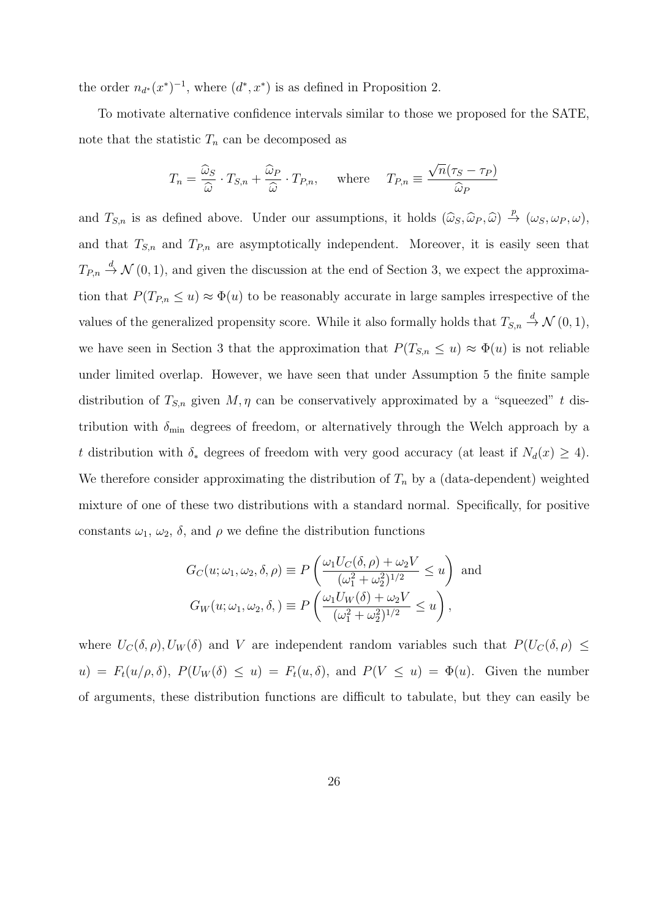the order $n_{d^*}(x^*)^{-1}$, where $(d^*, x^*)$ is as defined in Proposition 2.

To motivate alternative confidence intervals similar to those we proposed for the SATE, note that the statistic $T_n$ can be decomposed as

$$T_n = \frac{\widehat{\omega}_S}{\widehat{\omega}} \cdot T_{S,n} + \frac{\widehat{\omega}_P}{\widehat{\omega}} \cdot T_{P,n}, \quad \text{ where } \quad T_{P,n} \equiv \frac{\sqrt{n}(\tau_S - \tau_P)}{\widehat{\omega}_P}$$

and $T_{S,n}$ is as defined above. Under our assumptions, it holds $(\widehat{\omega}_S, \widehat{\omega}_P, \widehat{\omega}) \xrightarrow{p} (\omega_S, \omega_P, \omega)$, and that $T_{S,n}$ and $T_{P,n}$ are asymptotically independent. Moreover, it is easily seen that $T_{P,n} \xrightarrow{d} \mathcal{N}(0,1)$, and given the discussion at the end of Section 3, we expect the approximation that $P(T_{P,n} \le u) \approx \Phi(u)$ to be reasonably accurate in large samples irrespective of the values of the generalized propensity score. While it also formally holds that $T_{S,n} \xrightarrow{d} \mathcal{N}(0,1)$, we have seen in Section 3 that the approximation that $P(T_{S,n} \le u) \approx \Phi(u)$ is not reliable under limited overlap. However, we have seen that under Assumption 5 the finite sample distribution of $T_{S,n}$ given $M, \eta$ can be conservatively approximated by a "squeezed" $t$ distribution with $\delta_{\min}$ degrees of freedom, or alternatively through the Welch approach by a $t$ distribution with $\delta_*$ degrees of freedom with very good accuracy (at least if $N_d(x) \ge 4$). We therefore consider approximating the distribution of $T_n$ by a (data-dependent) weighted mixture of one of these two distributions with a standard normal. Specifically, for positive constants $\omega_1$, $\omega_2$, $\delta$, and $\rho$ we define the distribution functions

$$G_C(u; \omega_1, \omega_2, \delta, \rho) \equiv P\left(\frac{\omega_1 U_C(\delta, \rho) + \omega_2 V}{(\omega_1^2 + \omega_2^2)^{1/2}} \le u\right) \text{ and}$$
$$G_W(u; \omega_1, \omega_2, \delta, ) \equiv P\left(\frac{\omega_1 U_W(\delta) + \omega_2 V}{(\omega_1^2 + \omega_2^2)^{1/2}} \le u\right),$$

where $U_C(\delta, \rho), U_W(\delta)$ and $V$ are independent random variables such that $P(U_C(\delta, \rho) \le u) = F_t(u/\rho, \delta)$, $P(U_W(\delta) \le u) = F_t(u, \delta)$, and $P(V \le u) = \Phi(u)$. Given the number of arguments, these distribution functions are difficult to tabulate, but they can easily be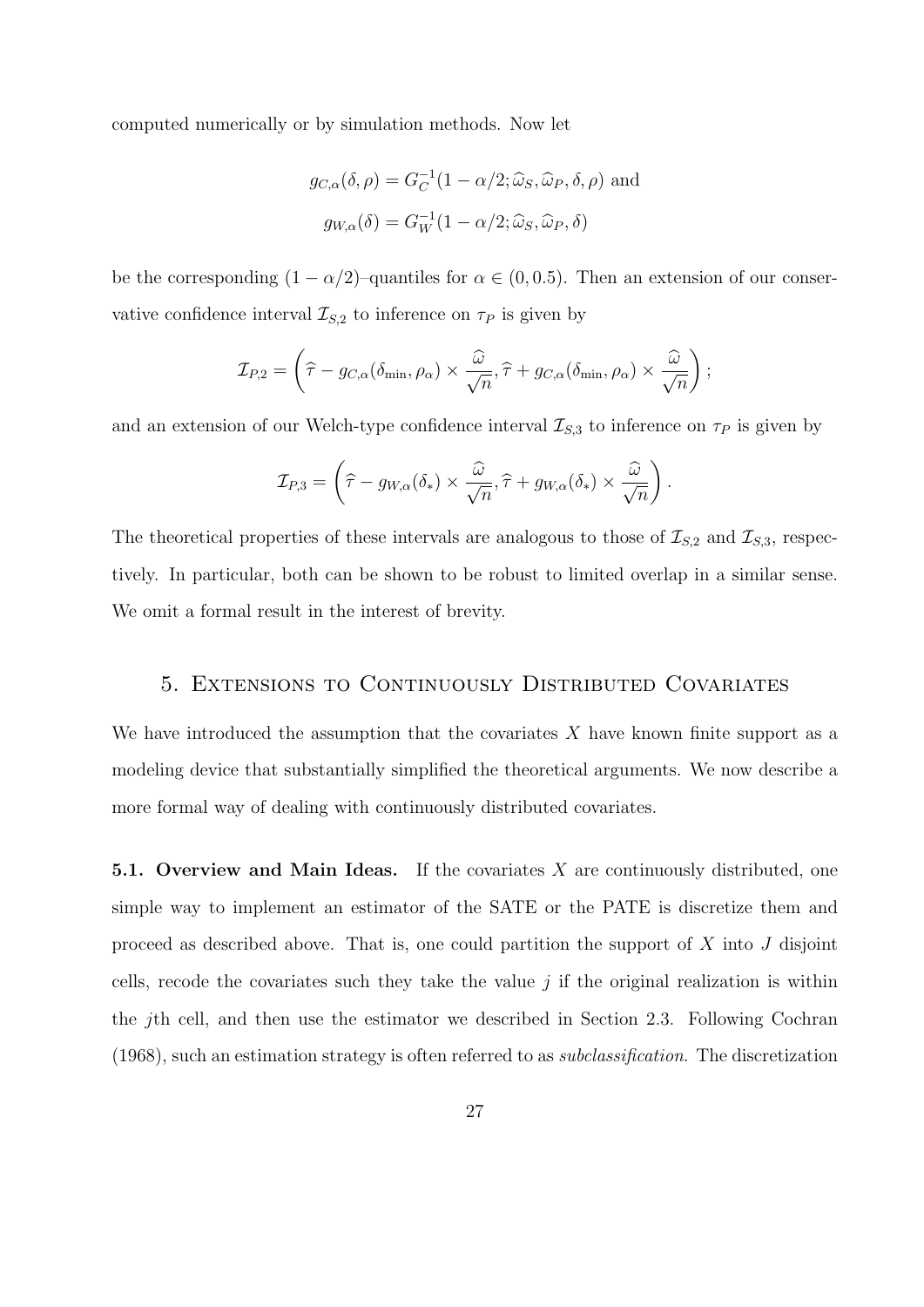computed numerically or by simulation methods. Now let

$$g_{C,\alpha}(\delta,\rho) = G_C^{-1}(1-\alpha/2; \widehat{\omega}_S, \widehat{\omega}_P, \delta, \rho) \text{ and}$$
$$g_{W,\alpha}(\delta) = G_W^{-1}(1-\alpha/2; \widehat{\omega}_S, \widehat{\omega}_P, \delta)$$

be the corresponding $(1-\alpha/2)$–quantiles for $\alpha \in (0, 0.5)$. Then an extension of our conservative confidence interval $\mathcal{I}_{S,2}$ to inference on $\tau_P$ is given by

$$\mathcal{I}_{P,2} = \left(\widehat{\tau} - g_{C,\alpha}(\delta_{\min}, \rho_\alpha) \times \frac{\widehat{\omega}}{\sqrt{n}}, \widehat{\tau} + g_{C,\alpha}(\delta_{\min}, \rho_\alpha) \times \frac{\widehat{\omega}}{\sqrt{n}}\right);$$

and an extension of our Welch-type confidence interval $\mathcal{I}_{S,3}$ to inference on $\tau_P$ is given by

$$\mathcal{I}_{P,3} = \left(\widehat{\tau} - g_{W,\alpha}(\delta_*) \times \frac{\widehat{\omega}}{\sqrt{n}}, \widehat{\tau} + g_{W,\alpha}(\delta_*) \times \frac{\widehat{\omega}}{\sqrt{n}}\right).$$

The theoretical properties of these intervals are analogous to those of $\mathcal{I}_{S,2}$ and $\mathcal{I}_{S,3}$, respectively. In particular, both can be shown to be robust to limited overlap in a similar sense. We omit a formal result in the interest of brevity.

## 5. Extensions to Continuously Distributed Covariates

We have introduced the assumption that the covariates $X$ have known finite support as a modeling device that substantially simplified the theoretical arguments. We now describe a more formal way of dealing with continuously distributed covariates.

**5.1. Overview and Main Ideas.** If the covariates $X$ are continuously distributed, one simple way to implement an estimator of the SATE or the PATE is discretize them and proceed as described above. That is, one could partition the support of $X$ into $J$ disjoint cells, recode the covariates such they take the value $j$ if the original realization is within the $j$th cell, and then use the estimator we described in Section 2.3. Following Cochran (1968), such an estimation strategy is often referred to as *subclassification*. The discretization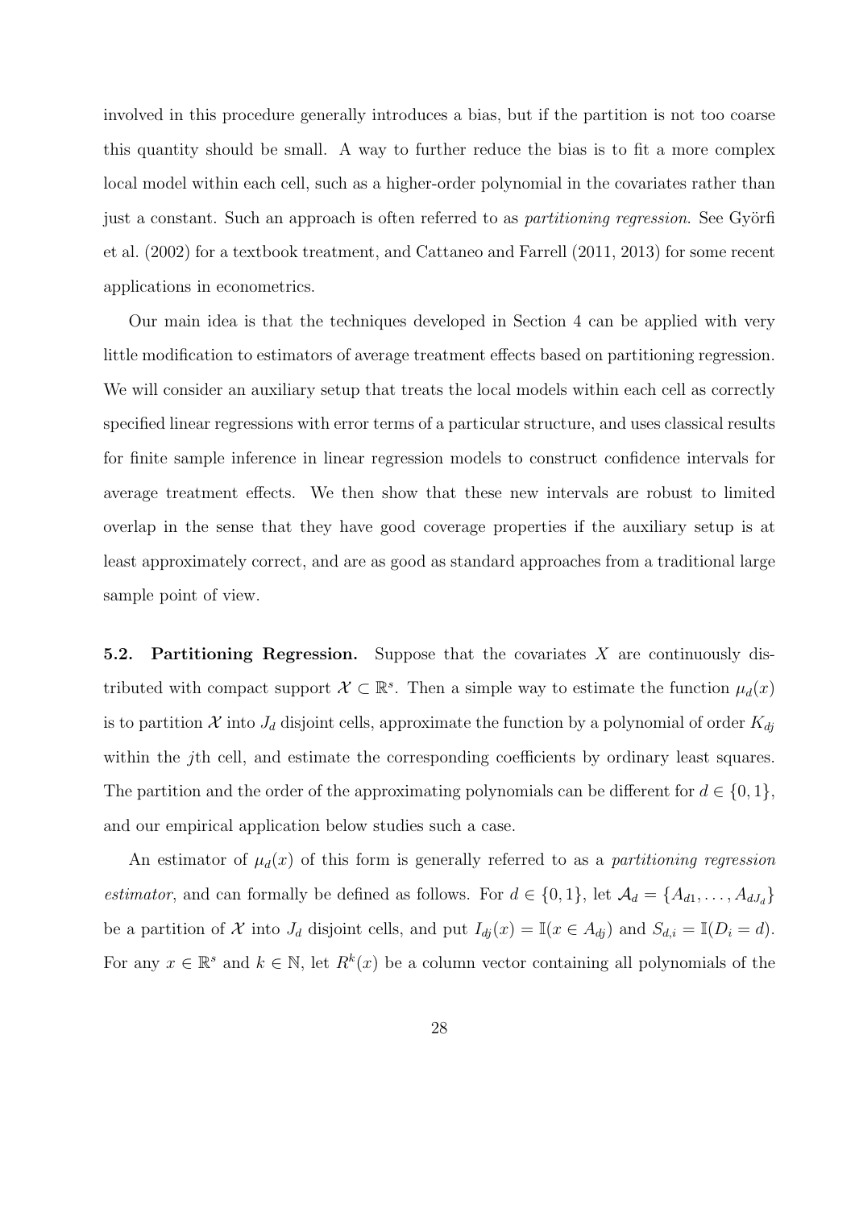involved in this procedure generally introduces a bias, but if the partition is not too coarse this quantity should be small. A way to further reduce the bias is to fit a more complex local model within each cell, such as a higher-order polynomial in the covariates rather than just a constant. Such an approach is often referred to as *partitioning regression*. See Györfi et al. (2002) for a textbook treatment, and Cattaneo and Farrell (2011, 2013) for some recent applications in econometrics.

Our main idea is that the techniques developed in Section 4 can be applied with very little modification to estimators of average treatment effects based on partitioning regression. We will consider an auxiliary setup that treats the local models within each cell as correctly specified linear regressions with error terms of a particular structure, and uses classical results for finite sample inference in linear regression models to construct confidence intervals for average treatment effects. We then show that these new intervals are robust to limited overlap in the sense that they have good coverage properties if the auxiliary setup is at least approximately correct, and are as good as standard approaches from a traditional large sample point of view.

**5.2. Partitioning Regression.** Suppose that the covariates $X$ are continuously distributed with compact support $\mathcal{X} \subset \mathbb{R}^s$. Then a simple way to estimate the function $\mu_d(x)$ is to partition $\mathcal{X}$ into $J_d$ disjoint cells, approximate the function by a polynomial of order $K_{dj}$ within the $j$th cell, and estimate the corresponding coefficients by ordinary least squares. The partition and the order of the approximating polynomials can be different for $d \in \{0, 1\}$, and our empirical application below studies such a case.

An estimator of $\mu_d(x)$ of this form is generally referred to as a *partitioning regression estimator*, and can formally be defined as follows. For $d \in \{0, 1\}$, let $\mathcal{A}_d = \{A_{d1}, \ldots, A_{dJ_d}\}$ be a partition of $\mathcal{X}$ into $J_d$ disjoint cells, and put $I_{dj}(x) = \mathbb{I}(x \in A_{dj})$ and $S_{d,i} = \mathbb{I}(D_i = d)$. For any $x \in \mathbb{R}^s$ and $k \in \mathbb{N}$, let $R^k(x)$ be a column vector containing all polynomials of the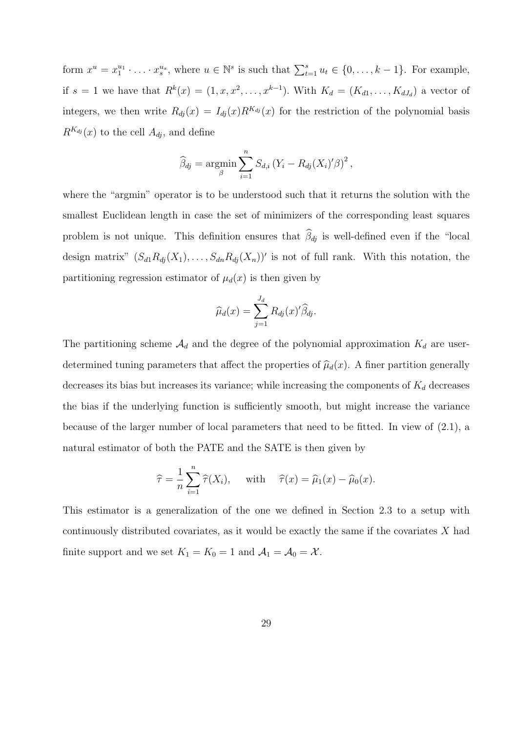form $x^u = x_1^{u_1} \cdot \ldots \cdot x_s^{u_s}$, where $u \in \mathbb{N}^s$ is such that $\sum_{t=1}^s u_t \in \{0, \ldots, k-1\}$. For example, if $s = 1$ we have that $R^k(x) = (1, x, x^2, \ldots, x^{k-1})$. With $K_d = (K_{d1}, \ldots, K_{dJ_d})$ a vector of integers, we then write $R_{dj}(x) = I_{dj}(x) R^{K_{dj}}(x)$ for the restriction of the polynomial basis $R^{K_{dj}}(x)$ to the cell $A_{dj}$, and define

$$\widehat{\beta}_{dj} = \underset{\beta}{\operatorname{argmin}} \sum_{i=1}^n S_{d,i} \left(Y_i - R_{dj}(X_i)'\beta\right)^2,$$

where the "argmin" operator is to be understood such that it returns the solution with the smallest Euclidean length in case the set of minimizers of the corresponding least squares problem is not unique. This definition ensures that $\widehat{\beta}_{dj}$ is well-defined even if the "local design matrix" $(S_{d1} R_{dj}(X_1), \ldots, S_{dn} R_{dj}(X_n))'$ is not of full rank. With this notation, the partitioning regression estimator of $\mu_d(x)$ is then given by

$$\widehat{\mu}_d(x) = \sum_{j=1}^{J_d} R_{dj}(x)' \widehat{\beta}_{dj}.$$

The partitioning scheme $\mathcal{A}_d$ and the degree of the polynomial approximation $K_d$ are user-determined tuning parameters that affect the properties of $\widehat{\mu}_d(x)$. A finer partition generally decreases its bias but increases its variance; while increasing the components of $K_d$ decreases the bias if the underlying function is sufficiently smooth, but might increase the variance because of the larger number of local parameters that need to be fitted. In view of (2.1), a natural estimator of both the PATE and the SATE is then given by

$$\widehat{\tau} = \frac{1}{n} \sum_{i=1}^n \widehat{\tau}(X_i), \qquad \text{with} \qquad \widehat{\tau}(x) = \widehat{\mu}_1(x) - \widehat{\mu}_0(x).$$

This estimator is a generalization of the one we defined in Section 2.3 to a setup with continuously distributed covariates, as it would be exactly the same if the covariates $X$ had finite support and we set $K_1 = K_0 = 1$ and $\mathcal{A}_1 = \mathcal{A}_0 = \mathcal{X}$.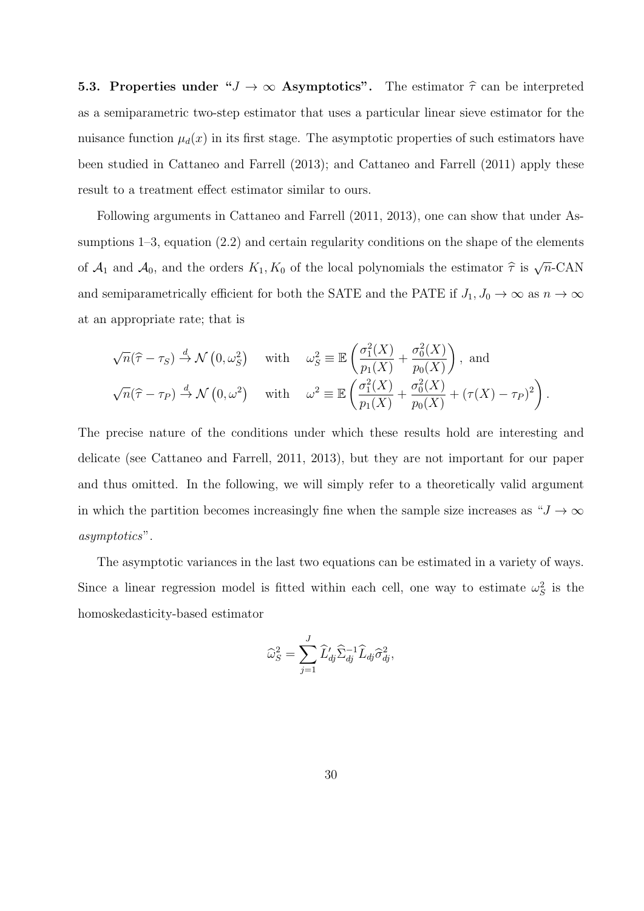**5.3. Properties under "$J \to \infty$ Asymptotics".** The estimator $\widehat{\tau}$ can be interpreted as a semiparametric two-step estimator that uses a particular linear sieve estimator for the nuisance function $\mu_d(x)$ in its first stage. The asymptotic properties of such estimators have been studied in Cattaneo and Farrell (2013); and Cattaneo and Farrell (2011) apply these result to a treatment effect estimator similar to ours.

Following arguments in Cattaneo and Farrell (2011, 2013), one can show that under Assumptions 1–3, equation (2.2) and certain regularity conditions on the shape of the elements of $\mathcal{A}_1$ and $\mathcal{A}_0$, and the orders $K_1, K_0$ of the local polynomials the estimator $\widehat{\tau}$ is $\sqrt{n}$-CAN and semiparametrically efficient for both the SATE and the PATE if $J_1, J_0 \to \infty$ as $n \to \infty$ at an appropriate rate; that is

$$\sqrt{n}(\widehat{\tau} - \tau_S) \xrightarrow{d} \mathcal{N}\left(0, \omega_S^2\right) \quad \text{with} \quad \omega_S^2 \equiv \mathbb{E}\left(\frac{\sigma_1^2(X)}{p_1(X)} + \frac{\sigma_0^2(X)}{p_0(X)}\right), \text{ and}$$

$$\sqrt{n}(\widehat{\tau} - \tau_P) \xrightarrow{d} \mathcal{N}\left(0, \omega^2\right) \quad \text{with} \quad \omega^2 \equiv \mathbb{E}\left(\frac{\sigma_1^2(X)}{p_1(X)} + \frac{\sigma_0^2(X)}{p_0(X)} + (\tau(X) - \tau_P)^2\right).$$

The precise nature of the conditions under which these results hold are interesting and delicate (see Cattaneo and Farrell, 2011, 2013), but they are not important for our paper and thus omitted. In the following, we will simply refer to a theoretically valid argument in which the partition becomes increasingly fine when the sample size increases as "$J \to \infty$ *asymptotics*".

The asymptotic variances in the last two equations can be estimated in a variety of ways. Since a linear regression model is fitted within each cell, one way to estimate $\omega_S^2$ is the homoskedasticity-based estimator

$$\widehat{\omega}_S^2 = \sum_{j=1}^{J} \widehat{L}_{dj}' \widehat{\Sigma}_{dj}^{-1} \widehat{L}_{dj} \widehat{\sigma}_{dj}^2,$$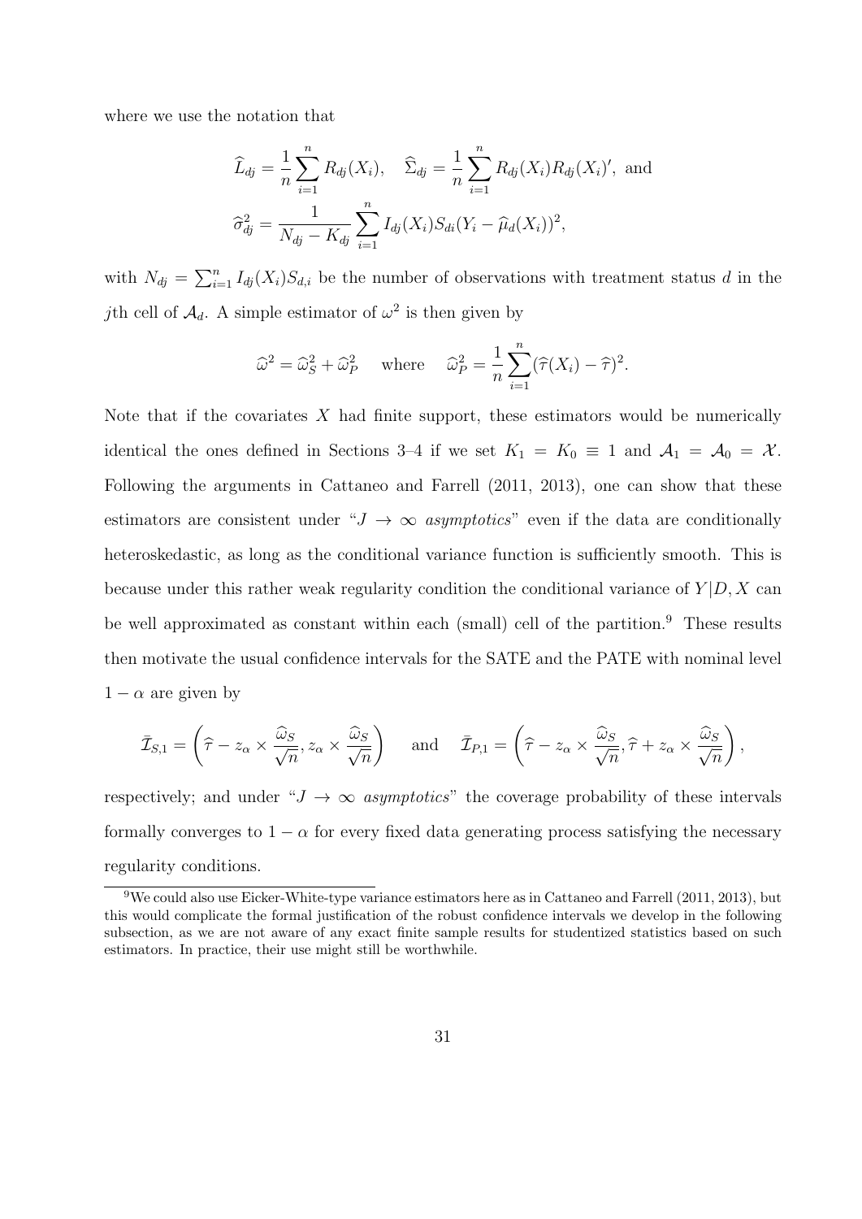where we use the notation that

$$\widehat{L}_{dj} = \frac{1}{n}\sum_{i=1}^{n} R_{dj}(X_i), \quad \widehat{\Sigma}_{dj} = \frac{1}{n}\sum_{i=1}^{n} R_{dj}(X_i)R_{dj}(X_i)', \text{ and}$$

$$\widehat{\sigma}_{dj}^2 = \frac{1}{N_{dj} - K_{dj}} \sum_{i=1}^{n} I_{dj}(X_i) S_{di}(Y_i - \widehat{\mu}_d(X_i))^2,$$

with $N_{dj} = \sum_{i=1}^{n} I_{dj}(X_i) S_{d,i}$ be the number of observations with treatment status $d$ in the $j$th cell of $\mathcal{A}_d$. A simple estimator of $\omega^2$ is then given by

$$\widehat{\omega}^2 = \widehat{\omega}_S^2 + \widehat{\omega}_P^2 \quad \text{ where } \quad \widehat{\omega}_P^2 = \frac{1}{n}\sum_{i=1}^{n}(\widehat{\tau}(X_i) - \widehat{\tau})^2.$$

Note that if the covariates $X$ had finite support, these estimators would be numerically identical the ones defined in Sections 3–4 if we set $K_1 = K_0 \equiv 1$ and $\mathcal{A}_1 = \mathcal{A}_0 = \mathcal{X}$. Following the arguments in Cattaneo and Farrell (2011, 2013), one can show that these estimators are consistent under "$J \to \infty$ *asymptotics*" even if the data are conditionally heteroskedastic, as long as the conditional variance function is sufficiently smooth. This is because under this rather weak regularity condition the conditional variance of $Y|D, X$ can be well approximated as constant within each (small) cell of the partition.[9] These results then motivate the usual confidence intervals for the SATE and the PATE with nominal level $1 - \alpha$ are given by

$$\bar{\mathcal{I}}_{S,1} = \left(\widehat{\tau} - z_\alpha \times \frac{\widehat{\omega}_S}{\sqrt{n}}, z_\alpha \times \frac{\widehat{\omega}_S}{\sqrt{n}}\right) \quad \text{ and } \quad \bar{\mathcal{I}}_{P,1} = \left(\widehat{\tau} - z_\alpha \times \frac{\widehat{\omega}_S}{\sqrt{n}}, \widehat{\tau} + z_\alpha \times \frac{\widehat{\omega}_S}{\sqrt{n}}\right),$$

respectively; and under "$J \to \infty$ *asymptotics*" the coverage probability of these intervals formally converges to $1 - \alpha$ for every fixed data generating process satisfying the necessary regularity conditions.

[9] We could also use Eicker-White-type variance estimators here as in Cattaneo and Farrell (2011, 2013), but this would complicate the formal justification of the robust confidence intervals we develop in the following subsection, as we are not aware of any exact finite sample results for studentized statistics based on such estimators. In practice, their use might still be worthwhile.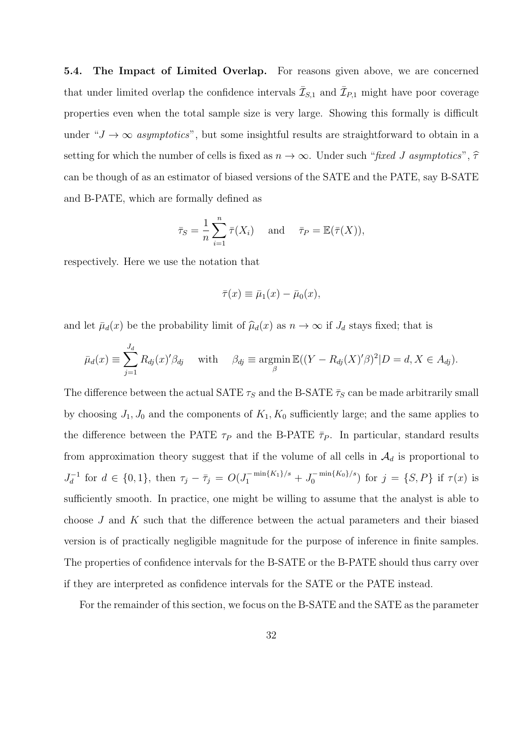**5.4. The Impact of Limited Overlap.** For reasons given above, we are concerned that under limited overlap the confidence intervals $\bar{\mathcal{I}}_{S,1}$ and $\bar{\mathcal{I}}_{P,1}$ might have poor coverage properties even when the total sample size is very large. Showing this formally is difficult under "$J \to \infty$ *asymptotics*", but some insightful results are straightforward to obtain in a setting for which the number of cells is fixed as $n \to \infty$. Under such "*fixed $J$ asymptotics*", $\widehat{\tau}$ can be though of as an estimator of biased versions of the SATE and the PATE, say B-SATE and B-PATE, which are formally defined as

$$\bar{\tau}_S = \frac{1}{n}\sum_{i=1}^{n} \bar{\tau}(X_i) \quad \text{and} \quad \bar{\tau}_P = \mathbb{E}(\bar{\tau}(X)),$$

respectively. Here we use the notation that

$$\bar{\tau}(x) \equiv \bar{\mu}_1(x) - \bar{\mu}_0(x),$$

and let $\bar{\mu}_d(x)$ be the probability limit of $\widehat{\mu}_d(x)$ as $n \to \infty$ if $J_d$ stays fixed; that is

$$\bar{\mu}_d(x) \equiv \sum_{j=1}^{J_d} R_{dj}(x)'\beta_{dj} \quad \text{with} \quad \beta_{dj} \equiv \underset{\beta}{\operatorname{argmin}}\, \mathbb{E}((Y - R_{dj}(X)'\beta)^2 | D = d, X \in A_{dj}).$$

The difference between the actual SATE $\tau_S$ and the B-SATE $\bar{\tau}_S$ can be made arbitrarily small by choosing $J_1, J_0$ and the components of $K_1, K_0$ sufficiently large; and the same applies to the difference between the PATE $\tau_P$ and the B-PATE $\bar{\tau}_P$. In particular, standard results from approximation theory suggest that if the volume of all cells in $\mathcal{A}_d$ is proportional to $J_d^{-1}$ for $d \in \{0, 1\}$, then $\tau_j - \bar{\tau}_j = O(J_1^{-\min\{K_1\}/s} + J_0^{-\min\{K_0\}/s})$ for $j = \{S, P\}$ if $\tau(x)$ is sufficiently smooth. In practice, one might be willing to assume that the analyst is able to choose $J$ and $K$ such that the difference between the actual parameters and their biased version is of practically negligible magnitude for the purpose of inference in finite samples. The properties of confidence intervals for the B-SATE or the B-PATE should thus carry over if they are interpreted as confidence intervals for the SATE or the PATE instead.

For the remainder of this section, we focus on the B-SATE and the SATE as the parameter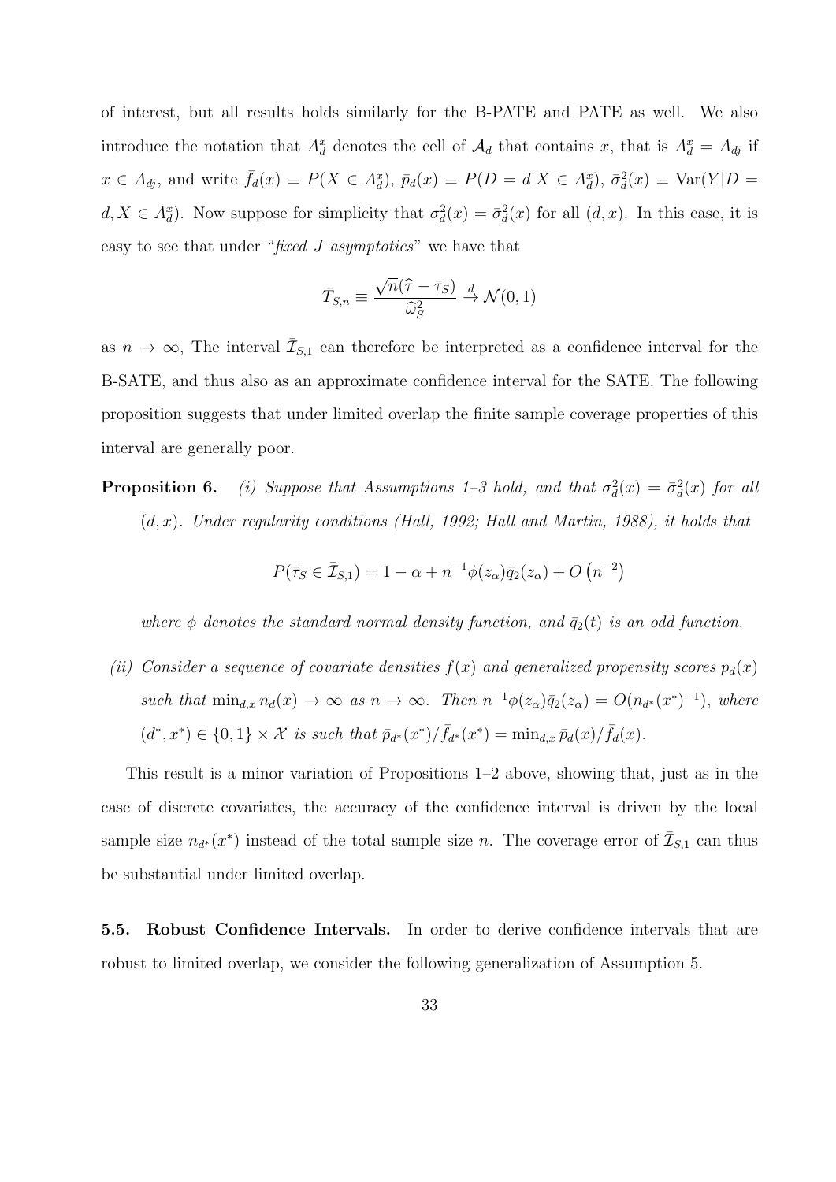of interest, but all results holds similarly for the B-PATE and PATE as well. We also introduce the notation that $A_d^x$ denotes the cell of $\mathcal{A}_d$ that contains $x$, that is $A_d^x = A_{dj}$ if $x \in A_{dj}$, and write $\bar{f}_d(x) \equiv P(X \in A_d^x)$, $\bar{p}_d(x) \equiv P(D = d|X \in A_d^x)$, $\bar{\sigma}_d^2(x) \equiv \text{Var}(Y|D = d, X \in A_d^x)$. Now suppose for simplicity that $\sigma_d^2(x) = \bar{\sigma}_d^2(x)$ for all $(d, x)$. In this case, it is easy to see that under "*fixed J asymptotics*" we have that

$$\bar{T}_{S,n} \equiv \frac{\sqrt{n}(\widehat{\tau} - \bar{\tau}_S)}{\widehat{\omega}_S^2} \xrightarrow{d} \mathcal{N}(0, 1)$$

as $n \to \infty$, The interval $\bar{\mathcal{I}}_{S,1}$ can therefore be interpreted as a confidence interval for the B-SATE, and thus also as an approximate confidence interval for the SATE. The following proposition suggests that under limited overlap the finite sample coverage properties of this interval are generally poor.

**Proposition 6.** *(i) Suppose that Assumptions 1–3 hold, and that $\sigma_d^2(x) = \bar{\sigma}_d^2(x)$ for all $(d, x)$. Under regularity conditions (Hall, 1992; Hall and Martin, 1988), it holds that*

$$P(\bar{\tau}_S \in \bar{\mathcal{I}}_{S,1}) = 1 - \alpha + n^{-1}\phi(z_\alpha)\bar{q}_2(z_\alpha) + O\left(n^{-2}\right)$$

*where $\phi$ denotes the standard normal density function, and $\bar{q}_2(t)$ is an odd function.*

*(ii) Consider a sequence of covariate densities $f(x)$ and generalized propensity scores $p_d(x)$ such that $\min_{d,x} n_d(x) \to \infty$ as $n \to \infty$. Then $n^{-1}\phi(z_\alpha)\bar{q}_2(z_\alpha) = O(n_{d^*}(x^*)^{-1})$, where $(d^*, x^*) \in \{0, 1\} \times \mathcal{X}$ is such that $\bar{p}_{d^*}(x^*)/\bar{f}_{d^*}(x^*) = \min_{d,x} \bar{p}_d(x)/\bar{f}_d(x)$.*

This result is a minor variation of Propositions 1–2 above, showing that, just as in the case of discrete covariates, the accuracy of the confidence interval is driven by the local sample size $n_{d^*}(x^*)$ instead of the total sample size $n$. The coverage error of $\bar{\mathcal{I}}_{S,1}$ can thus be substantial under limited overlap.

**5.5. Robust Confidence Intervals.** In order to derive confidence intervals that are robust to limited overlap, we consider the following generalization of Assumption 5.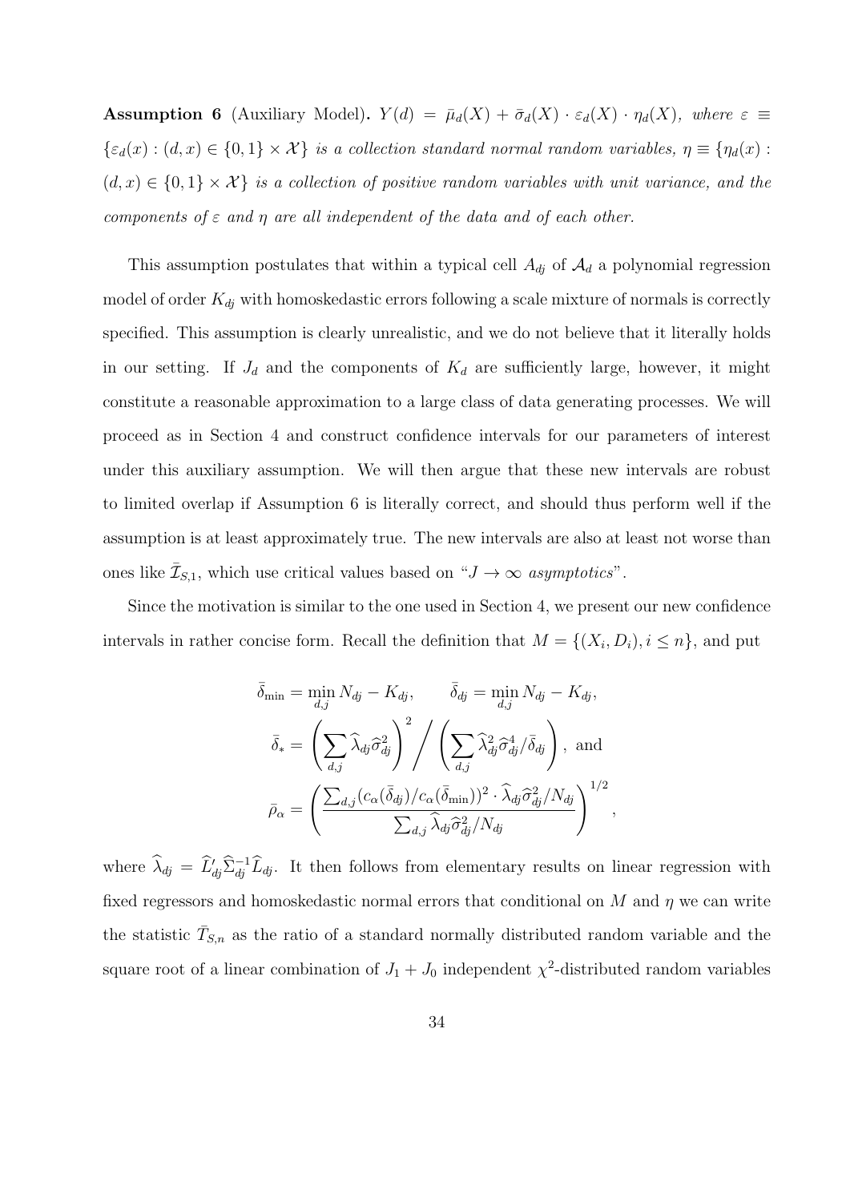**Assumption 6** (Auxiliary Model)**.** *$Y(d) = \bar{\mu}_d(X) + \bar{\sigma}_d(X) \cdot \varepsilon_d(X) \cdot \eta_d(X)$, where $\varepsilon \equiv \{\varepsilon_d(x) : (d, x) \in \{0, 1\} \times \mathcal{X}\}$ is a collection standard normal random variables, $\eta \equiv \{\eta_d(x) : (d, x) \in \{0, 1\} \times \mathcal{X}\}$ is a collection of positive random variables with unit variance, and the components of $\varepsilon$ and $\eta$ are all independent of the data and of each other.*

This assumption postulates that within a typical cell $A_{dj}$ of $\mathcal{A}_d$ a polynomial regression model of order $K_{dj}$ with homoskedastic errors following a scale mixture of normals is correctly specified. This assumption is clearly unrealistic, and we do not believe that it literally holds in our setting. If $J_d$ and the components of $K_d$ are sufficiently large, however, it might constitute a reasonable approximation to a large class of data generating processes. We will proceed as in Section 4 and construct confidence intervals for our parameters of interest under this auxiliary assumption. We will then argue that these new intervals are robust to limited overlap if Assumption 6 is literally correct, and should thus perform well if the assumption is at least approximately true. The new intervals are also at least not worse than ones like $\bar{\mathcal{I}}_{S,1}$, which use critical values based on "*$J \to \infty$ asymptotics*".

Since the motivation is similar to the one used in Section 4, we present our new confidence intervals in rather concise form. Recall the definition that $M = \{(X_i, D_i), i \leq n\}$, and put

$$\bar{\delta}_{\min} = \min_{d,j} N_{dj} - K_{dj}, \qquad \bar{\delta}_{dj} = \min_{d,j} N_{dj} - K_{dj},$$

$$\bar{\delta}_* = \left( \sum_{d,j} \widehat{\lambda}_{dj} \widehat{\sigma}^2_{dj} \right)^2 \Bigg/ \left( \sum_{d,j} \widehat{\lambda}^2_{dj} \widehat{\sigma}^4_{dj} / \bar{\delta}_{dj} \right), \text{ and}$$

$$\bar{\rho}_\alpha = \left( \frac{\sum_{d,j} (c_\alpha(\bar{\delta}_{dj}) / c_\alpha(\bar{\delta}_{\min}))^2 \cdot \widehat{\lambda}_{dj} \widehat{\sigma}^2_{dj} / N_{dj}}{\sum_{d,j} \widehat{\lambda}_{dj} \widehat{\sigma}^2_{dj} / N_{dj}} \right)^{1/2},$$

where $\widehat{\lambda}_{dj} = \widehat{L}'_{dj} \widehat{\Sigma}^{-1}_{dj} \widehat{L}_{dj}$. It then follows from elementary results on linear regression with fixed regressors and homoskedastic normal errors that conditional on $M$ and $\eta$ we can write the statistic $\bar{T}_{S,n}$ as the ratio of a standard normally distributed random variable and the square root of a linear combination of $J_1 + J_0$ independent $\chi^2$-distributed random variables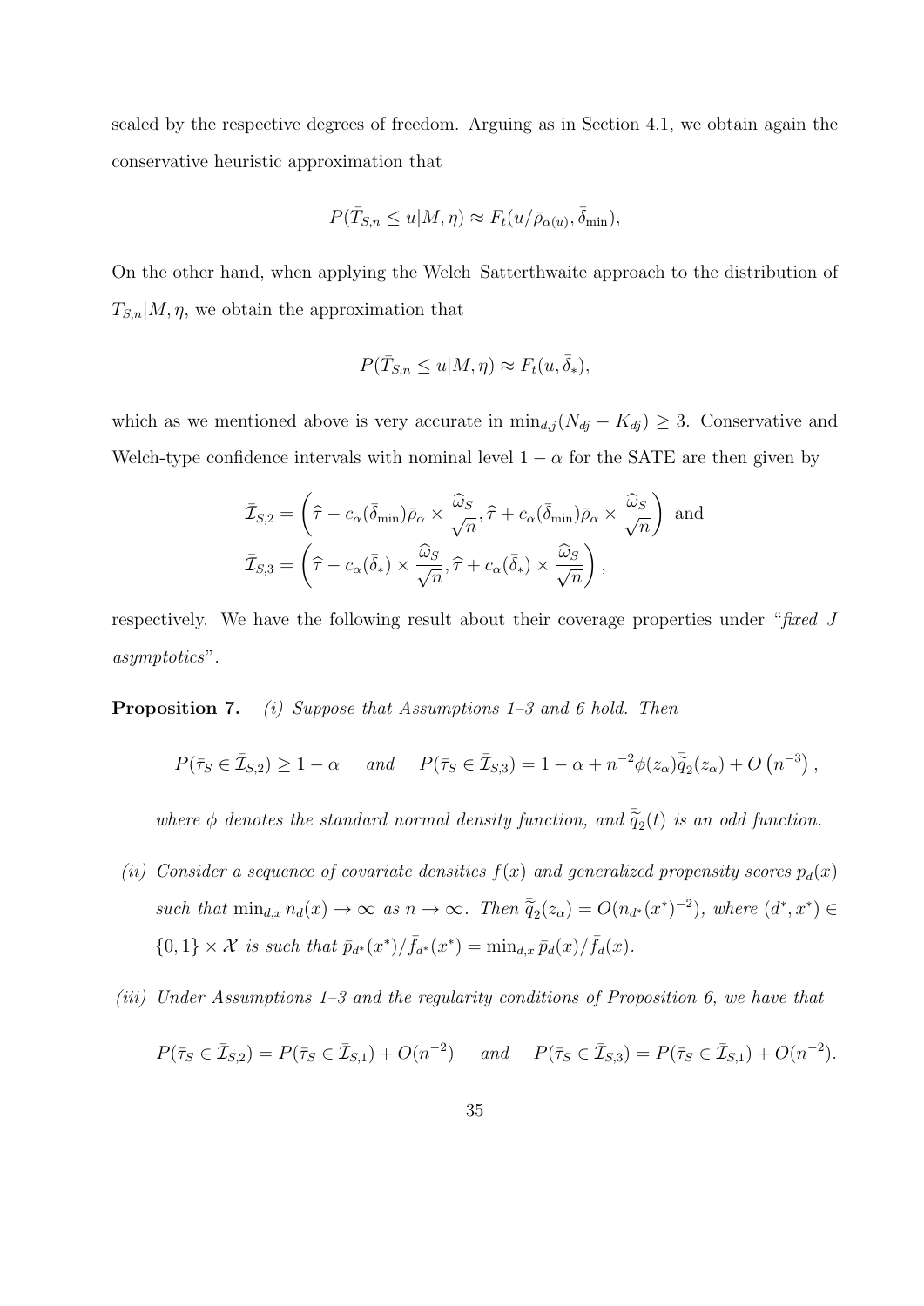scaled by the respective degrees of freedom. Arguing as in Section 4.1, we obtain again the conservative heuristic approximation that

$$P(\bar{T}_{S,n} \leq u | M, \eta) \approx F_t(u/\bar{\rho}_{\alpha(u)}, \bar{\delta}_{\min}),$$

On the other hand, when applying the Welch–Satterthwaite approach to the distribution of $T_{S,n}|M, \eta$, we obtain the approximation that

$$P(\bar{T}_{S,n} \leq u | M, \eta) \approx F_t(u, \bar{\delta}_*),$$

which as we mentioned above is very accurate in $\min_{d,j}(N_{dj} - K_{dj}) \geq 3$. Conservative and Welch-type confidence intervals with nominal level $1 - \alpha$ for the SATE are then given by

$$\bar{\mathcal{I}}_{S,2} = \left( \widehat{\tau} - c_\alpha(\bar{\delta}_{\min})\bar{\rho}_\alpha \times \frac{\widehat{\omega}_S}{\sqrt{n}}, \widehat{\tau} + c_\alpha(\bar{\delta}_{\min})\bar{\rho}_\alpha \times \frac{\widehat{\omega}_S}{\sqrt{n}} \right) \text{ and}$$
$$\bar{\mathcal{I}}_{S,3} = \left( \widehat{\tau} - c_\alpha(\bar{\delta}_*) \times \frac{\widehat{\omega}_S}{\sqrt{n}}, \widehat{\tau} + c_\alpha(\bar{\delta}_*) \times \frac{\widehat{\omega}_S}{\sqrt{n}} \right),$$

respectively. We have the following result about their coverage properties under "*fixed J asymptotics*".

**Proposition 7.** *(i) Suppose that Assumptions 1–3 and 6 hold. Then*

$$P(\bar{\tau}_S \in \bar{\mathcal{I}}_{S,2}) \geq 1 - \alpha \quad \text{ and } \quad P(\bar{\tau}_S \in \bar{\mathcal{I}}_{S,3}) = 1 - \alpha + n^{-2}\phi(z_\alpha)\bar{\widetilde{q}}_2(z_\alpha) + O\left(n^{-3}\right),$$

*where $\phi$ denotes the standard normal density function, and $\bar{\widetilde{q}}_2(t)$ is an odd function.*

*(ii) Consider a sequence of covariate densities $f(x)$ and generalized propensity scores $p_d(x)$ such that $\min_{d,x} n_d(x) \to \infty$ as $n \to \infty$. Then $\bar{\widetilde{q}}_2(z_\alpha) = O(n_{d^*}(x^*)^{-2})$, where $(d^*, x^*) \in \{0, 1\} \times \mathcal{X}$ is such that $\bar{p}_{d^*}(x^*)/\bar{f}_{d^*}(x^*) = \min_{d,x} \bar{p}_d(x)/\bar{f}_d(x)$.*

*(iii) Under Assumptions 1–3 and the regularity conditions of Proposition 6, we have that*

$$P(\bar{\tau}_S \in \bar{\mathcal{I}}_{S,2}) = P(\bar{\tau}_S \in \bar{\mathcal{I}}_{S,1}) + O(n^{-2}) \quad \text{ and } \quad P(\bar{\tau}_S \in \bar{\mathcal{I}}_{S,3}) = P(\bar{\tau}_S \in \bar{\mathcal{I}}_{S,1}) + O(n^{-2}).$$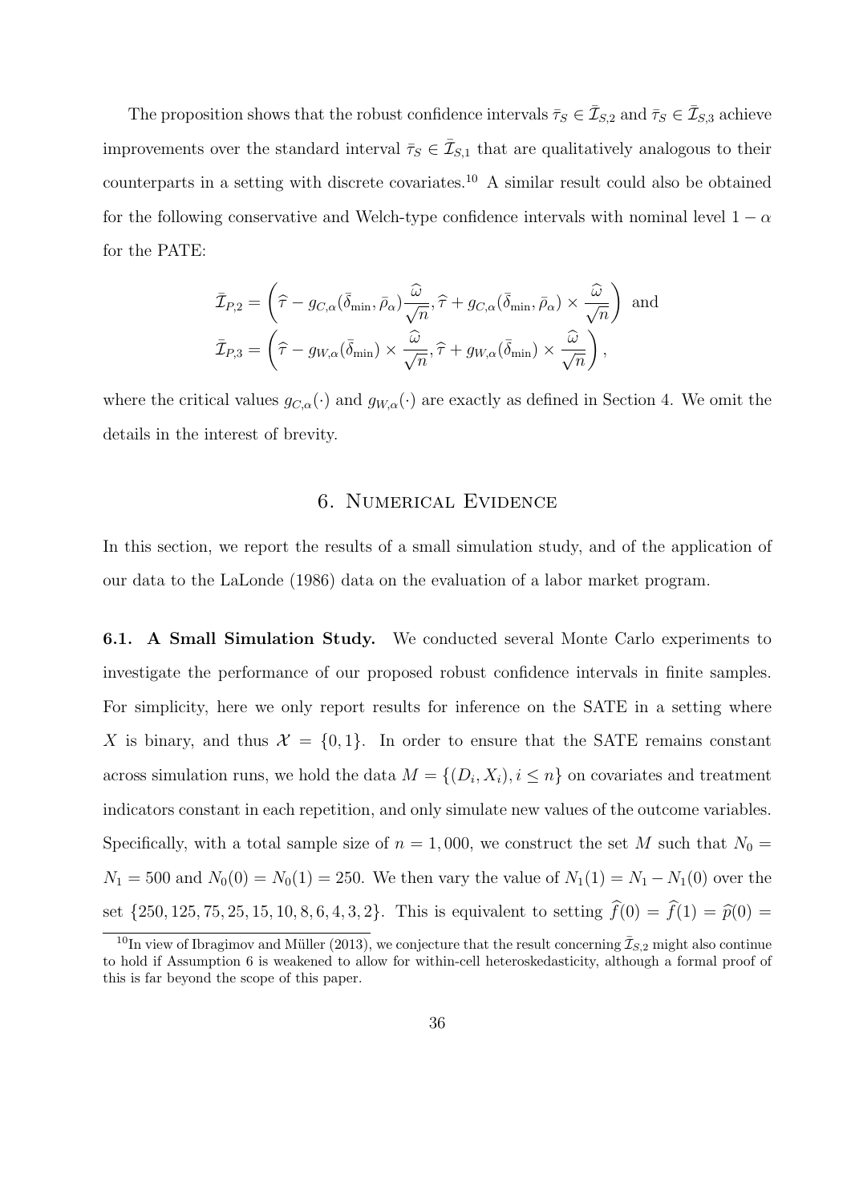The proposition shows that the robust confidence intervals $\bar{\tau}_S \in \bar{\mathcal{I}}_{S,2}$ and $\bar{\tau}_S \in \bar{\mathcal{I}}_{S,3}$ achieve improvements over the standard interval $\bar{\tau}_S \in \bar{\mathcal{I}}_{S,1}$ that are qualitatively analogous to their counterparts in a setting with discrete covariates.[10] A similar result could also be obtained for the following conservative and Welch-type confidence intervals with nominal level $1-\alpha$ for the PATE:

$$\bar{\mathcal{I}}_{P,2} = \left(\widehat{\tau} - g_{C,\alpha}(\bar{\delta}_{\min}, \bar{\rho}_\alpha)\frac{\widehat{\omega}}{\sqrt{n}}, \widehat{\tau} + g_{C,\alpha}(\bar{\delta}_{\min}, \bar{\rho}_\alpha) \times \frac{\widehat{\omega}}{\sqrt{n}}\right) \text{ and}$$
$$\bar{\mathcal{I}}_{P,3} = \left(\widehat{\tau} - g_{W,\alpha}(\bar{\delta}_{\min}) \times \frac{\widehat{\omega}}{\sqrt{n}}, \widehat{\tau} + g_{W,\alpha}(\bar{\delta}_{\min}) \times \frac{\widehat{\omega}}{\sqrt{n}}\right),$$

where the critical values $g_{C,\alpha}(\cdot)$ and $g_{W,\alpha}(\cdot)$ are exactly as defined in Section 4. We omit the details in the interest of brevity.

## 6. Numerical Evidence

In this section, we report the results of a small simulation study, and of the application of our data to the LaLonde (1986) data on the evaluation of a labor market program.

**6.1. A Small Simulation Study.** We conducted several Monte Carlo experiments to investigate the performance of our proposed robust confidence intervals in finite samples. For simplicity, here we only report results for inference on the SATE in a setting where $X$ is binary, and thus $\mathcal{X} = \{0, 1\}$. In order to ensure that the SATE remains constant across simulation runs, we hold the data $M = \{(D_i, X_i), i \leq n\}$ on covariates and treatment indicators constant in each repetition, and only simulate new values of the outcome variables. Specifically, with a total sample size of $n = 1{,}000$, we construct the set $M$ such that $N_0 = N_1 = 500$ and $N_0(0) = N_0(1) = 250$. We then vary the value of $N_1(1) = N_1 - N_1(0)$ over the set $\{250, 125, 75, 25, 15, 10, 8, 6, 4, 3, 2\}$. This is equivalent to setting $\widehat{f}(0) = \widehat{f}(1) = \widehat{p}(0) =$

[10] In view of Ibragimov and Müller (2013), we conjecture that the result concerning $\bar{\mathcal{I}}_{S,2}$ might also continue to hold if Assumption 6 is weakened to allow for within-cell heteroskedasticity, although a formal proof of this is far beyond the scope of this paper.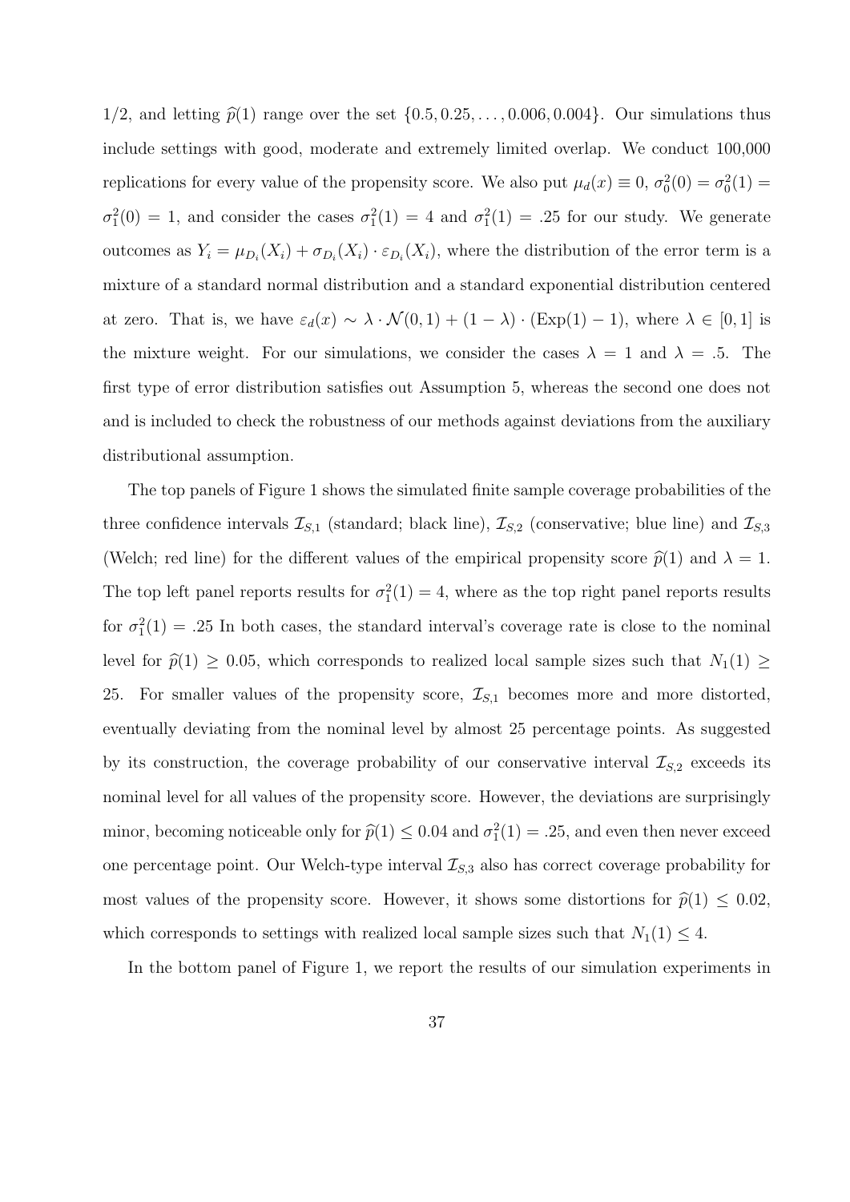1/2, and letting $\widehat{p}(1)$ range over the set $\{0.5, 0.25, \ldots, 0.006, 0.004\}$. Our simulations thus include settings with good, moderate and extremely limited overlap. We conduct 100,000 replications for every value of the propensity score. We also put $\mu_d(x) \equiv 0$, $\sigma_0^2(0) = \sigma_0^2(1) = \sigma_1^2(0) = 1$, and consider the cases $\sigma_1^2(1) = 4$ and $\sigma_1^2(1) = .25$ for our study. We generate outcomes as $Y_i = \mu_{D_i}(X_i) + \sigma_{D_i}(X_i) \cdot \varepsilon_{D_i}(X_i)$, where the distribution of the error term is a mixture of a standard normal distribution and a standard exponential distribution centered at zero. That is, we have $\varepsilon_d(x) \sim \lambda \cdot \mathcal{N}(0,1) + (1-\lambda) \cdot (\text{Exp}(1) - 1)$, where $\lambda \in [0,1]$ is the mixture weight. For our simulations, we consider the cases $\lambda = 1$ and $\lambda = .5$. The first type of error distribution satisfies out Assumption 5, whereas the second one does not and is included to check the robustness of our methods against deviations from the auxiliary distributional assumption.

The top panels of Figure 1 shows the simulated finite sample coverage probabilities of the three confidence intervals $\mathcal{I}_{S,1}$ (standard; black line), $\mathcal{I}_{S,2}$ (conservative; blue line) and $\mathcal{I}_{S,3}$ (Welch; red line) for the different values of the empirical propensity score $\widehat{p}(1)$ and $\lambda = 1$. The top left panel reports results for $\sigma_1^2(1) = 4$, where as the top right panel reports results for $\sigma_1^2(1) = .25$ In both cases, the standard interval's coverage rate is close to the nominal level for $\widehat{p}(1) \geq 0.05$, which corresponds to realized local sample sizes such that $N_1(1) \geq 25$. For smaller values of the propensity score, $\mathcal{I}_{S,1}$ becomes more and more distorted, eventually deviating from the nominal level by almost 25 percentage points. As suggested by its construction, the coverage probability of our conservative interval $\mathcal{I}_{S,2}$ exceeds its nominal level for all values of the propensity score. However, the deviations are surprisingly minor, becoming noticeable only for $\widehat{p}(1) \leq 0.04$ and $\sigma_1^2(1) = .25$, and even then never exceed one percentage point. Our Welch-type interval $\mathcal{I}_{S,3}$ also has correct coverage probability for most values of the propensity score. However, it shows some distortions for $\widehat{p}(1) \leq 0.02$, which corresponds to settings with realized local sample sizes such that $N_1(1) \leq 4$.

In the bottom panel of Figure 1, we report the results of our simulation experiments in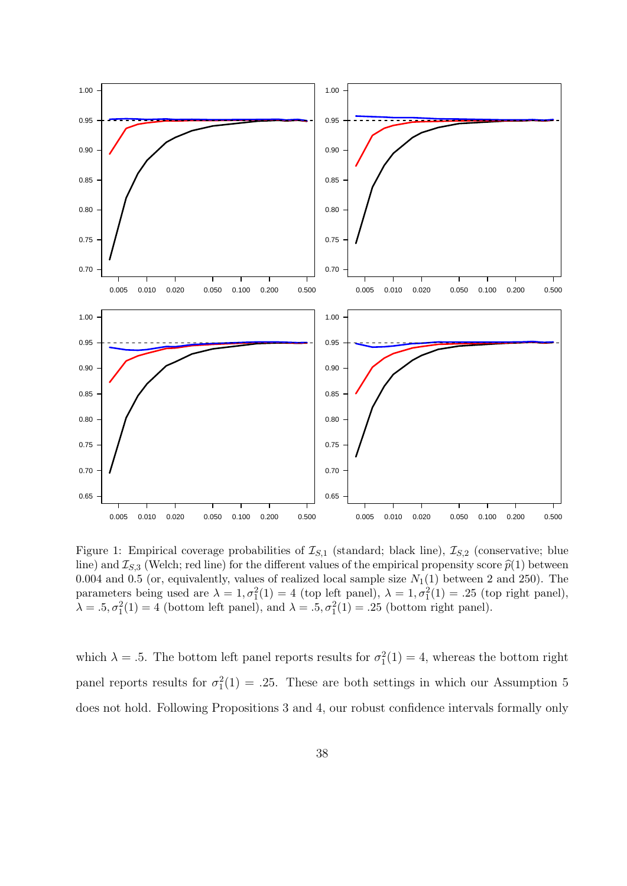1.00
0.95
0.90
0.85
0.80
0.75
0.70

0.005 0.010 0.020 0.050 0.100 0.200 0.500

1.00
0.95
0.90
0.85
0.80
0.75
0.70

0.005 0.010 0.020 0.050 0.100 0.200 0.500

1.00
0.95
0.90
0.85
0.80
0.75
0.70
0.65

0.005 0.010 0.020 0.050 0.100 0.200 0.500

1.00
0.95
0.90
0.85
0.80
0.75
0.70
0.65

0.005 0.010 0.020 0.050 0.100 0.200 0.500

Figure 1: Empirical coverage probabilities of $\mathcal{I}_{S,1}$ (standard; black line), $\mathcal{I}_{S,2}$ (conservative; blue line) and $\mathcal{I}_{S,3}$ (Welch; red line) for the different values of the empirical propensity score $\widehat{p}(1)$ between 0.004 and 0.5 (or, equivalently, values of realized local sample size $N_1(1)$ between 2 and 250). The parameters being used are $\lambda = 1, \sigma_1^2(1) = 4$ (top left panel), $\lambda = 1, \sigma_1^2(1) = .25$ (top right panel), $\lambda = .5, \sigma_1^2(1) = 4$ (bottom left panel), and $\lambda = .5, \sigma_1^2(1) = .25$ (bottom right panel).

which $\lambda = .5$. The bottom left panel reports results for $\sigma_1^2(1) = 4$, whereas the bottom right panel reports results for $\sigma_1^2(1) = .25$. These are both settings in which our Assumption 5 does not hold. Following Propositions 3 and 4, our robust confidence intervals formally only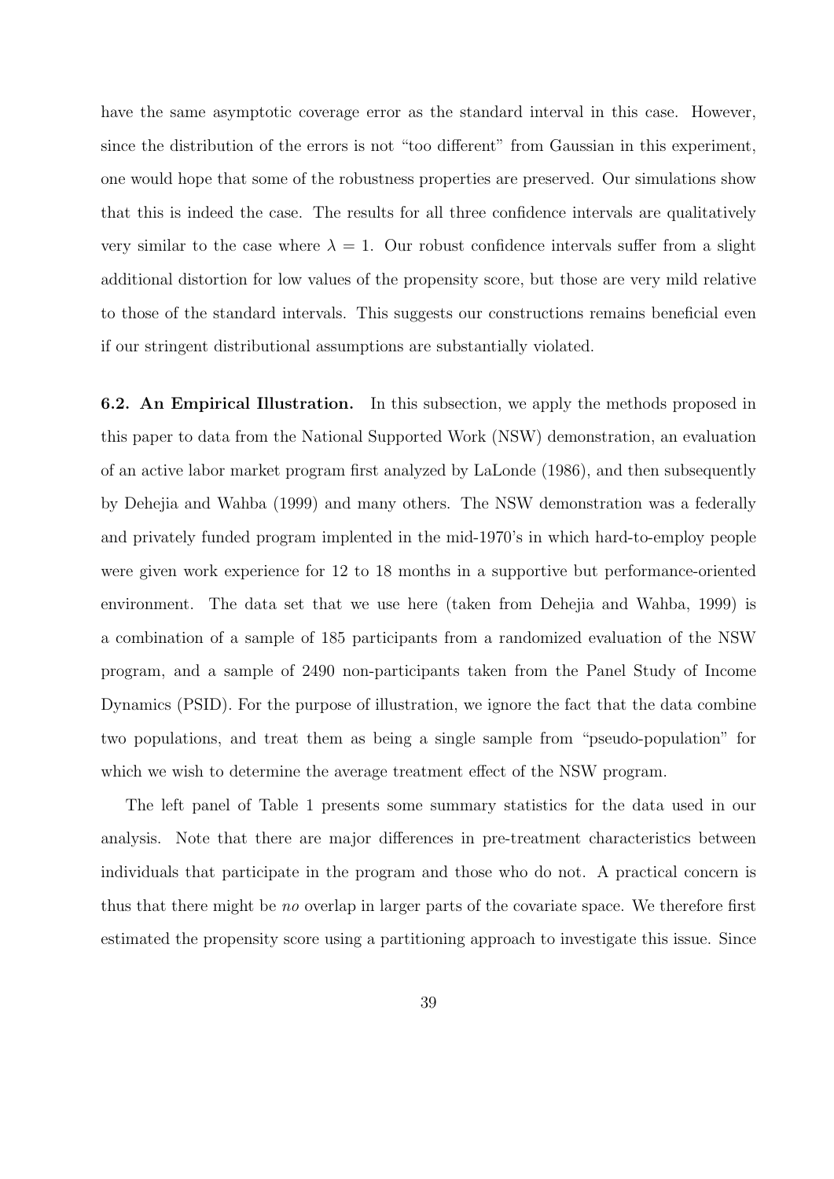have the same asymptotic coverage error as the standard interval in this case. However, since the distribution of the errors is not "too different" from Gaussian in this experiment, one would hope that some of the robustness properties are preserved. Our simulations show that this is indeed the case. The results for all three confidence intervals are qualitatively very similar to the case where $\lambda = 1$. Our robust confidence intervals suffer from a slight additional distortion for low values of the propensity score, but those are very mild relative to those of the standard intervals. This suggests our constructions remains beneficial even if our stringent distributional assumptions are substantially violated.

**6.2. An Empirical Illustration.** In this subsection, we apply the methods proposed in this paper to data from the National Supported Work (NSW) demonstration, an evaluation of an active labor market program first analyzed by LaLonde (1986), and then subsequently by Dehejia and Wahba (1999) and many others. The NSW demonstration was a federally and privately funded program implented in the mid-1970's in which hard-to-employ people were given work experience for 12 to 18 months in a supportive but performance-oriented environment. The data set that we use here (taken from Dehejia and Wahba, 1999) is a combination of a sample of 185 participants from a randomized evaluation of the NSW program, and a sample of 2490 non-participants taken from the Panel Study of Income Dynamics (PSID). For the purpose of illustration, we ignore the fact that the data combine two populations, and treat them as being a single sample from "pseudo-population" for which we wish to determine the average treatment effect of the NSW program.

The left panel of Table 1 presents some summary statistics for the data used in our analysis. Note that there are major differences in pre-treatment characteristics between individuals that participate in the program and those who do not. A practical concern is thus that there might be *no* overlap in larger parts of the covariate space. We therefore first estimated the propensity score using a partitioning approach to investigate this issue. Since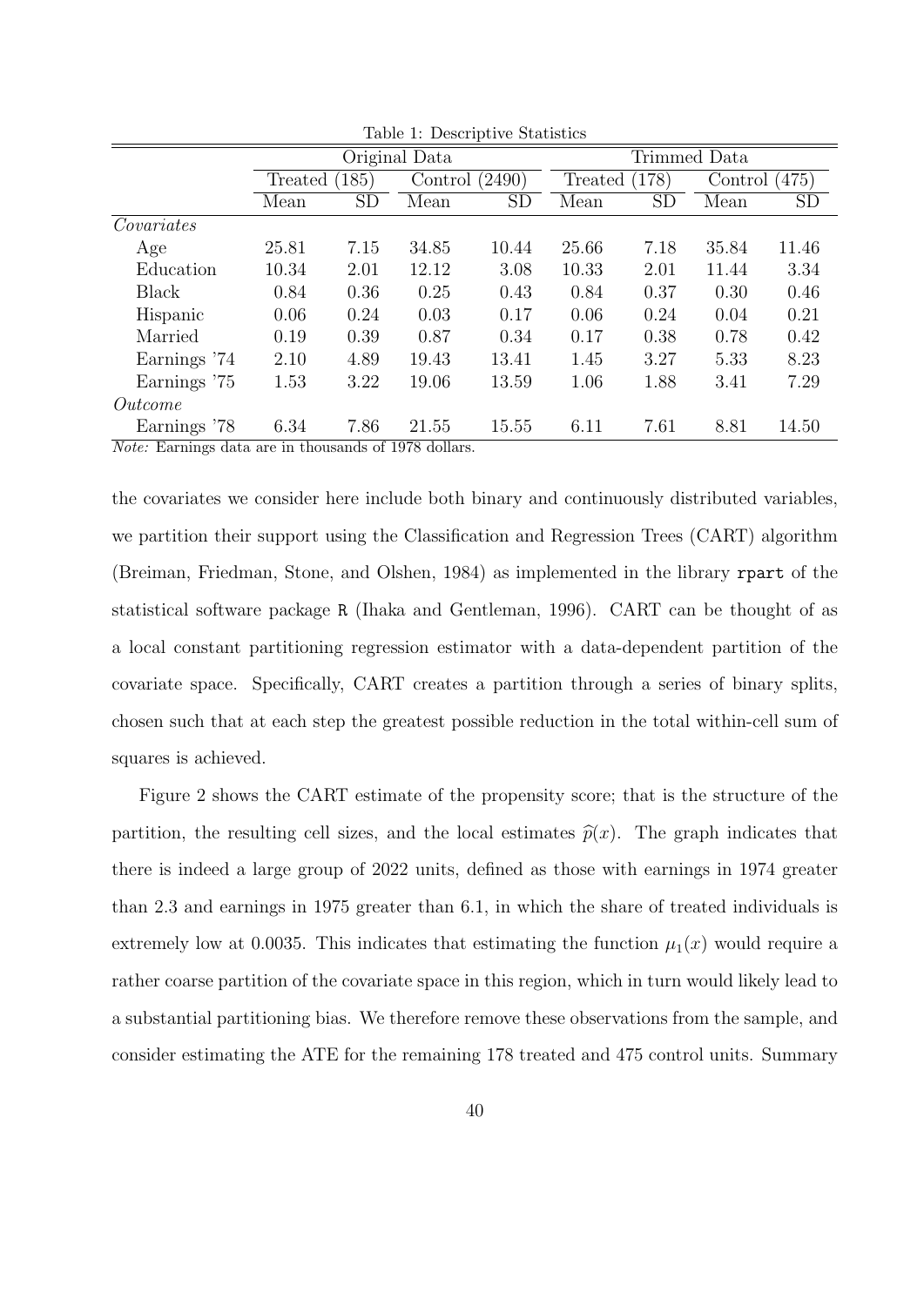Table 1: Descriptive Statistics

| | Original Data | | | | Trimmed Data | | | |
|---|---|---|---|---|---|---|---|---|
| | Treated (185) | | Control (2490) | | Treated (178) | | Control (475) | |
| | Mean | SD | Mean | SD | Mean | SD | Mean | SD |
| *Covariates* | | | | | | | | |
| Age | 25.81 | 7.15 | 34.85 | 10.44 | 25.66 | 7.18 | 35.84 | 11.46 |
| Education | 10.34 | 2.01 | 12.12 | 3.08 | 10.33 | 2.01 | 11.44 | 3.34 |
| Black | 0.84 | 0.36 | 0.25 | 0.43 | 0.84 | 0.37 | 0.30 | 0.46 |
| Hispanic | 0.06 | 0.24 | 0.03 | 0.17 | 0.06 | 0.24 | 0.04 | 0.21 |
| Married | 0.19 | 0.39 | 0.87 | 0.34 | 0.17 | 0.38 | 0.78 | 0.42 |
| Earnings '74 | 2.10 | 4.89 | 19.43 | 13.41 | 1.45 | 3.27 | 5.33 | 8.23 |
| Earnings '75 | 1.53 | 3.22 | 19.06 | 13.59 | 1.06 | 1.88 | 3.41 | 7.29 |
| *Outcome* | | | | | | | | |
| Earnings '78 | 6.34 | 7.86 | 21.55 | 15.55 | 6.11 | 7.61 | 8.81 | 14.50 |

*Note:* Earnings data are in thousands of 1978 dollars.

the covariates we consider here include both binary and continuously distributed variables, we partition their support using the Classification and Regression Trees (CART) algorithm (Breiman, Friedman, Stone, and Olshen, 1984) as implemented in the library rpart of the statistical software package R (Ihaka and Gentleman, 1996). CART can be thought of as a local constant partitioning regression estimator with a data-dependent partition of the covariate space. Specifically, CART creates a partition through a series of binary splits, chosen such that at each step the greatest possible reduction in the total within-cell sum of squares is achieved.

Figure 2 shows the CART estimate of the propensity score; that is the structure of the partition, the resulting cell sizes, and the local estimates $\widehat{p}(x)$. The graph indicates that there is indeed a large group of 2022 units, defined as those with earnings in 1974 greater than 2.3 and earnings in 1975 greater than 6.1, in which the share of treated individuals is extremely low at 0.0035. This indicates that estimating the function $\mu_1(x)$ would require a rather coarse partition of the covariate space in this region, which in turn would likely lead to a substantial partitioning bias. We therefore remove these observations from the sample, and consider estimating the ATE for the remaining 178 treated and 475 control units. Summary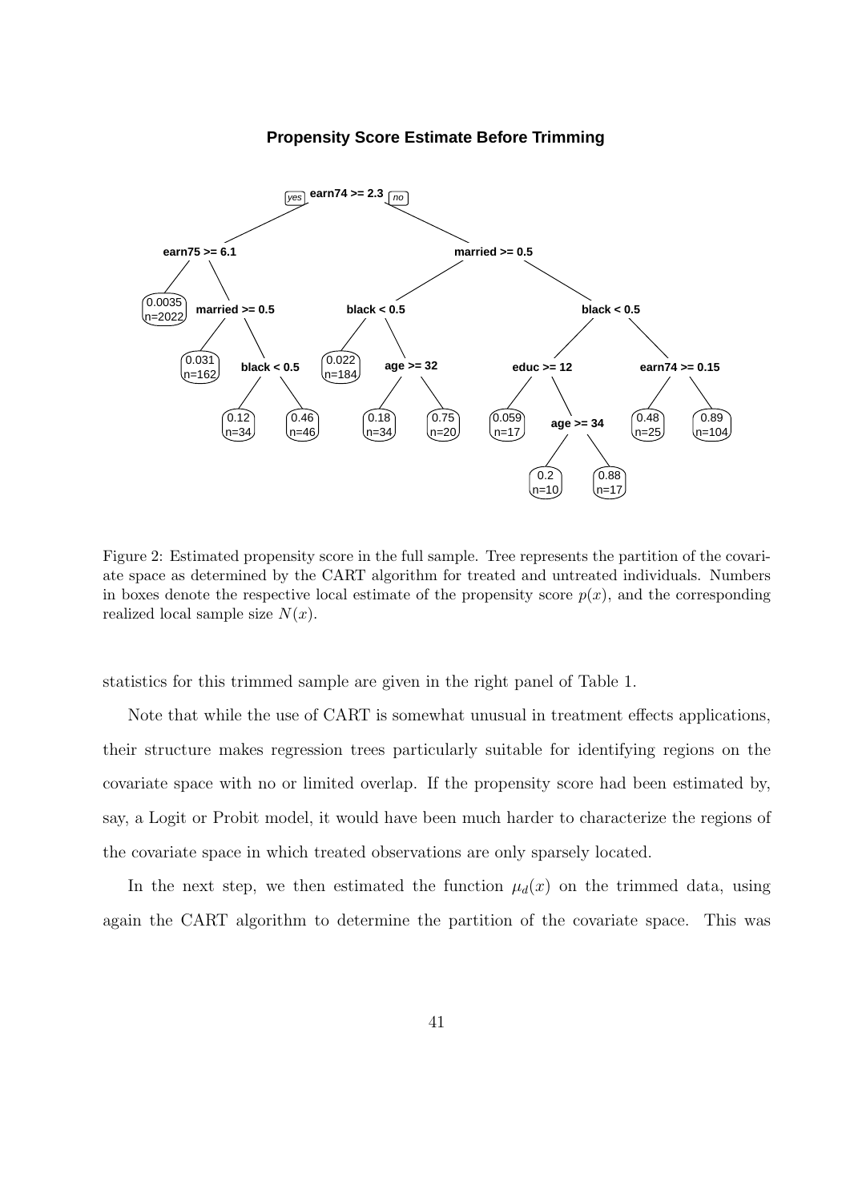**Propensity Score Estimate Before Trimming**

yes
no
earn74 >= 2.3
earn75 >= 6.1
married >= 0.5
0.0035
n=2022
married >= 0.5
black < 0.5
black < 0.5
0.031
n=162
black < 0.5
0.022
n=184
age >= 32
educ >= 12
earn74 >= 0.15
0.12
n=34
0.46
n=46
0.18
n=34
0.75
n=20
0.059
n=17
age >= 34
0.48
n=25
0.89
n=104
0.2
n=10
0.88
n=17

Figure 2: Estimated propensity score in the full sample. Tree represents the partition of the covariate space as determined by the CART algorithm for treated and untreated individuals. Numbers in boxes denote the respective local estimate of the propensity score $p(x)$, and the corresponding realized local sample size $N(x)$.

statistics for this trimmed sample are given in the right panel of Table 1.

Note that while the use of CART is somewhat unusual in treatment effects applications, their structure makes regression trees particularly suitable for identifying regions on the covariate space with no or limited overlap. If the propensity score had been estimated by, say, a Logit or Probit model, it would have been much harder to characterize the regions of the covariate space in which treated observations are only sparsely located.

In the next step, we then estimated the function $\mu_d(x)$ on the trimmed data, using again the CART algorithm to determine the partition of the covariate space. This was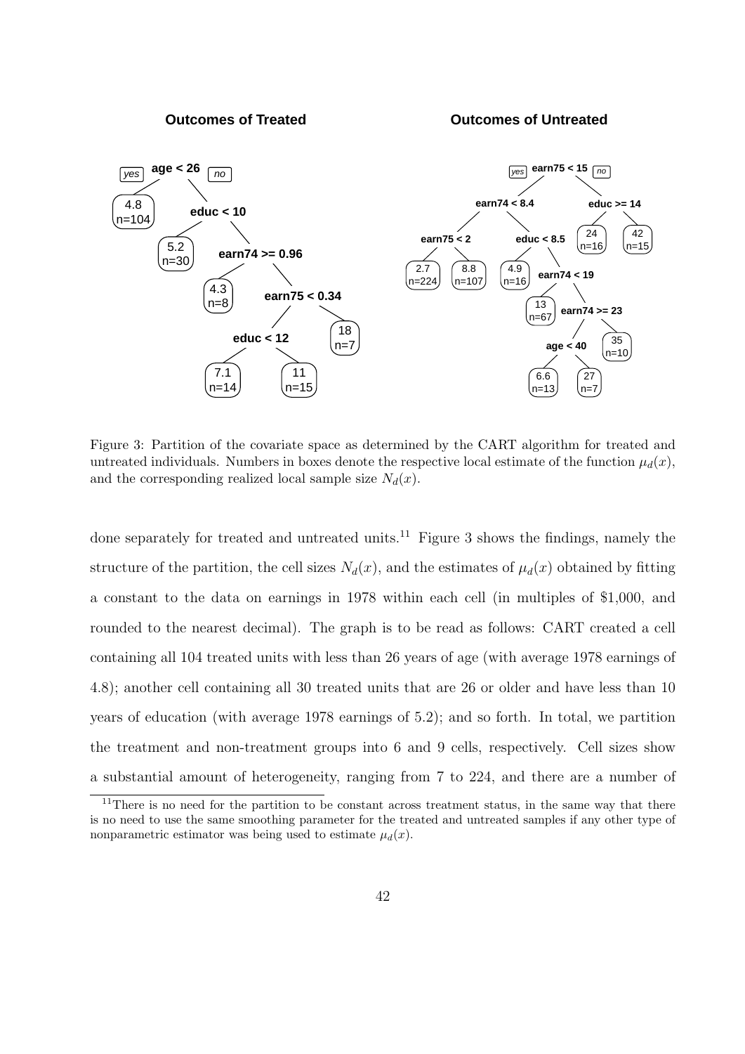**Outcomes of Treated**

yes age < 26 no

4.8
n=104

educ < 10

5.2
n=30

earn74 >= 0.96

4.3
n=8

earn75 < 0.34

educ < 12

18
n=7

7.1
n=14

11
n=15

**Outcomes of Untreated**

yes earn75 < 15 no

earn74 < 8.4

educ >= 14

earn75 < 2

educ < 8.5

24
n=16

42
n=15

2.7
n=224

8.8
n=107

4.9
n=16

earn74 < 19

13
n=67

earn74 >= 23

age < 40

35
n=10

6.6
n=13

27
n=7

Figure 3: Partition of the covariate space as determined by the CART algorithm for treated and untreated individuals. Numbers in boxes denote the respective local estimate of the function $\mu_d(x)$, and the corresponding realized local sample size $N_d(x)$.

done separately for treated and untreated units.[11] Figure 3 shows the findings, namely the structure of the partition, the cell sizes $N_d(x)$, and the estimates of $\mu_d(x)$ obtained by fitting a constant to the data on earnings in 1978 within each cell (in multiples of \$1,000, and rounded to the nearest decimal). The graph is to be read as follows: CART created a cell containing all 104 treated units with less than 26 years of age (with average 1978 earnings of 4.8); another cell containing all 30 treated units that are 26 or older and have less than 10 years of education (with average 1978 earnings of 5.2); and so forth. In total, we partition the treatment and non-treatment groups into 6 and 9 cells, respectively. Cell sizes show a substantial amount of heterogeneity, ranging from 7 to 224, and there are a number of

[11] There is no need for the partition to be constant across treatment status, in the same way that there is no need to use the same smoothing parameter for the treated and untreated samples if any other type of nonparametric estimator was being used to estimate $\mu_d(x)$.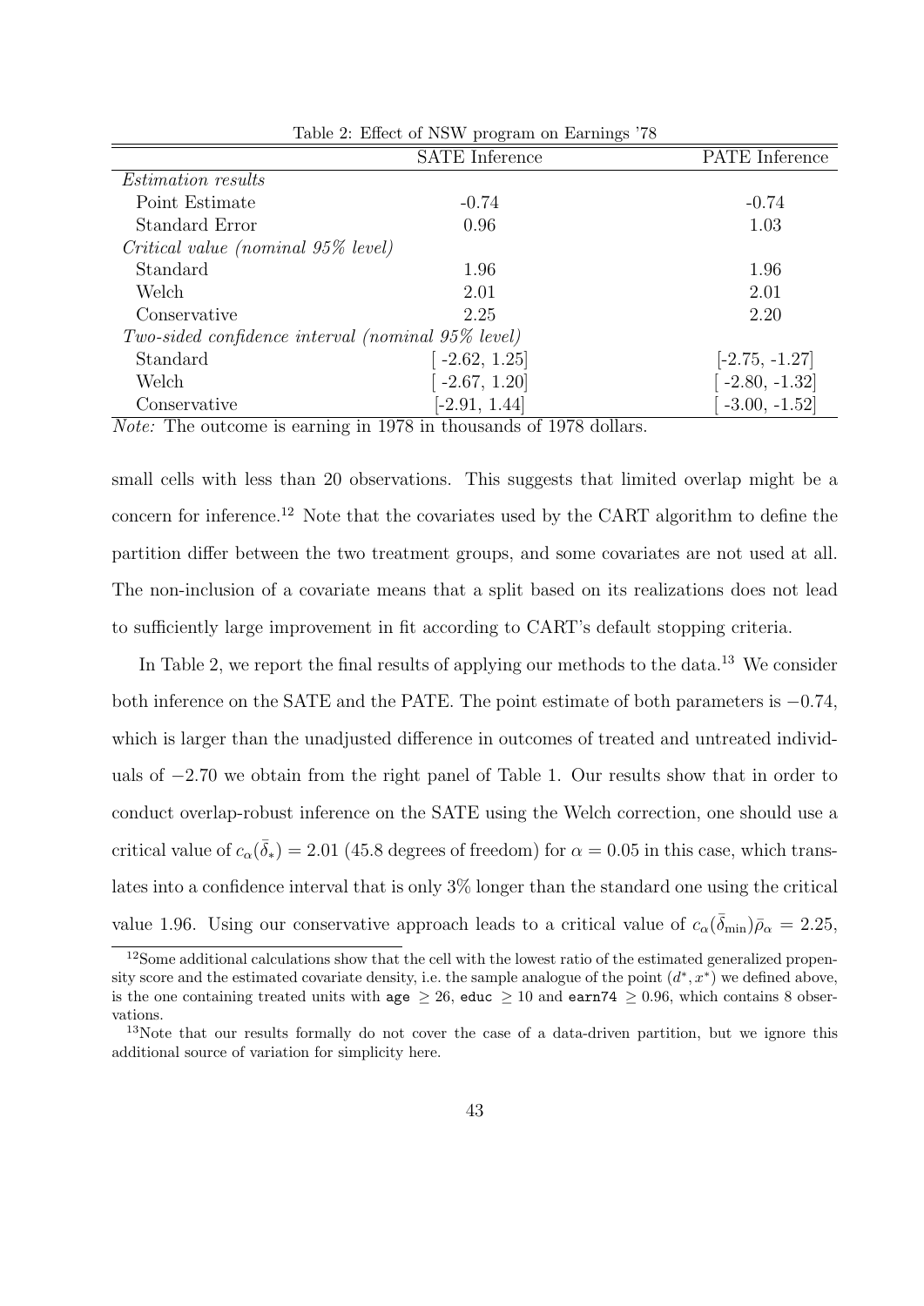Table 2: Effect of NSW program on Earnings '78

| | SATE Inference | PATE Inference |
|---|---|---|
| *Estimation results* | | |
| Point Estimate | -0.74 | -0.74 |
| Standard Error | 0.96 | 1.03 |
| *Critical value (nominal 95% level)* | | |
| Standard | 1.96 | 1.96 |
| Welch | 2.01 | 2.01 |
| Conservative | 2.25 | 2.20 |
| *Two-sided confidence interval (nominal 95% level)* | | |
| Standard | [ -2.62, 1.25] | [-2.75, -1.27] |
| Welch | [ -2.67, 1.20] | [ -2.80, -1.32] |
| Conservative | [-2.91, 1.44] | [ -3.00, -1.52] |

*Note:* The outcome is earning in 1978 in thousands of 1978 dollars.

small cells with less than 20 observations. This suggests that limited overlap might be a concern for inference.[12] Note that the covariates used by the CART algorithm to define the partition differ between the two treatment groups, and some covariates are not used at all. The non-inclusion of a covariate means that a split based on its realizations does not lead to sufficiently large improvement in fit according to CART's default stopping criteria.

In Table 2, we report the final results of applying our methods to the data.[13] We consider both inference on the SATE and the PATE. The point estimate of both parameters is $-0.74$, which is larger than the unadjusted difference in outcomes of treated and untreated individuals of $-2.70$ we obtain from the right panel of Table 1. Our results show that in order to conduct overlap-robust inference on the SATE using the Welch correction, one should use a critical value of $c_\alpha(\bar{\delta}_*) = 2.01$ (45.8 degrees of freedom) for $\alpha = 0.05$ in this case, which translates into a confidence interval that is only 3% longer than the standard one using the critical value 1.96. Using our conservative approach leads to a critical value of $c_\alpha(\bar{\delta}_{\min})\bar{\rho}_\alpha = 2.25$,

[12] Some additional calculations show that the cell with the lowest ratio of the estimated generalized propensity score and the estimated covariate density, i.e. the sample analogue of the point $(d^*, x^*)$ we defined above, is the one containing treated units with `age` $\geq 26$, `educ` $\geq 10$ and `earn74` $\geq 0.96$, which contains 8 observations.

[13] Note that our results formally do not cover the case of a data-driven partition, but we ignore this additional source of variation for simplicity here.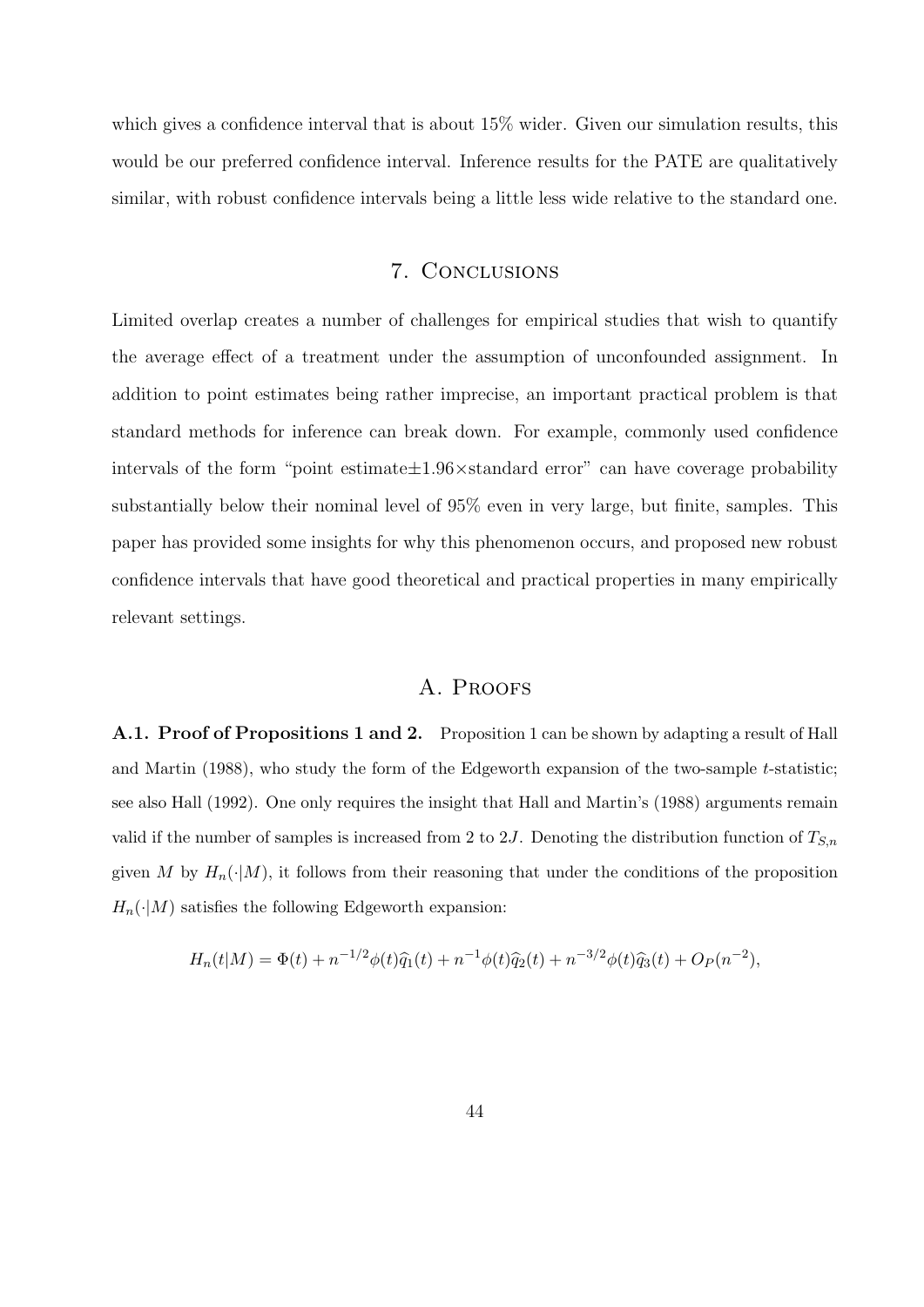which gives a confidence interval that is about 15% wider. Given our simulation results, this would be our preferred confidence interval. Inference results for the PATE are qualitatively similar, with robust confidence intervals being a little less wide relative to the standard one.

# 7. Conclusions

Limited overlap creates a number of challenges for empirical studies that wish to quantify the average effect of a treatment under the assumption of unconfounded assignment. In addition to point estimates being rather imprecise, an important practical problem is that standard methods for inference can break down. For example, commonly used confidence intervals of the form "point estimate$\pm$1.96$\times$standard error" can have coverage probability substantially below their nominal level of 95% even in very large, but finite, samples. This paper has provided some insights for why this phenomenon occurs, and proposed new robust confidence intervals that have good theoretical and practical properties in many empirically relevant settings.

# A. Proofs

**A.1. Proof of Propositions 1 and 2.** Proposition 1 can be shown by adapting a result of Hall and Martin (1988), who study the form of the Edgeworth expansion of the two-sample $t$-statistic; see also Hall (1992). One only requires the insight that Hall and Martin's (1988) arguments remain valid if the number of samples is increased from 2 to $2J$. Denoting the distribution function of $T_{S,n}$ given $M$ by $H_n(\cdot|M)$, it follows from their reasoning that under the conditions of the proposition $H_n(\cdot|M)$ satisfies the following Edgeworth expansion:

$$H_n(t|M) = \Phi(t) + n^{-1/2}\phi(t)\widehat{q}_1(t) + n^{-1}\phi(t)\widehat{q}_2(t) + n^{-3/2}\phi(t)\widehat{q}_3(t) + O_P(n^{-2}),$$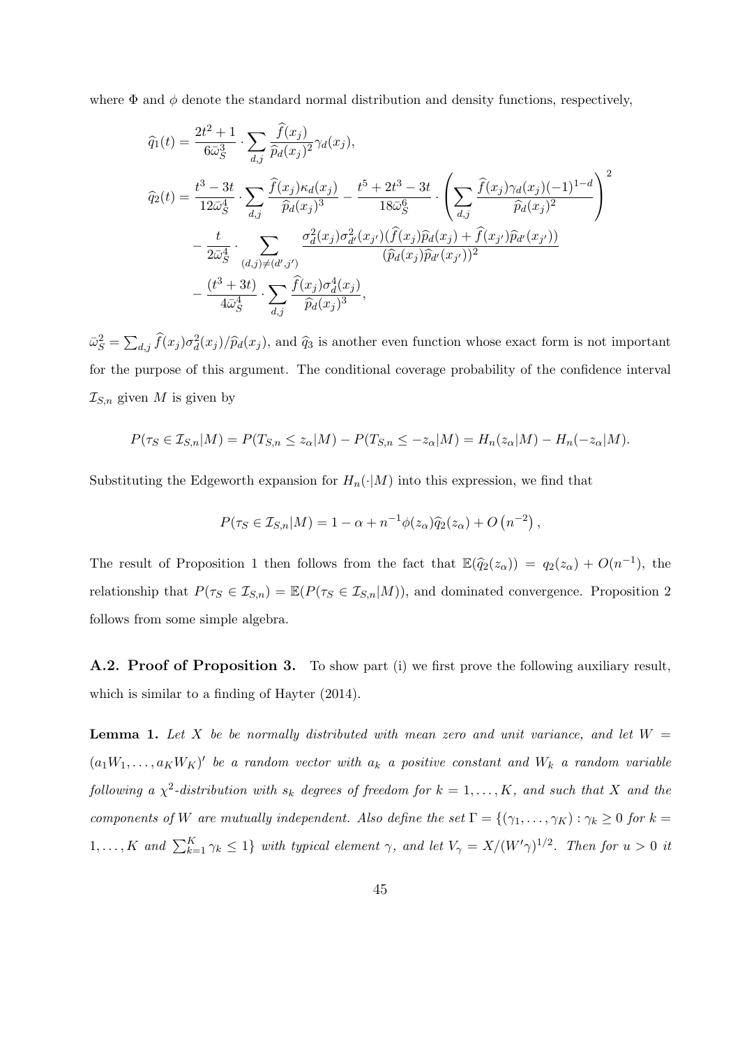where $\Phi$ and $\phi$ denote the standard normal distribution and density functions, respectively,

$$\widehat{q}_1(t) = \frac{2t^2+1}{6\bar{\omega}_S^3} \cdot \sum_{d,j} \frac{\widehat{f}(x_j)}{\widehat{p}_d(x_j)^2} \gamma_d(x_j),$$

$$\widehat{q}_2(t) = \frac{t^3-3t}{12\bar{\omega}_S^4} \cdot \sum_{d,j} \frac{\widehat{f}(x_j)\kappa_d(x_j)}{\widehat{p}_d(x_j)^3} - \frac{t^5+2t^3-3t}{18\bar{\omega}_S^6} \cdot \left( \sum_{d,j} \frac{\widehat{f}(x_j)\gamma_d(x_j)(-1)^{1-d}}{\widehat{p}_d(x_j)^2} \right)^2$$
$$- \frac{t}{2\bar{\omega}_S^4} \cdot \sum_{(d,j)\neq(d',j')} \frac{\sigma_d^2(x_j)\sigma_{d'}^2(x_{j'})(\widehat{f}(x_j)\widehat{p}_d(x_j) + \widehat{f}(x_{j'})\widehat{p}_{d'}(x_{j'}))}{(\widehat{p}_d(x_j)\widehat{p}_{d'}(x_{j'}))^2}$$
$$- \frac{(t^3+3t)}{4\bar{\omega}_S^4} \cdot \sum_{d,j} \frac{\widehat{f}(x_j)\sigma_d^4(x_j)}{\widehat{p}_d(x_j)^3},$$

$\bar{\omega}_S^2 = \sum_{d,j} \widehat{f}(x_j)\sigma_d^2(x_j)/\widehat{p}_d(x_j)$, and $\widehat{q}_3$ is another even function whose exact form is not important for the purpose of this argument. The conditional coverage probability of the confidence interval $\mathcal{I}_{S,n}$ given $M$ is given by

$$P(\tau_S \in \mathcal{I}_{S,n}|M) = P(T_{S,n} \leq z_\alpha|M) - P(T_{S,n} \leq -z_\alpha|M) = H_n(z_\alpha|M) - H_n(-z_\alpha|M).$$

Substituting the Edgeworth expansion for $H_n(\cdot|M)$ into this expression, we find that

$$P(\tau_S \in \mathcal{I}_{S,n}|M) = 1 - \alpha + n^{-1}\phi(z_\alpha)\widehat{q}_2(z_\alpha) + O\left(n^{-2}\right),$$

The result of Proposition 1 then follows from the fact that $\mathbb{E}(\widehat{q}_2(z_\alpha)) = q_2(z_\alpha) + O(n^{-1})$, the relationship that $P(\tau_S \in \mathcal{I}_{S,n}) = \mathbb{E}(P(\tau_S \in \mathcal{I}_{S,n}|M))$, and dominated convergence. Proposition 2 follows from some simple algebra.

**A.2. Proof of Proposition 3.** To show part (i) we first prove the following auxiliary result, which is similar to a finding of Hayter (2014).

**Lemma 1.** *Let $X$ be be normally distributed with mean zero and unit variance, and let $W = (a_1W_1, \ldots, a_KW_K)'$ be a random vector with $a_k$ a positive constant and $W_k$ a random variable following a $\chi^2$-distribution with $s_k$ degrees of freedom for $k = 1, \ldots, K$, and such that $X$ and the components of $W$ are mutually independent. Also define the set $\Gamma = \{(\gamma_1, \ldots, \gamma_K) : \gamma_k \geq 0$ for $k = 1, \ldots, K$ and $\sum_{k=1}^K \gamma_k \leq 1\}$ with typical element $\gamma$, and let $V_\gamma = X/(W'\gamma)^{1/2}$. Then for $u > 0$ it*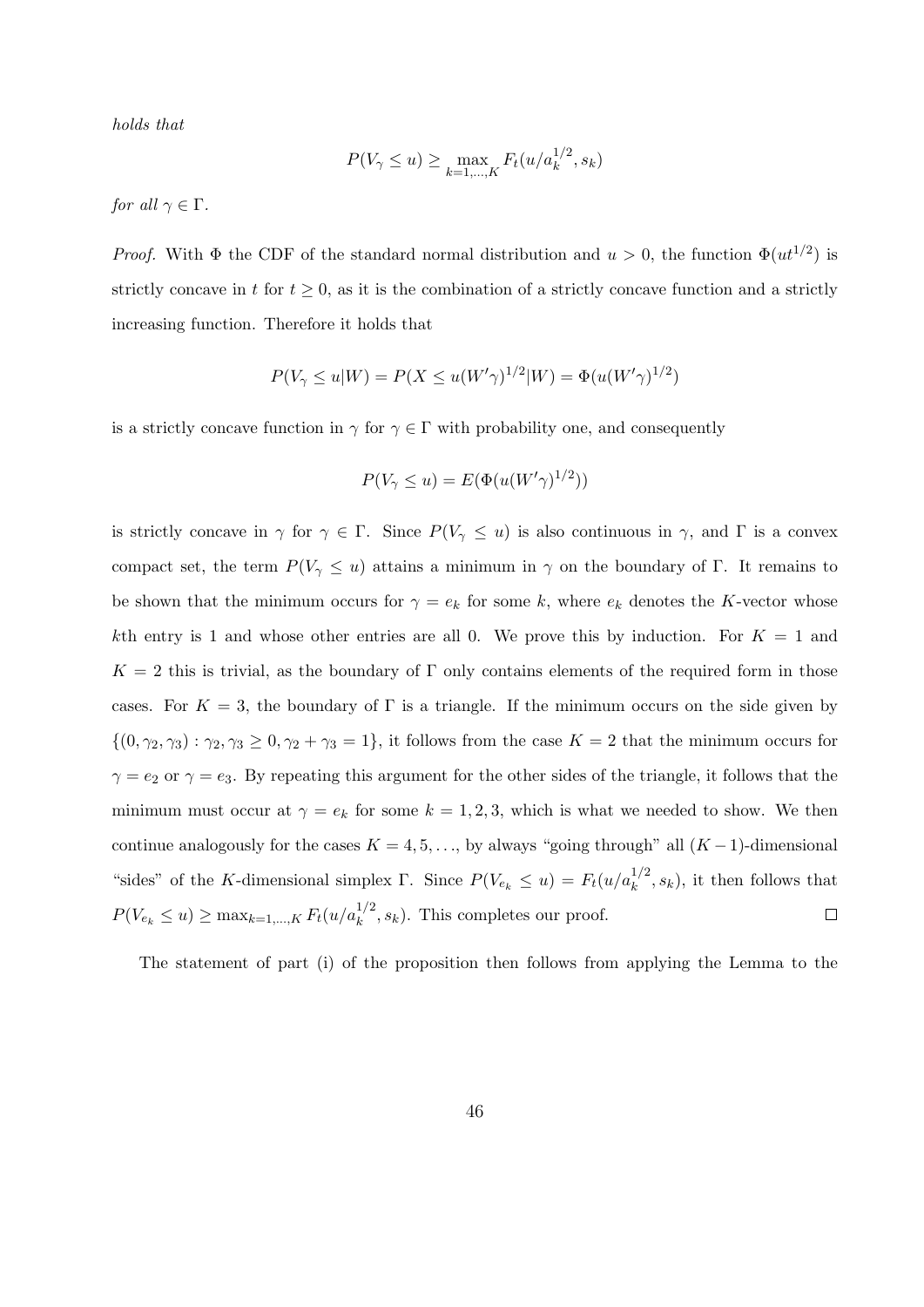*holds that*

$$P(V_\gamma \leq u) \geq \max_{k=1,\ldots,K} F_t(u/a_k^{1/2}, s_k)$$

*for all* $\gamma \in \Gamma$.

*Proof.* With $\Phi$ the CDF of the standard normal distribution and $u > 0$, the function $\Phi(ut^{1/2})$ is strictly concave in $t$ for $t \geq 0$, as it is the combination of a strictly concave function and a strictly increasing function. Therefore it holds that

$$P(V_\gamma \leq u|W) = P(X \leq u(W'\gamma)^{1/2}|W) = \Phi(u(W'\gamma)^{1/2})$$

is a strictly concave function in $\gamma$ for $\gamma \in \Gamma$ with probability one, and consequently

$$P(V_\gamma \leq u) = E(\Phi(u(W'\gamma)^{1/2}))$$

is strictly concave in $\gamma$ for $\gamma \in \Gamma$. Since $P(V_\gamma \leq u)$ is also continuous in $\gamma$, and $\Gamma$ is a convex compact set, the term $P(V_\gamma \leq u)$ attains a minimum in $\gamma$ on the boundary of $\Gamma$. It remains to be shown that the minimum occurs for $\gamma = e_k$ for some $k$, where $e_k$ denotes the $K$-vector whose $k$th entry is 1 and whose other entries are all 0. We prove this by induction. For $K = 1$ and $K = 2$ this is trivial, as the boundary of $\Gamma$ only contains elements of the required form in those cases. For $K = 3$, the boundary of $\Gamma$ is a triangle. If the minimum occurs on the side given by $\{(0, \gamma_2, \gamma_3) : \gamma_2, \gamma_3 \geq 0, \gamma_2 + \gamma_3 = 1\}$, it follows from the case $K = 2$ that the minimum occurs for $\gamma = e_2$ or $\gamma = e_3$. By repeating this argument for the other sides of the triangle, it follows that the minimum must occur at $\gamma = e_k$ for some $k = 1, 2, 3$, which is what we needed to show. We then continue analogously for the cases $K = 4, 5, \ldots$, by always "going through" all $(K-1)$-dimensional "sides" of the $K$-dimensional simplex $\Gamma$. Since $P(V_{e_k} \leq u) = F_t(u/a_k^{1/2}, s_k)$, it then follows that $P(V_{e_k} \leq u) \geq \max_{k=1,\ldots,K} F_t(u/a_k^{1/2}, s_k)$. This completes our proof. $\square$

The statement of part (i) of the proposition then follows from applying the Lemma to the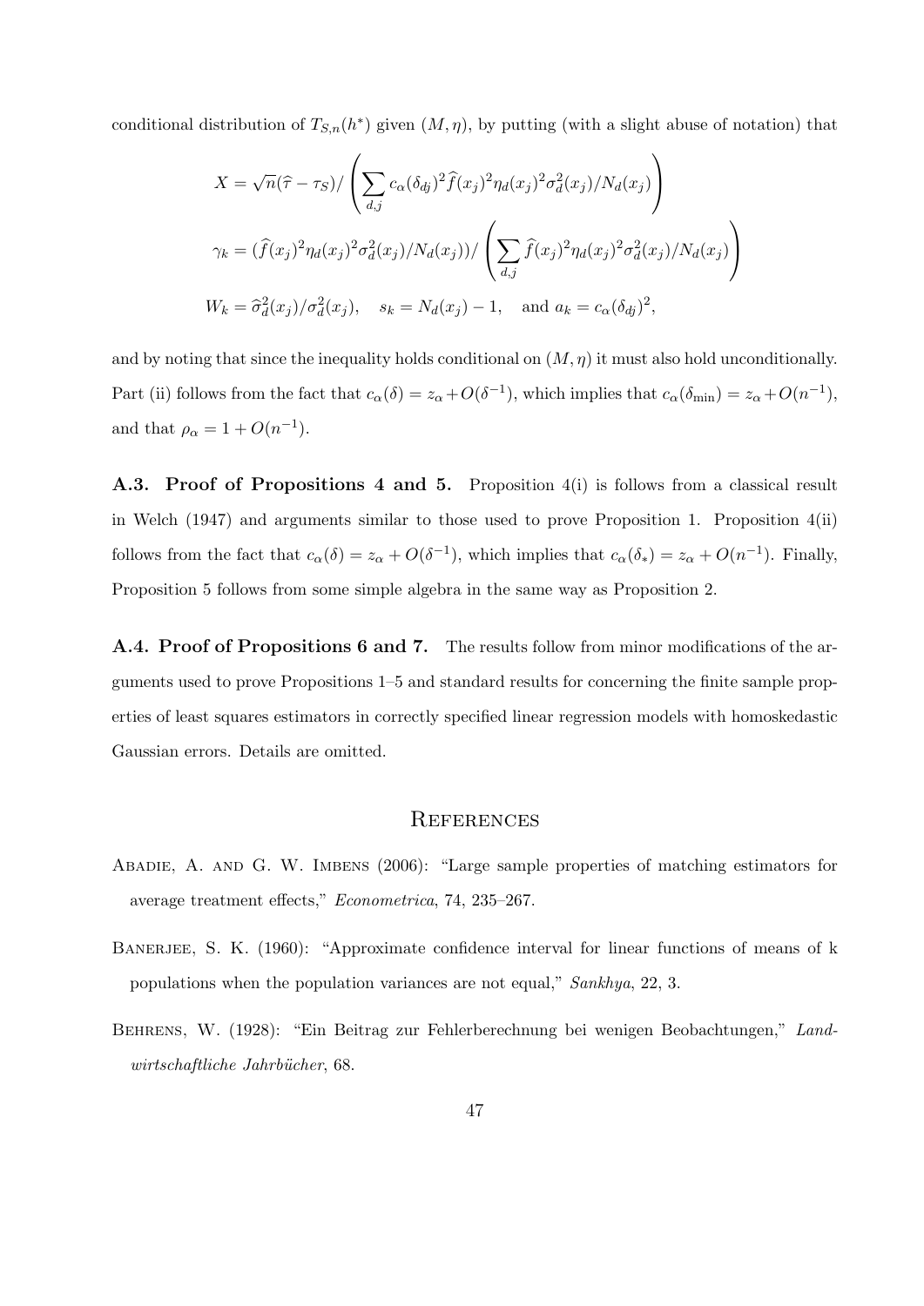conditional distribution of $T_{S,n}(h^*)$ given $(M, \eta)$, by putting (with a slight abuse of notation) that

$$
\begin{aligned}
X &= \sqrt{n}(\widehat{\tau} - \tau_S) / \left( \sum_{d,j} c_\alpha(\delta_{dj})^2 \widehat{f}(x_j)^2 \eta_d(x_j)^2 \sigma_d^2(x_j)/N_d(x_j) \right) \\
\gamma_k &= (\widehat{f}(x_j)^2 \eta_d(x_j)^2 \sigma_d^2(x_j)/N_d(x_j)) / \left( \sum_{d,j} \widehat{f}(x_j)^2 \eta_d(x_j)^2 \sigma_d^2(x_j)/N_d(x_j) \right) \\
W_k &= \widehat{\sigma}_d^2(x_j)/\sigma_d^2(x_j), \quad s_k = N_d(x_j) - 1, \quad \text{and } a_k = c_\alpha(\delta_{dj})^2_*,
\end{aligned}
$$

and by noting that since the inequality holds conditional on $(M, \eta)$ it must also hold unconditionally. Part (ii) follows from the fact that $c_\alpha(\delta) = z_\alpha + O(\delta^{-1})$, which implies that $c_\alpha(\delta_{\min}) = z_\alpha + O(n^{-1})$, and that $\rho_\alpha = 1 + O(n^{-1})$.

**A.3. Proof of Propositions 4 and 5.** Proposition 4(i) is follows from a classical result in Welch (1947) and arguments similar to those used to prove Proposition 1. Proposition 4(ii) follows from the fact that $c_\alpha(\delta) = z_\alpha + O(\delta^{-1})$, which implies that $c_\alpha(\delta_*) = z_\alpha + O(n^{-1})$. Finally, Proposition 5 follows from some simple algebra in the same way as Proposition 2.

**A.4. Proof of Propositions 6 and 7.** The results follow from minor modifications of the arguments used to prove Propositions 1–5 and standard results for concerning the finite sample properties of least squares estimators in correctly specified linear regression models with homoskedastic Gaussian errors. Details are omitted.

## References

Abadie, A. and G. W. Imbens (2006): "Large sample properties of matching estimators for average treatment effects," *Econometrica*, 74, 235–267.

Banerjee, S. K. (1960): "Approximate confidence interval for linear functions of means of k populations when the population variances are not equal," *Sankhya*, 22, 3.

Behrens, W. (1928): "Ein Beitrag zur Fehlerberechnung bei wenigen Beobachtungen," *Landwirtschaftliche Jahrbücher*, 68.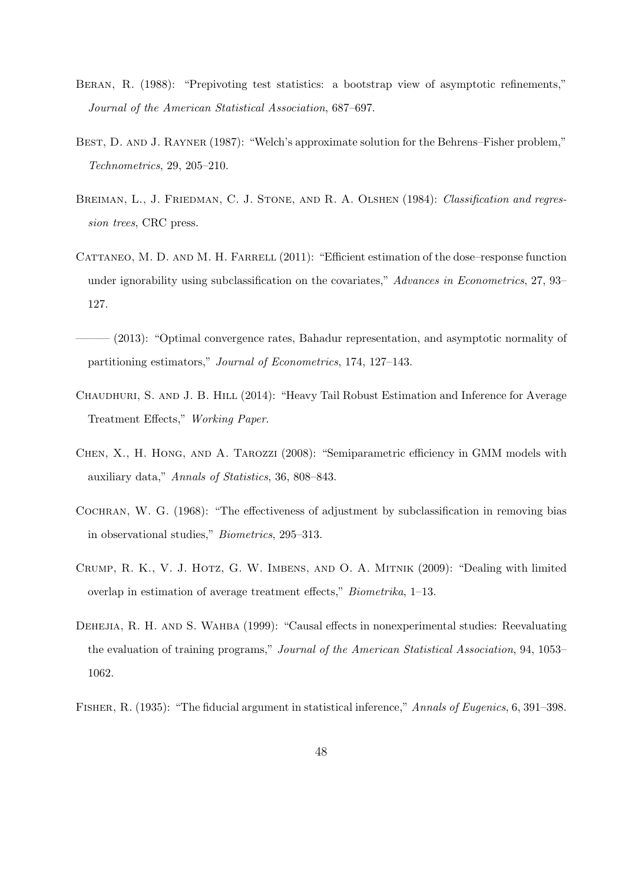Beran, R. (1988): "Prepivoting test statistics: a bootstrap view of asymptotic refinements," *Journal of the American Statistical Association*, 687–697.

Best, D. and J. Rayner (1987): "Welch's approximate solution for the Behrens–Fisher problem," *Technometrics*, 29, 205–210.

Breiman, L., J. Friedman, C. J. Stone, and R. A. Olshen (1984): *Classification and regression trees*, CRC press.

Cattaneo, M. D. and M. H. Farrell (2011): "Efficient estimation of the dose–response function under ignorability using subclassification on the covariates," *Advances in Econometrics*, 27, 93–127.

——— (2013): "Optimal convergence rates, Bahadur representation, and asymptotic normality of partitioning estimators," *Journal of Econometrics*, 174, 127–143.

Chaudhuri, S. and J. B. Hill (2014): "Heavy Tail Robust Estimation and Inference for Average Treatment Effects," *Working Paper*.

Chen, X., H. Hong, and A. Tarozzi (2008): "Semiparametric efficiency in GMM models with auxiliary data," *Annals of Statistics*, 36, 808–843.

Cochran, W. G. (1968): "The effectiveness of adjustment by subclassification in removing bias in observational studies," *Biometrics*, 295–313.

Crump, R. K., V. J. Hotz, G. W. Imbens, and O. A. Mitnik (2009): "Dealing with limited overlap in estimation of average treatment effects," *Biometrika*, 1–13.

Dehejia, R. H. and S. Wahba (1999): "Causal effects in nonexperimental studies: Reevaluating the evaluation of training programs," *Journal of the American Statistical Association*, 94, 1053–1062.

Fisher, R. (1935): "The fiducial argument in statistical inference," *Annals of Eugenics*, 6, 391–398.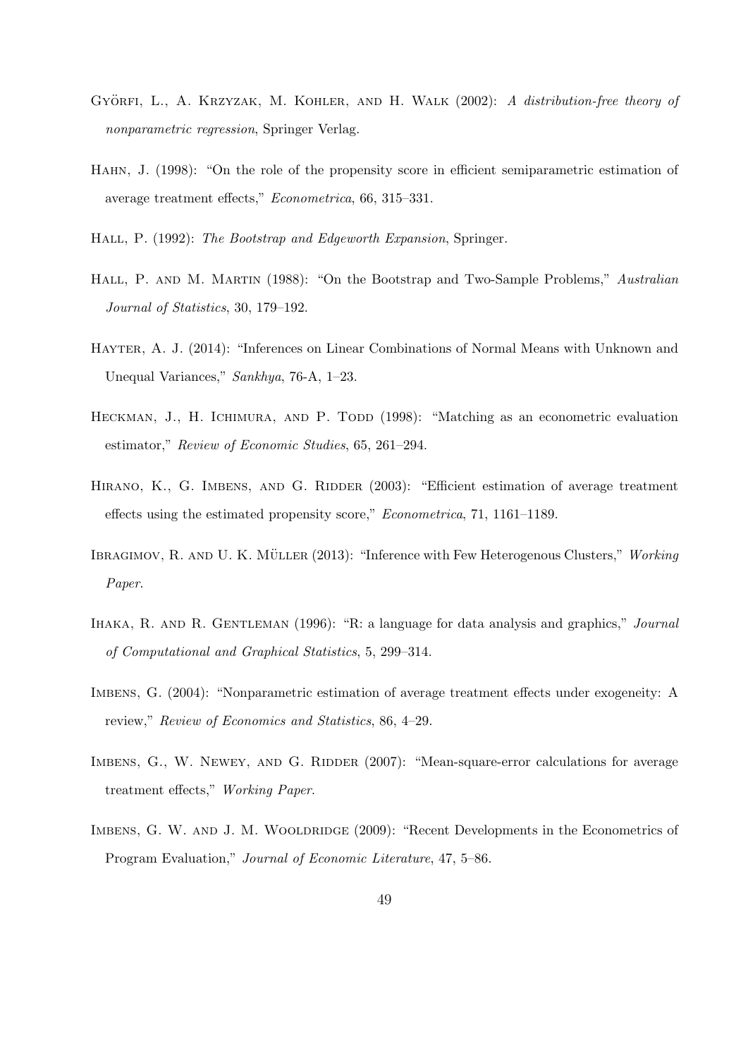Györfi, L., A. Krzyzak, M. Kohler, and H. Walk (2002): *A distribution-free theory of nonparametric regression*, Springer Verlag.

Hahn, J. (1998): "On the role of the propensity score in efficient semiparametric estimation of average treatment effects," *Econometrica*, 66, 315–331.

Hall, P. (1992): *The Bootstrap and Edgeworth Expansion*, Springer.

Hall, P. and M. Martin (1988): "On the Bootstrap and Two-Sample Problems," *Australian Journal of Statistics*, 30, 179–192.

Hayter, A. J. (2014): "Inferences on Linear Combinations of Normal Means with Unknown and Unequal Variances," *Sankhya*, 76-A, 1–23.

Heckman, J., H. Ichimura, and P. Todd (1998): "Matching as an econometric evaluation estimator," *Review of Economic Studies*, 65, 261–294.

Hirano, K., G. Imbens, and G. Ridder (2003): "Efficient estimation of average treatment effects using the estimated propensity score," *Econometrica*, 71, 1161–1189.

Ibragimov, R. and U. K. Müller (2013): "Inference with Few Heterogenous Clusters," *Working Paper*.

Ihaka, R. and R. Gentleman (1996): "R: a language for data analysis and graphics," *Journal of Computational and Graphical Statistics*, 5, 299–314.

Imbens, G. (2004): "Nonparametric estimation of average treatment effects under exogeneity: A review," *Review of Economics and Statistics*, 86, 4–29.

Imbens, G., W. Newey, and G. Ridder (2007): "Mean-square-error calculations for average treatment effects," *Working Paper*.

Imbens, G. W. and J. M. Wooldridge (2009): "Recent Developments in the Econometrics of Program Evaluation," *Journal of Economic Literature*, 47, 5–86.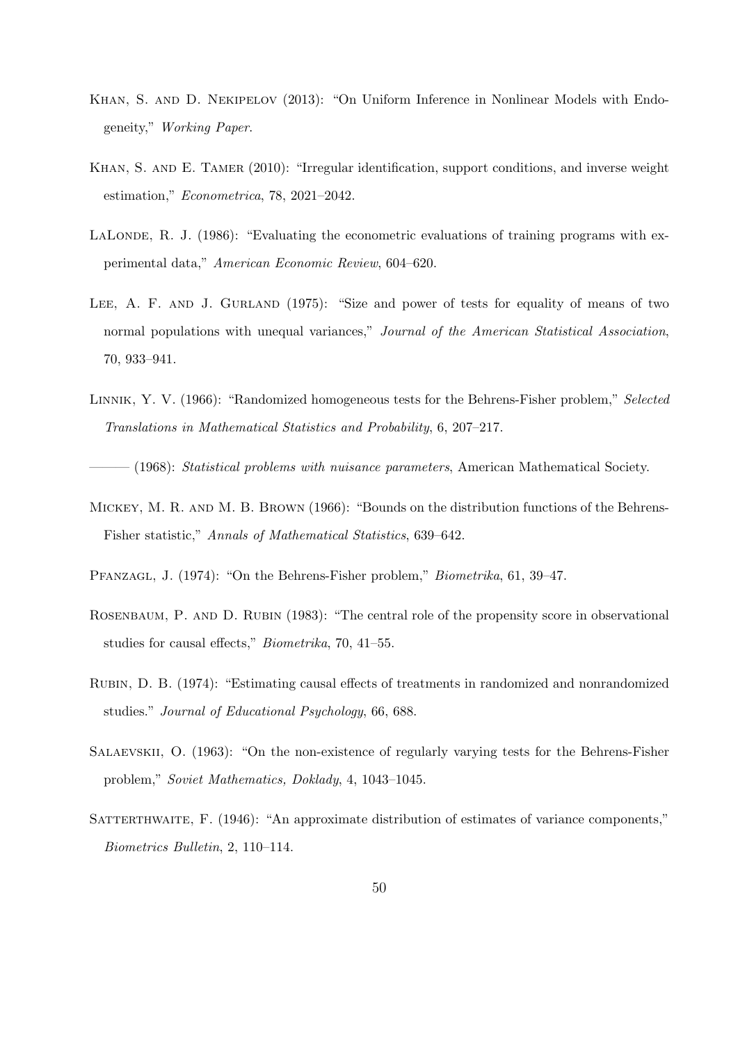Khan, S. and D. Nekipelov (2013): "On Uniform Inference in Nonlinear Models with Endogeneity," *Working Paper*.

Khan, S. and E. Tamer (2010): "Irregular identification, support conditions, and inverse weight estimation," *Econometrica*, 78, 2021–2042.

LaLonde, R. J. (1986): "Evaluating the econometric evaluations of training programs with experimental data," *American Economic Review*, 604–620.

Lee, A. F. and J. Gurland (1975): "Size and power of tests for equality of means of two normal populations with unequal variances," *Journal of the American Statistical Association*, 70, 933–941.

Linnik, Y. V. (1966): "Randomized homogeneous tests for the Behrens-Fisher problem," *Selected Translations in Mathematical Statistics and Probability*, 6, 207–217.

——— (1968): *Statistical problems with nuisance parameters*, American Mathematical Society.

Mickey, M. R. and M. B. Brown (1966): "Bounds on the distribution functions of the Behrens-Fisher statistic," *Annals of Mathematical Statistics*, 639–642.

Pfanzagl, J. (1974): "On the Behrens-Fisher problem," *Biometrika*, 61, 39–47.

Rosenbaum, P. and D. Rubin (1983): "The central role of the propensity score in observational studies for causal effects," *Biometrika*, 70, 41–55.

Rubin, D. B. (1974): "Estimating causal effects of treatments in randomized and nonrandomized studies." *Journal of Educational Psychology*, 66, 688.

Salaevskii, O. (1963): "On the non-existence of regularly varying tests for the Behrens-Fisher problem," *Soviet Mathematics, Doklady*, 4, 1043–1045.

Satterthwaite, F. (1946): "An approximate distribution of estimates of variance components," *Biometrics Bulletin*, 2, 110–114.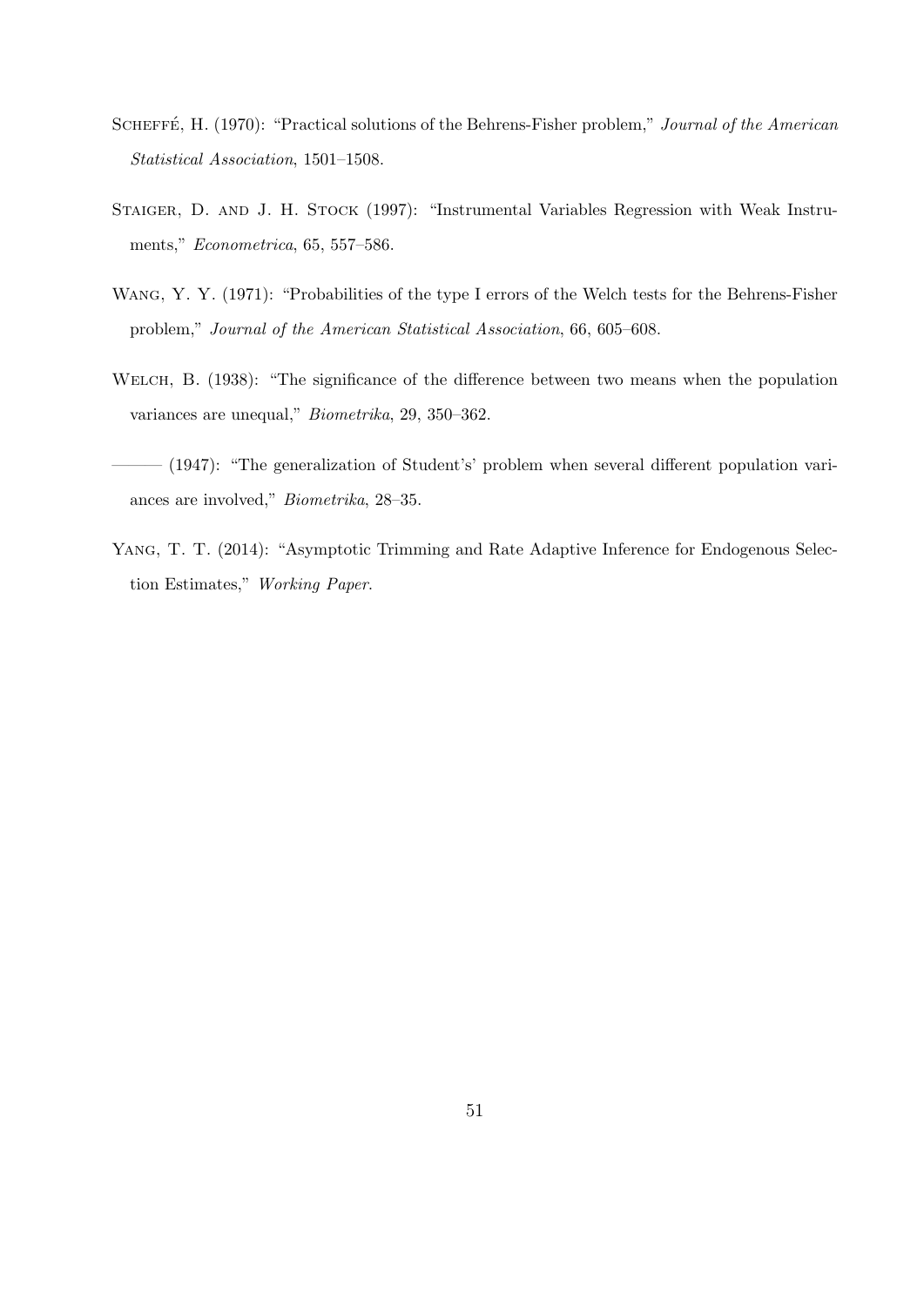Scheffé, H. (1970): "Practical solutions of the Behrens-Fisher problem," *Journal of the American Statistical Association*, 1501–1508.

Staiger, D. and J. H. Stock (1997): "Instrumental Variables Regression with Weak Instruments," *Econometrica*, 65, 557–586.

Wang, Y. Y. (1971): "Probabilities of the type I errors of the Welch tests for the Behrens-Fisher problem," *Journal of the American Statistical Association*, 66, 605–608.

Welch, B. (1938): "The significance of the difference between two means when the population variances are unequal," *Biometrika*, 29, 350–362.

——— (1947): "The generalization of Student's' problem when several different population variances are involved," *Biometrika*, 28–35.

Yang, T. T. (2014): "Asymptotic Trimming and Rate Adaptive Inference for Endogenous Selection Estimates," *Working Paper*.